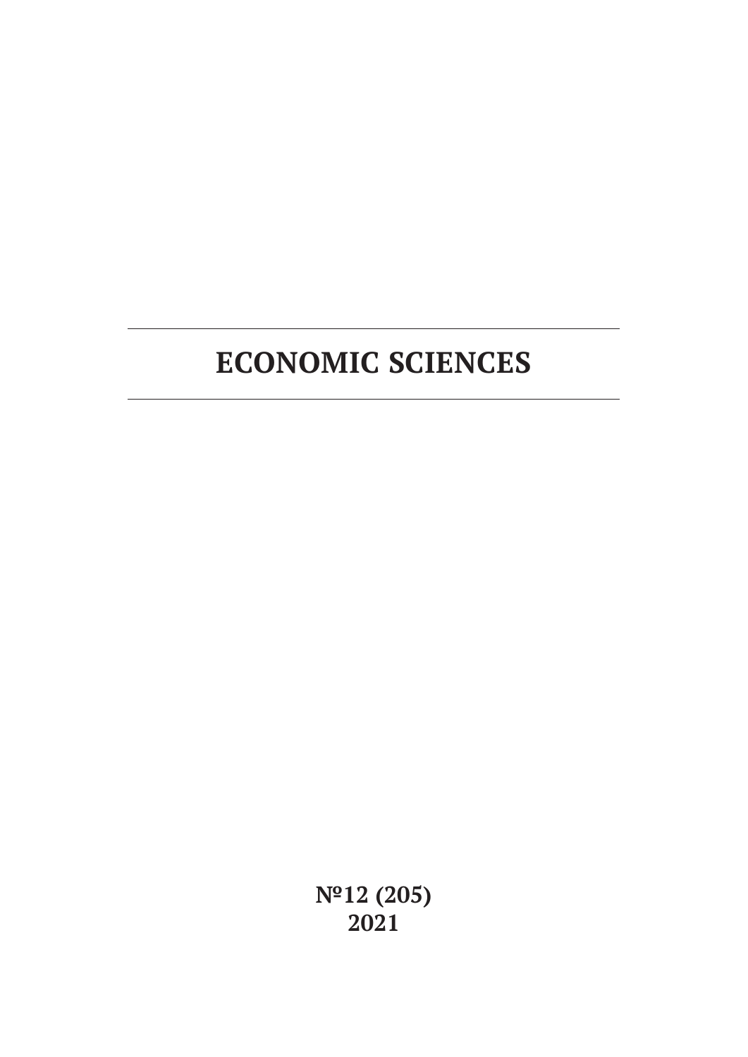# ECONOMIC SCIENCES

**№12 (205)**
**2021**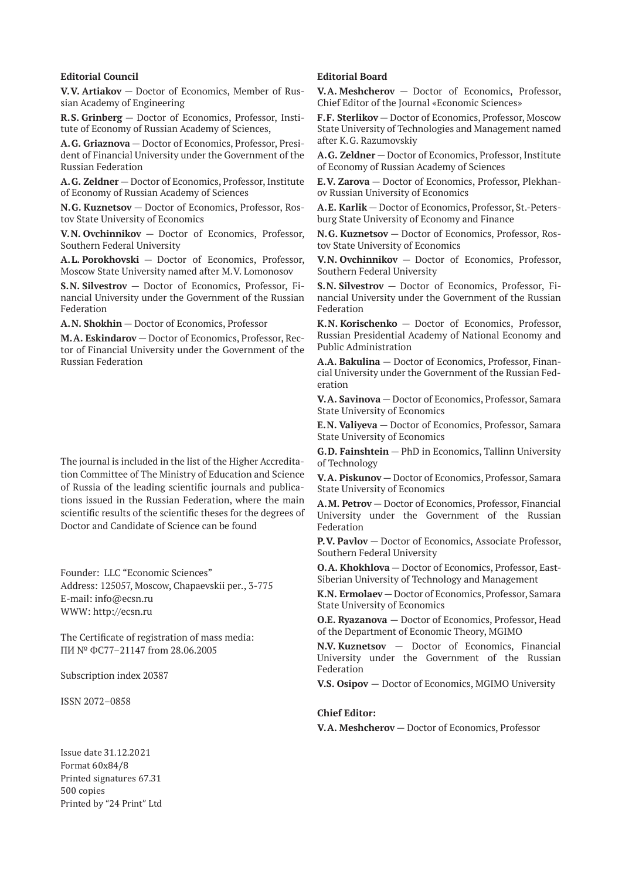**Editorial Council**

**V.V. Artiakov** — Doctor of Economics, Member of Russian Academy of Engineering

**R.S. Grinberg** — Doctor of Economics, Professor, Institute of Economy of Russian Academy of Sciences,

**A.G. Griaznova** — Doctor of Economics, Professor, President of Financial University under the Government of the Russian Federation

**A.G. Zeldner** — Doctor of Economics, Professor, Institute of Economy of Russian Academy of Sciences

**N.G. Kuznetsov** — Doctor of Economics, Professor, Rostov State University of Economics

**V.N. Ovchinnikov** — Doctor of Economics, Professor, Southern Federal University

**A.L. Porokhovski** — Doctor of Economics, Professor, Moscow State University named after M.V. Lomonosov

**S.N. Silvestrov** — Doctor of Economics, Professor, Financial University under the Government of the Russian Federation

**A.N. Shokhin** — Doctor of Economics, Professor

**M.A. Eskindarov** — Doctor of Economics, Professor, Rector of Financial University under the Government of the Russian Federation

The journal is included in the list of the Higher Accreditation Committee of The Ministry of Education and Science of Russia of the leading scientific journals and publications issued in the Russian Federation, where the main scientific results of the scientific theses for the degrees of Doctor and Candidate of Science can be found

Founder: LLC "Economic Sciences"
Address: 125057, Moscow, Chapaevskii per., 3-775
E-mail: info@ecsn.ru
WWW: http://ecsn.ru

The Certificate of registration of mass media:
ПИ № ФС77–21147 from 28.06.2005

Subscription index 20387

ISSN 2072–0858

Issue date 31.12.2021
Format 60x84/8
Printed signatures 67.31
500 copies
Printed by "24 Print" Ltd

**Editorial Board**

**V.A. Meshcherov** — Doctor of Economics, Professor, Chief Editor of the Journal «Economic Sciences»

**F.F. Sterlikov** — Doctor of Economics, Professor, Moscow State University of Technologies and Management named after K.G. Razumovskiy

**A.G. Zeldner** — Doctor of Economics, Professor, Institute of Economy of Russian Academy of Sciences

**E.V. Zarova** — Doctor of Economics, Professor, Plekhanov Russian University of Economics

**A.E. Karlik** — Doctor of Economics, Professor, St.-Petersburg State University of Economy and Finance

**N.G. Kuznetsov** — Doctor of Economics, Professor, Rostov State University of Economics

**V.N. Ovchinnikov** — Doctor of Economics, Professor, Southern Federal University

**S.N. Silvestrov** — Doctor of Economics, Professor, Financial University under the Government of the Russian Federation

**K.N. Korischenko** — Doctor of Economics, Professor, Russian Presidential Academy of National Economy and Public Administration

**A.A. Bakulina** — Doctor of Economics, Professor, Financial University under the Government of the Russian Federation

**V.A. Savinova** — Doctor of Economics, Professor, Samara State University of Economics

**E.N. Valiyeva** — Doctor of Economics, Professor, Samara State University of Economics

**G.D. Fainshtein** — PhD in Economics, Tallinn University of Technology

**V.A. Piskunov** — Doctor of Economics, Professor, Samara State University of Economics

**A.M. Petrov** — Doctor of Economics, Professor, Financial University under the Government of the Russian Federation

**P.V. Pavlov** — Doctor of Economics, Associate Professor, Southern Federal University

**O.A. Khokhlova** — Doctor of Economics, Professor, East-Siberian University of Technology and Management

**K.N. Ermolaev** — Doctor of Economics, Professor, Samara State University of Economics

**O.E. Ryazanova** — Doctor of Economics, Professor, Head of the Department of Economic Theory, MGIMO

**N.V. Kuznetsov** — Doctor of Economics, Financial University under the Government of the Russian Federation

**V.S. Osipov** — Doctor of Economics, MGIMO University

**Chief Editor:**

**V.A. Meshcherov** — Doctor of Economics, Professor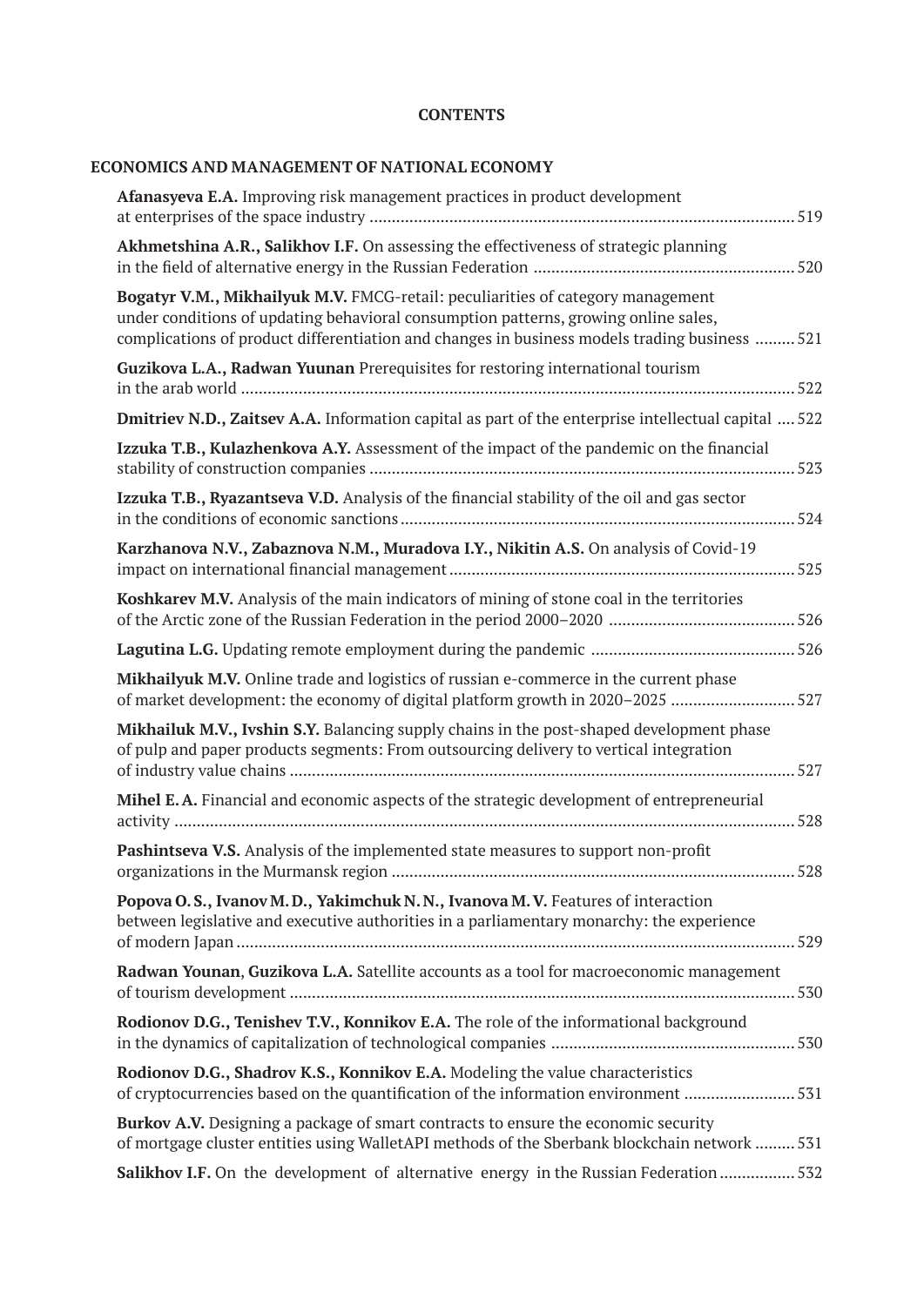# CONTENTS

## ECONOMICS AND MANAGEMENT OF NATIONAL ECONOMY

**Afanasyeva E.A.** Improving risk management practices in product development at enterprises of the space industry ............ 519

**Akhmetshina A.R., Salikhov I.F.** On assessing the effectiveness of strategic planning in the field of alternative energy in the Russian Federation ............ 520

**Bogatyr V.M., Mikhailyuk M.V.** FMCG-retail: peculiarities of category management under conditions of updating behavioral consumption patterns, growing online sales, complications of product differentiation and changes in business models trading business ............ 521

**Guzikova L.A., Radwan Yuunan** Prerequisites for restoring international tourism in the arab world ............ 522

**Dmitriev N.D., Zaitsev A.A.** Information capital as part of the enterprise intellectual capital ............ 522

**Izzuka T.B., Kulazhenkova A.Y.** Assessment of the impact of the pandemic on the financial stability of construction companies ............ 523

**Izzuka T.B., Ryazantseva V.D.** Analysis of the financial stability of the oil and gas sector in the conditions of economic sanctions ............ 524

**Karzhanova N.V., Zabaznova N.M., Muradova I.Y., Nikitin A.S.** On analysis of Covid-19 impact on international financial management ............ 525

**Koshkarev M.V.** Analysis of the main indicators of mining of stone coal in the territories of the Arctic zone of the Russian Federation in the period 2000–2020 ............ 526

**Lagutina L.G.** Updating remote employment during the pandemic ............ 526

**Mikhailyuk M.V.** Online trade and logistics of russian e-commerce in the current phase of market development: the economy of digital platform growth in 2020–2025 ............ 527

**Mikhailuk M.V., Ivshin S.Y.** Balancing supply chains in the post-shaped development phase of pulp and paper products segments: From outsourcing delivery to vertical integration of industry value chains ............ 527

**Mihel E. A.** Financial and economic aspects of the strategic development of entrepreneurial activity ............ 528

**Pashintseva V.S.** Analysis of the implemented state measures to support non-profit organizations in the Murmansk region ............ 528

**Popova O. S., Ivanov M. D., Yakimchuk N. N., Ivanova M. V.** Features of interaction between legislative and executive authorities in a parliamentary monarchy: the experience of modern Japan ............ 529

**Radwan Younan**, **Guzikova L.A.** Satellite accounts as a tool for macroeconomic management of tourism development ............ 530

**Rodionov D.G., Tenishev T.V., Konnikov E.A.** The role of the informational background in the dynamics of capitalization of technological companies ............ 530

**Rodionov D.G., Shadrov K.S., Konnikov E.A.** Modeling the value characteristics of cryptocurrencies based on the quantification of the information environment ............ 531

**Burkov A.V.** Designing a package of smart contracts to ensure the economic security of mortgage cluster entities using WalletAPI methods of the Sberbank blockchain network ............ 531

**Salikhov I.F.** On the development of alternative energy in the Russian Federation ............ 532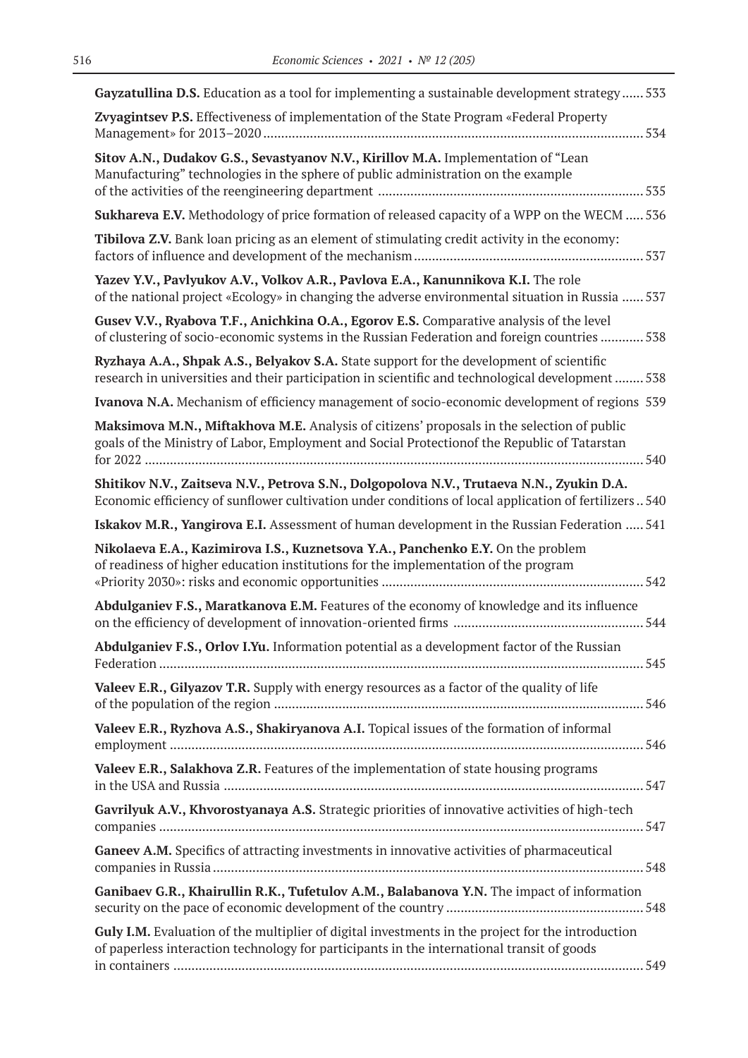**Gayzatullina D.S.** Education as a tool for implementing a sustainable development strategy ...... 533

**Zvyagintsev P.S.** Effectiveness of implementation of the State Program «Federal Property Management» for 2013–2020 ........................................................................................................ 534

**Sitov A.N., Dudakov G.S., Sevastyanov N.V., Kirillov M.A.** Implementation of "Lean Manufacturing" technologies in the sphere of public administration on the example of the activities of the reengineering department ......................................................................... 535

**Sukhareva E.V.** Methodology of price formation of released capacity of a WPP on the WECM ..... 536

**Tibilova Z.V.** Bank loan pricing as an element of stimulating credit activity in the economy: factors of influence and development of the mechanism ............................................................... 537

**Yazev Y.V., Pavlyukov A.V., Volkov A.R., Pavlova E.A., Kanunnikova K.I.** The role of the national project «Ecology» in changing the adverse environmental situation in Russia ...... 537

**Gusev V.V., Ryabova T.F., Anichkina O.A., Egorov E.S.** Comparative analysis of the level of clustering of socio-economic systems in the Russian Federation and foreign countries ............ 538

**Ryzhaya A.A., Shpak A.S., Belyakov S.A.** State support for the development of scientific research in universities and their participation in scientific and technological development ........ 538

**Ivanova N.A.** Mechanism of efficiency management of socio-economic development of regions 539

**Maksimova M.N., Miftakhova M.E.** Analysis of citizens' proposals in the selection of public goals of the Ministry of Labor, Employment and Social Protectionof the Republic of Tatarstan for 2022 ........................................................................................................................................ 540

**Shitikov N.V., Zaitseva N.V., Petrova S.N., Dolgopolova N.V., Trutaeva N.N., Zyukin D.A.** Economic efficiency of sunflower cultivation under conditions of local application of fertilizers .. 540

**Iskakov M.R., Yangirova E.I.** Assessment of human development in the Russian Federation ..... 541

**Nikolaeva E.A., Kazimirova I.S., Kuznetsova Y.A., Panchenko E.Y.** On the problem of readiness of higher education institutions for the implementation of the program «Priority 2030»: risks and economic opportunities ........................................................................ 542

**Abdulganiev F.S., Maratkanova E.M.** Features of the economy of knowledge and its influence on the efficiency of development of innovation-oriented firms .................................................... 544

**Abdulganiev F.S., Orlov I.Yu.** Information potential as a development factor of the Russian Federation ..................................................................................................................................... 545

**Valeev E.R., Gilyazov T.R.** Supply with energy resources as a factor of the quality of life of the population of the region ...................................................................................................... 546

**Valeev E.R., Ryzhova A.S., Shakiryanova A.I.** Topical issues of the formation of informal employment .................................................................................................................................. 546

**Valeev E.R., Salakhova Z.R.** Features of the implementation of state housing programs in the USA and Russia .................................................................................................................... 547

**Gavrilyuk A.V., Khvorostyanaya A.S.** Strategic priorities of innovative activities of high-tech companies ..................................................................................................................................... 547

**Ganeev A.M.** Specifics of attracting investments in innovative activities of pharmaceutical companies in Russia ...................................................................................................................... 548

**Ganibaev G.R., Khairullin R.K., Tufetulov A.M., Balabanova Y.N.** The impact of information security on the pace of economic development of the country ...................................................... 548

**Guly I.M.** Evaluation of the multiplier of digital investments in the project for the introduction of paperless interaction technology for participants in the international transit of goods in containers ................................................................................................................................. 549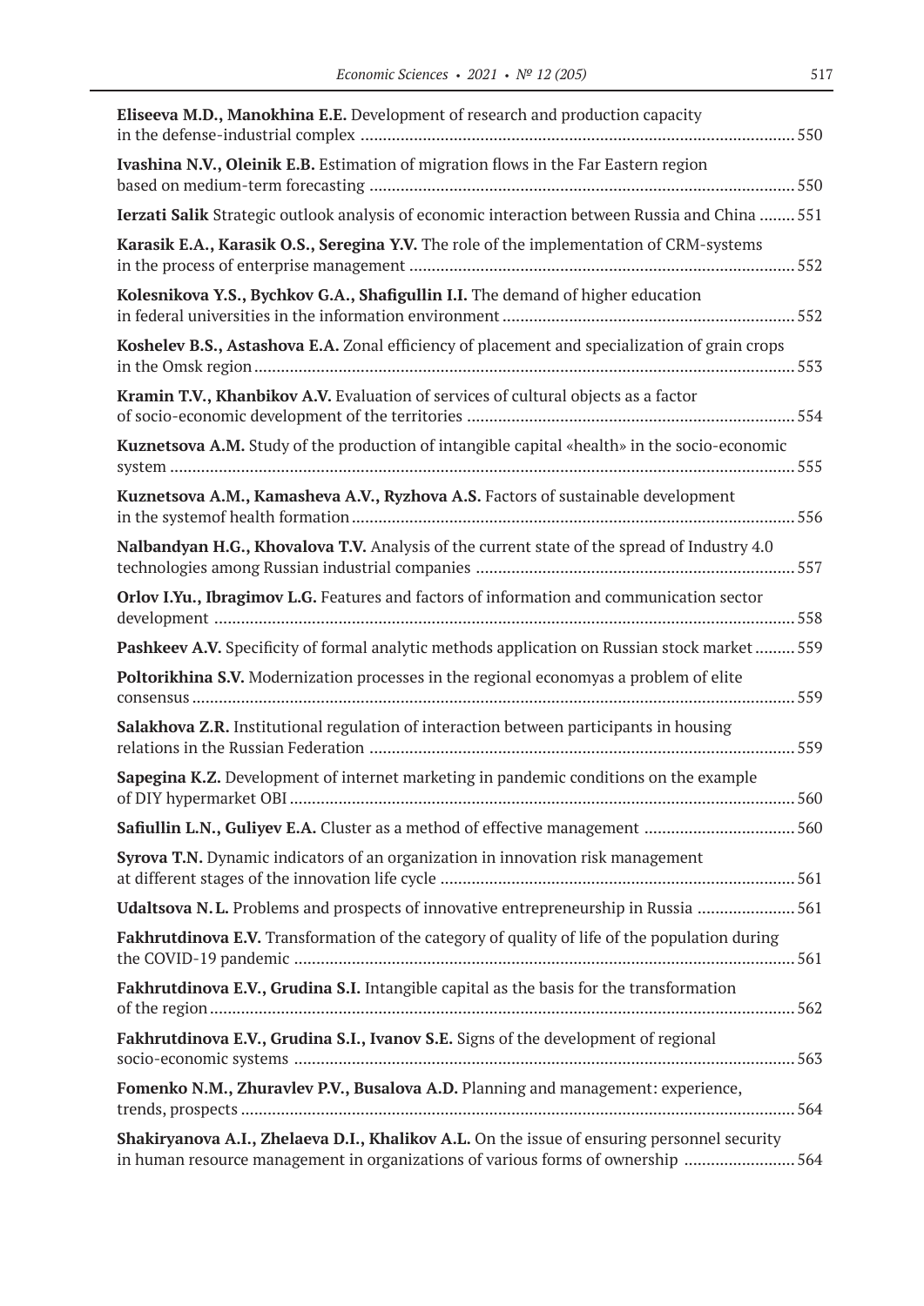**Eliseeva M.D., Manokhina E.E.** Development of research and production capacity in the defense-industrial complex ........ 550

**Ivashina N.V., Oleinik E.B.** Estimation of migration flows in the Far Eastern region based on medium-term forecasting ........ 550

**Ierzati Salik** Strategic outlook analysis of economic interaction between Russia and China ........ 551

**Karasik E.A., Karasik O.S., Seregina Y.V.** The role of the implementation of CRM-systems in the process of enterprise management ........ 552

**Kolesnikova Y.S., Bychkov G.A., Shafigullin I.I.** The demand of higher education in federal universities in the information environment ........ 552

**Koshelev B.S., Astashova E.A.** Zonal efficiency of placement and specialization of grain crops in the Omsk region ........ 553

**Kramin T.V., Khanbikov A.V.** Evaluation of services of cultural objects as a factor of socio-economic development of the territories ........ 554

**Kuznetsova A.M.** Study of the production of intangible capital «health» in the socio-economic system ........ 555

**Kuznetsova A.M., Kamasheva A.V., Ryzhova A.S.** Factors of sustainable development in the systemof health formation ........ 556

**Nalbandyan H.G., Khovalova T.V.** Analysis of the current state of the spread of Industry 4.0 technologies among Russian industrial companies ........ 557

**Orlov I.Yu., Ibragimov L.G.** Features and factors of information and communication sector development ........ 558

**Pashkeev A.V.** Specificity of formal analytic methods application on Russian stock market ........ 559

**Poltorikhina S.V.** Modernization processes in the regional economyas a problem of elite consensus ........ 559

**Salakhova Z.R.** Institutional regulation of interaction between participants in housing relations in the Russian Federation ........ 559

**Sapegina K.Z.** Development of internet marketing in pandemic conditions on the example of DIY hypermarket OBI ........ 560

**Safiullin L.N., Guliyev E.A.** Cluster as a method of effective management ........ 560

**Syrova T.N.** Dynamic indicators of an organization in innovation risk management at different stages of the innovation life cycle ........ 561

**Udaltsova N.L.** Problems and prospects of innovative entrepreneurship in Russia ........ 561

**Fakhrutdinova E.V.** Transformation of the category of quality of life of the population during the COVID-19 pandemic ........ 561

**Fakhrutdinova E.V., Grudina S.I.** Intangible capital as the basis for the transformation of the region ........ 562

**Fakhrutdinova E.V., Grudina S.I., Ivanov S.E.** Signs of the development of regional socio-economic systems ........ 563

**Fomenko N.M., Zhuravlev P.V., Busalova A.D.** Planning and management: experience, trends, prospects ........ 564

**Shakiryanova A.I., Zhelaeva D.I., Khalikov A.L.** On the issue of ensuring personnel security in human resource management in organizations of various forms of ownership ........ 564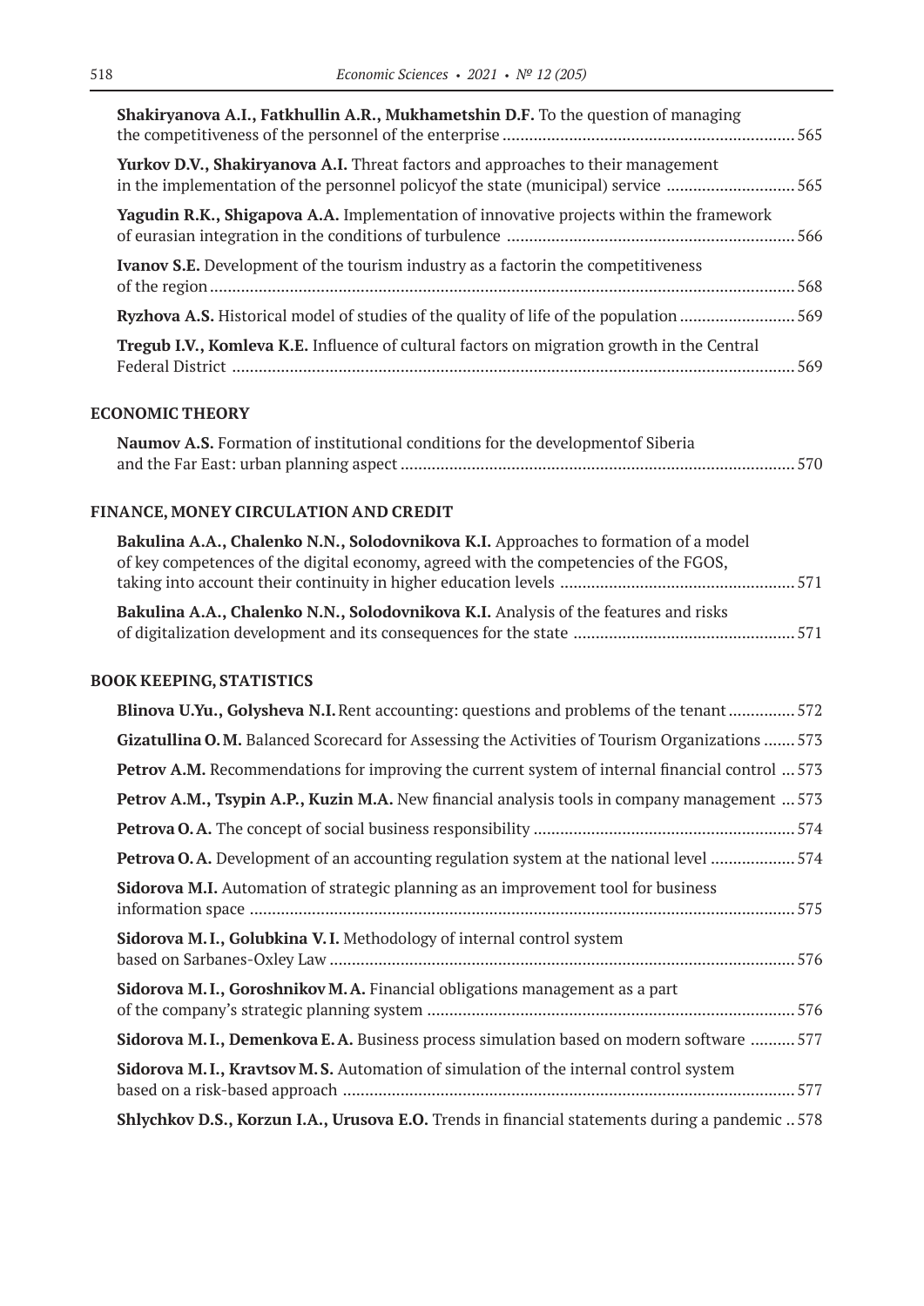**Shakiryanova A.I., Fatkhullin A.R., Mukhametshin D.F.** To the question of managing the competitiveness of the personnel of the enterprise ... 565

**Yurkov D.V., Shakiryanova A.I.** Threat factors and approaches to their management in the implementation of the personnel policyof the state (municipal) service ... 565

**Yagudin R.K., Shigapova A.A.** Implementation of innovative projects within the framework of eurasian integration in the conditions of turbulence ... 566

**Ivanov S.E.** Development of the tourism industry as a factorin the competitiveness of the region ... 568

**Ryzhova A.S.** Historical model of studies of the quality of life of the population ... 569

**Tregub I.V., Komleva K.E.** Influence of cultural factors on migration growth in the Central Federal District ... 569

## ECONOMIC THEORY

**Naumov A.S.** Formation of institutional conditions for the developmentof Siberia and the Far East: urban planning aspect ... 570

## FINANCE, MONEY CIRCULATION AND CREDIT

**Bakulina A.A., Chalenko N.N., Solodovnikova K.I.** Approaches to formation of a model of key competences of the digital economy, agreed with the competencies of the FGOS, taking into account their continuity in higher education levels ... 571

**Bakulina A.A., Chalenko N.N., Solodovnikova K.I.** Analysis of the features and risks of digitalization development and its consequences for the state ... 571

## BOOK KEEPING, STATISTICS

**Blinova U.Yu., Golysheva N.I.** Rent accounting: questions and problems of the tenant ... 572

**Gizatullina O.M.** Balanced Scorecard for Assessing the Activities of Tourism Organizations ... 573

**Petrov A.M.** Recommendations for improving the current system of internal financial control ... 573

**Petrov A.M., Tsypin A.P., Kuzin M.A.** New financial analysis tools in company management ... 573

**Petrova O.A.** The concept of social business responsibility ... 574

**Petrova O.A.** Development of an accounting regulation system at the national level ... 574

**Sidorova M.I.** Automation of strategic planning as an improvement tool for business information space ... 575

**Sidorova M.I., Golubkina V.I.** Methodology of internal control system based on Sarbanes-Oxley Law ... 576

**Sidorova M.I., Goroshnikov M.A.** Financial obligations management as a part of the company's strategic planning system ... 576

**Sidorova M.I., Demenkova E.A.** Business process simulation based on modern software ... 577

**Sidorova M.I., Kravtsov M.S.** Automation of simulation of the internal control system based on a risk-based approach ... 577

**Shlychkov D.S., Korzun I.A., Urusova E.O.** Trends in financial statements during a pandemic ... 578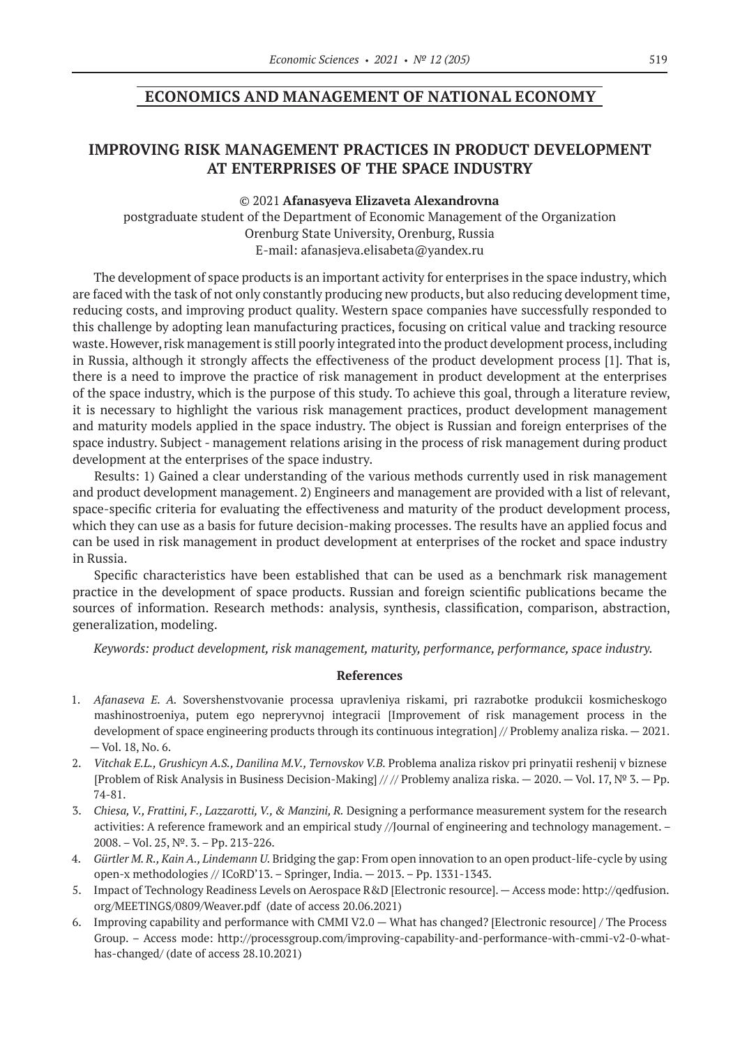## ECONOMICS AND MANAGEMENT OF NATIONAL ECONOMY

# IMPROVING RISK MANAGEMENT PRACTICES IN PRODUCT DEVELOPMENT AT ENTERPRISES OF THE SPACE INDUSTRY

© 2021 **Afanasyeva Elizaveta Alexandrovna**
postgraduate student of the Department of Economic Management of the Organization
Orenburg State University, Orenburg, Russia
E-mail: afanasjeva.elisabeta@yandex.ru

The development of space products is an important activity for enterprises in the space industry, which are faced with the task of not only constantly producing new products, but also reducing development time, reducing costs, and improving product quality. Western space companies have successfully responded to this challenge by adopting lean manufacturing practices, focusing on critical value and tracking resource waste. However, risk management is still poorly integrated into the product development process, including in Russia, although it strongly affects the effectiveness of the product development process [1]. That is, there is a need to improve the practice of risk management in product development at the enterprises of the space industry, which is the purpose of this study. To achieve this goal, through a literature review, it is necessary to highlight the various risk management practices, product development management and maturity models applied in the space industry. The object is Russian and foreign enterprises of the space industry. Subject - management relations arising in the process of risk management during product development at the enterprises of the space industry.

Results: 1) Gained a clear understanding of the various methods currently used in risk management and product development management. 2) Engineers and management are provided with a list of relevant, space-specific criteria for evaluating the effectiveness and maturity of the product development process, which they can use as a basis for future decision-making processes. The results have an applied focus and can be used in risk management in product development at enterprises of the rocket and space industry in Russia.

Specific characteristics have been established that can be used as a benchmark risk management practice in the development of space products. Russian and foreign scientific publications became the sources of information. Research methods: analysis, synthesis, classification, comparison, abstraction, generalization, modeling.

*Keywords: product development, risk management, maturity, performance, performance, space industry.*

### References

1. *Afanaseva E. A.* Sovershenstvovanie processa upravleniya riskami, pri razrabotke produkcii kosmicheskogo mashinostroeniya, putem ego nepreryvnoj integracii [Improvement of risk management process in the development of space engineering products through its continuous integration] // Problemy analiza riska. — 2021. — Vol. 18, No. 6.
2. *Vitchak E.L., Grushicyn A.S., Danilina M.V., Ternovskov V.B.* Problema analiza riskov pri prinyatii reshenij v biznese [Problem of Risk Analysis in Business Decision-Making] // // Problemy analiza riska. — 2020. — Vol. 17, № 3. — Pp. 74-81.
3. *Chiesa, V., Frattini, F., Lazzarotti, V., & Manzini, R.* Designing a performance measurement system for the research activities: A reference framework and an empirical study //Journal of engineering and technology management. – 2008. – Vol. 25, №. 3. – Pp. 213-226.
4. *Gürtler M. R., Kain A., Lindemann U.* Bridging the gap: From open innovation to an open product-life-cycle by using open-x methodologies // ICoRD'13. – Springer, India. — 2013. – Pp. 1331-1343.
5. Impact of Technology Readiness Levels on Aerospace R&D [Electronic resource]. — Access mode: http://qedfusion.org/MEETINGS/0809/Weaver.pdf (date of access 20.06.2021)
6. Improving capability and performance with CMMI V2.0 — What has changed? [Electronic resource] / The Process Group. – Access mode: http://processgroup.com/improving-capability-and-performance-with-cmmi-v2-0-what-has-changed/ (date of access 28.10.2021)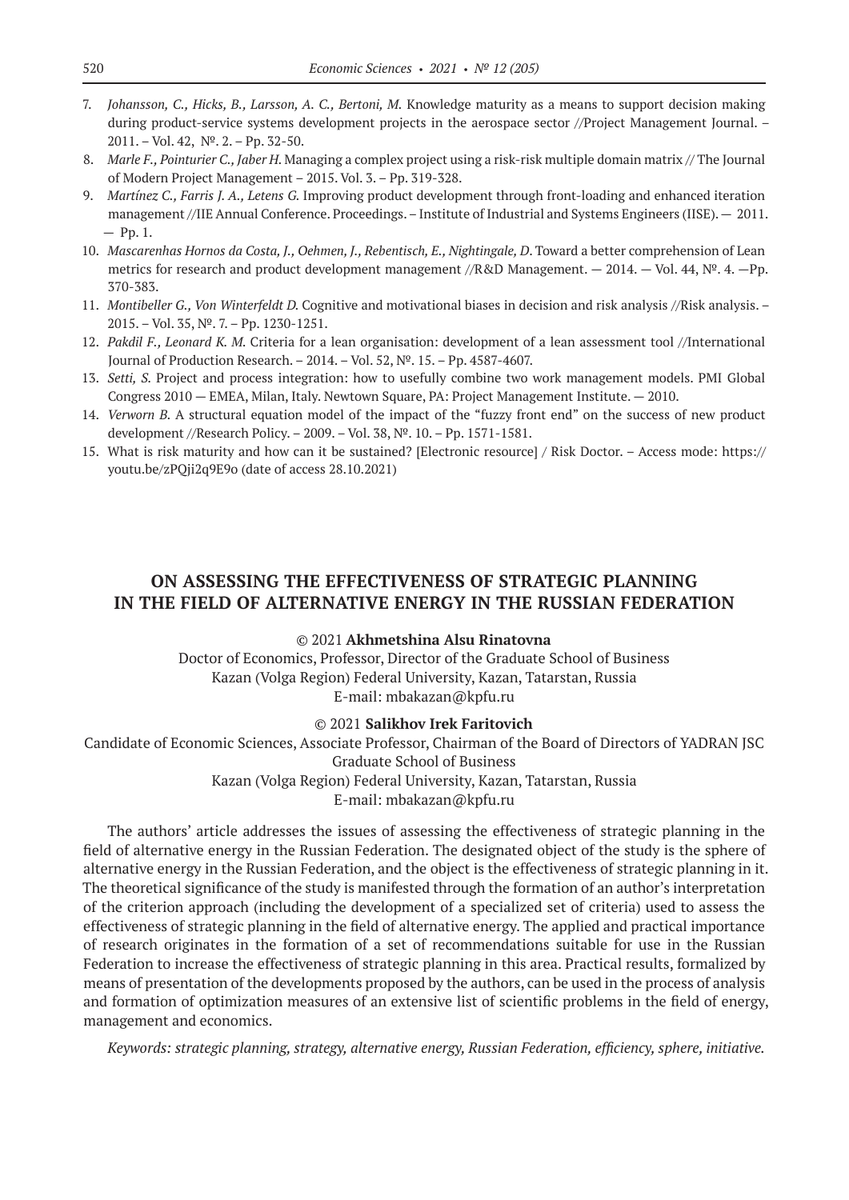7. *Johansson, C., Hicks, B., Larsson, A. C., Bertoni, M.* Knowledge maturity as a means to support decision making during product-service systems development projects in the aerospace sector //Project Management Journal. – 2011. – Vol. 42, №. 2. – Pp. 32-50.
8. *Marle F., Pointurier C., Jaber H.* Managing a complex project using a risk-risk multiple domain matrix // The Journal of Modern Project Management – 2015. Vol. 3. – Pp. 319-328.
9. *Martínez C., Farris J. A., Letens G.* Improving product development through front-loading and enhanced iteration management //IIE Annual Conference. Proceedings. – Institute of Industrial and Systems Engineers (IISE). — 2011. — Pp. 1.
10. *Mascarenhas Hornos da Costa, J., Oehmen, J., Rebentisch, E., Nightingale, D.* Toward a better comprehension of Lean metrics for research and product development management //R&D Management. — 2014. — Vol. 44, №. 4. —Pp. 370-383.
11. *Montibeller G., Von Winterfeldt D.* Cognitive and motivational biases in decision and risk analysis //Risk analysis. – 2015. – Vol. 35, №. 7. – Pp. 1230-1251.
12. *Pakdil F., Leonard K. M.* Criteria for a lean organisation: development of a lean assessment tool //International Journal of Production Research. – 2014. – Vol. 52, №. 15. – Pp. 4587-4607.
13. *Setti, S.* Project and process integration: how to usefully combine two work management models. PMI Global Congress 2010 — EMEA, Milan, Italy. Newtown Square, PA: Project Management Institute. — 2010.
14. *Verworn B.* A structural equation model of the impact of the "fuzzy front end" on the success of new product development //Research Policy. – 2009. – Vol. 38, №. 10. – Pp. 1571-1581.
15. What is risk maturity and how can it be sustained? [Electronic resource] / Risk Doctor. – Access mode: https://youtu.be/zPQji2q9E9o (date of access 28.10.2021)

## ON ASSESSING THE EFFECTIVENESS OF STRATEGIC PLANNING IN THE FIELD OF ALTERNATIVE ENERGY IN THE RUSSIAN FEDERATION

© 2021 **Akhmetshina Alsu Rinatovna**
Doctor of Economics, Professor, Director of the Graduate School of Business
Kazan (Volga Region) Federal University, Kazan, Tatarstan, Russia
E-mail: mbakazan@kpfu.ru

© 2021 **Salikhov Irek Faritovich**
Candidate of Economic Sciences, Associate Professor, Chairman of the Board of Directors of YADRAN JSC
Graduate School of Business
Kazan (Volga Region) Federal University, Kazan, Tatarstan, Russia
E-mail: mbakazan@kpfu.ru

The authors' article addresses the issues of assessing the effectiveness of strategic planning in the field of alternative energy in the Russian Federation. The designated object of the study is the sphere of alternative energy in the Russian Federation, and the object is the effectiveness of strategic planning in it. The theoretical significance of the study is manifested through the formation of an author's interpretation of the criterion approach (including the development of a specialized set of criteria) used to assess the effectiveness of strategic planning in the field of alternative energy. The applied and practical importance of research originates in the formation of a set of recommendations suitable for use in the Russian Federation to increase the effectiveness of strategic planning in this area. Practical results, formalized by means of presentation of the developments proposed by the authors, can be used in the process of analysis and formation of optimization measures of an extensive list of scientific problems in the field of energy, management and economics.

*Keywords: strategic planning, strategy, alternative energy, Russian Federation, efficiency, sphere, initiative.*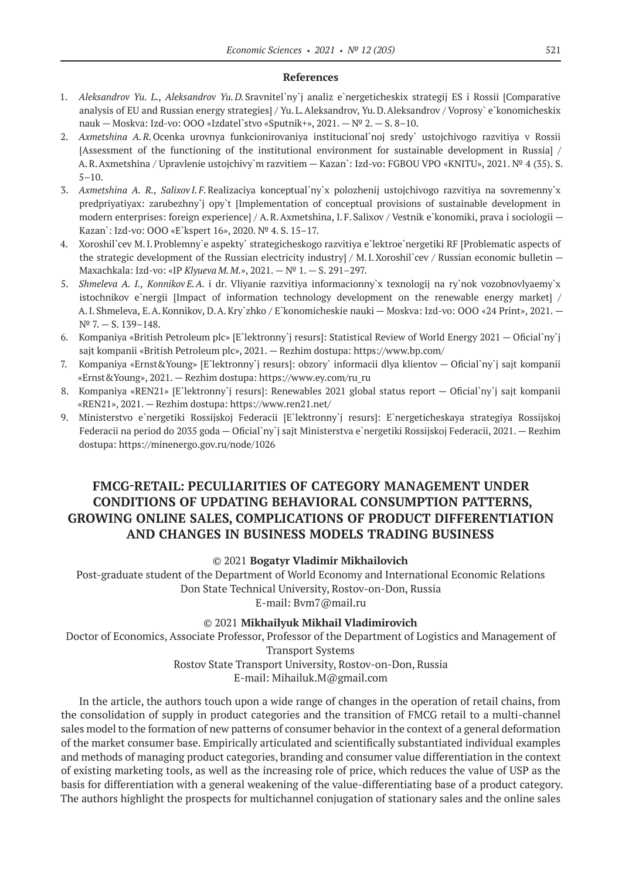### References

1. *Aleksandrov Yu. L., Aleksandrov Yu. D.* Sravnitel`ny`j analiz e`nergeticheskix strategij ES i Rossii [Comparative analysis of EU and Russian energy strategies] / Yu. L. Aleksandrov, Yu. D. Aleksandrov / Voprosy` e`konomicheskix nauk — Moskva: Izd-vo: OOO «Izdatel`stvo «Sputnik+», 2021. — № 2. — S. 8–10.
2. *Axmetshina A. R.* Ocenka urovnya funkcionirovaniya institucional`noj sredy` ustojchivogo razvitiya v Rossii [Assessment of the functioning of the institutional environment for sustainable development in Russia] / A. R. Axmetshina / Upravlenie ustojchivy`m razvitiem — Kazan`: Izd-vo: FGBOU VPO «KNITU», 2021. № 4 (35). S. 5–10.
3. *Axmetshina A. R., Salixov I. F.* Realizaciya konceptual`ny`x polozhenij ustojchivogo razvitiya na sovremenny`x predpriyatiyax: zarubezhny`j opy`t [Implementation of conceptual provisions of sustainable development in modern enterprises: foreign experience] / A. R. Axmetshina, I. F. Salixov / Vestnik e`konomiki, prava i sociologii — Kazan`: Izd-vo: OOO «E`kspert 16», 2020. № 4. S. 15–17.
4. Xoroshil`cev M. I. Problemny`e aspekty` strategicheskogo razvitiya e`lektroe`nergetiki RF [Problematic aspects of the strategic development of the Russian electricity industry] / M. I. Xoroshil`cev / Russian economic bulletin — Maxachkala: Izd-vo: «IP *Klyueva M. M.*», 2021. — № 1. — S. 291–297.
5. *Shmeleva A. I., Konnikov E. A.* i dr. Vliyanie razvitiya informacionny`x texnologij na ry`nok vozobnovlyaemy`x istochnikov e`nergii [Impact of information technology development on the renewable energy market] / A. I. Shmeleva, E. A. Konnikov, D. A. Kry`zhko / E`konomicheskie nauki — Moskva: Izd-vo: OOO «24 Print», 2021. — № 7. — S. 139–148.
6. Kompaniya «British Petroleum plc» [E`lektronny`j resurs]: Statistical Review of World Energy 2021 — Oficial`ny`j sajt kompanii «British Petroleum plc», 2021. — Rezhim dostupa: https://www.bp.com/
7. Kompaniya «Ernst&Young» [E`lektronny`j resurs]: obzory` informacii dlya klientov — Oficial`ny`j sajt kompanii «Ernst&Young», 2021. — Rezhim dostupa: https://www.ey.com/ru_ru
8. Kompaniya «REN21» [E`lektronny`j resurs]: Renewables 2021 global status report — Oficial`ny`j sajt kompanii «REN21», 2021. — Rezhim dostupa: https://www.ren21.net/
9. Ministerstvo e`nergetiki Rossijskoj Federacii [E`lektronny`j resurs]: E`nergeticheskaya strategiya Rossijskoj Federacii na period do 2035 goda — Oficial`ny`j sajt Ministerstva e`nergetiki Rossijskoj Federacii, 2021. — Rezhim dostupa: https://minenergo.gov.ru/node/1026

## FMCG-RETAIL: PECULIARITIES OF CATEGORY MANAGEMENT UNDER CONDITIONS OF UPDATING BEHAVIORAL CONSUMPTION PATTERNS, GROWING ONLINE SALES, COMPLICATIONS OF PRODUCT DIFFERENTIATION AND CHANGES IN BUSINESS MODELS TRADING BUSINESS

© 2021 **Bogatyr Vladimir Mikhailovich**

Post-graduate student of the Department of World Economy and International Economic Relations
Don State Technical University, Rostov-on-Don, Russia
E-mail: Bvm7@mail.ru

© 2021 **Mikhailyuk Mikhail Vladimirovich**

Doctor of Economics, Associate Professor, Professor of the Department of Logistics and Management of Transport Systems
Rostov State Transport University, Rostov-on-Don, Russia
E-mail: Mihailuk.M@gmail.com

In the article, the authors touch upon a wide range of changes in the operation of retail chains, from the consolidation of supply in product categories and the transition of FMCG retail to a multi-channel sales model to the formation of new patterns of consumer behavior in the context of a general deformation of the market consumer base. Empirically articulated and scientifically substantiated individual examples and methods of managing product categories, branding and consumer value differentiation in the context of existing marketing tools, as well as the increasing role of price, which reduces the value of USP as the basis for differentiation with a general weakening of the value-differentiating base of a product category. The authors highlight the prospects for multichannel conjugation of stationary sales and the online sales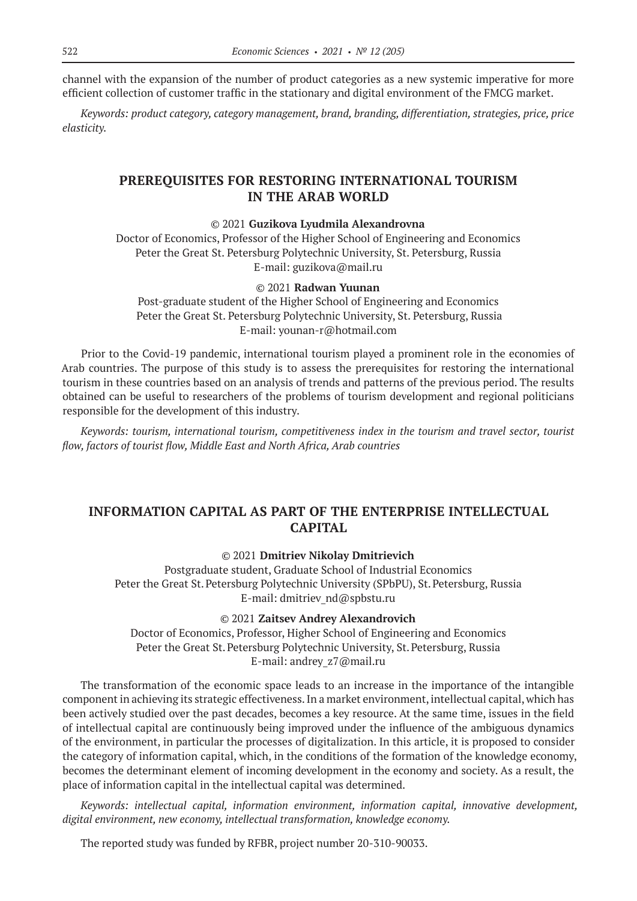channel with the expansion of the number of product categories as a new systemic imperative for more efficient collection of customer traffic in the stationary and digital environment of the FMCG market.

*Keywords: product category, category management, brand, branding, differentiation, strategies, price, price elasticity.*

## PREREQUISITES FOR RESTORING INTERNATIONAL TOURISM IN THE ARAB WORLD

© 2021 **Guzikova Lyudmila Alexandrovna**
Doctor of Economics, Professor of the Higher School of Engineering and Economics
Peter the Great St. Petersburg Polytechnic University, St. Petersburg, Russia
E-mail: guzikova@mail.ru

© 2021 **Radwan Yuunan**
Post-graduate student of the Higher School of Engineering and Economics
Peter the Great St. Petersburg Polytechnic University, St. Petersburg, Russia
E-mail: younan-r@hotmail.com

Prior to the Covid-19 pandemic, international tourism played a prominent role in the economies of Arab countries. The purpose of this study is to assess the prerequisites for restoring the international tourism in these countries based on an analysis of trends and patterns of the previous period. The results obtained can be useful to researchers of the problems of tourism development and regional politicians responsible for the development of this industry.

*Keywords: tourism, international tourism, competitiveness index in the tourism and travel sector, tourist flow, factors of tourist flow, Middle East and North Africa, Arab countries*

## INFORMATION CAPITAL AS PART OF THE ENTERPRISE INTELLECTUAL CAPITAL

© 2021 **Dmitriev Nikolay Dmitrievich**
Postgraduate student, Graduate School of Industrial Economics
Peter the Great St. Petersburg Polytechnic University (SPbPU), St. Petersburg, Russia
E-mail: dmitriev_nd@spbstu.ru

© 2021 **Zaitsev Andrey Alexandrovich**
Doctor of Economics, Professor, Higher School of Engineering and Economics
Peter the Great St. Petersburg Polytechnic University, St. Petersburg, Russia
E-mail: andrey_z7@mail.ru

The transformation of the economic space leads to an increase in the importance of the intangible component in achieving its strategic effectiveness. In a market environment, intellectual capital, which has been actively studied over the past decades, becomes a key resource. At the same time, issues in the field of intellectual capital are continuously being improved under the influence of the ambiguous dynamics of the environment, in particular the processes of digitalization. In this article, it is proposed to consider the category of information capital, which, in the conditions of the formation of the knowledge economy, becomes the determinant element of incoming development in the economy and society. As a result, the place of information capital in the intellectual capital was determined.

*Keywords: intellectual capital, information environment, information capital, innovative development, digital environment, new economy, intellectual transformation, knowledge economy.*

The reported study was funded by RFBR, project number 20-310-90033.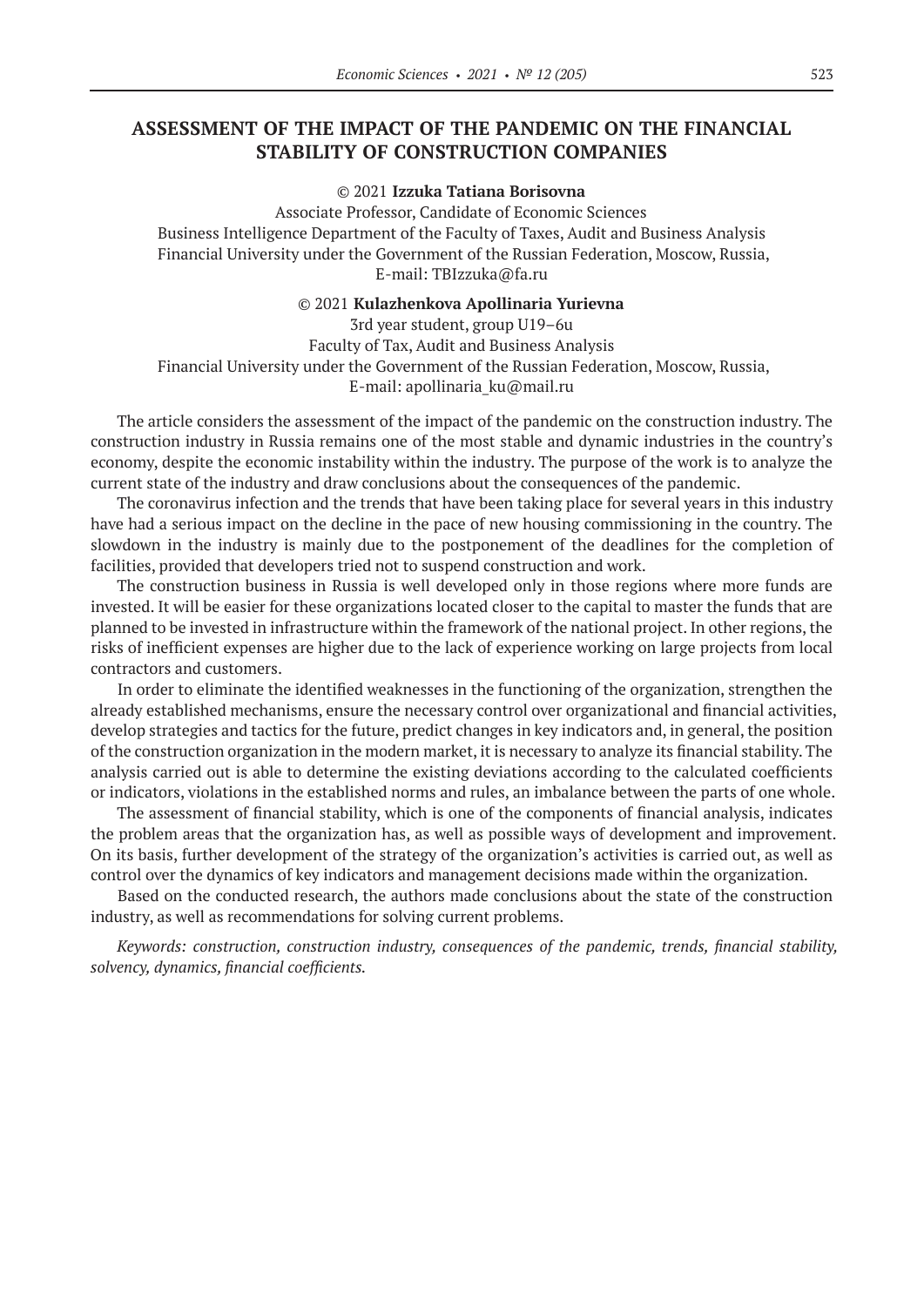## ASSESSMENT OF THE IMPACT OF THE PANDEMIC ON THE FINANCIAL STABILITY OF CONSTRUCTION COMPANIES

© 2021 **Izzuka Tatiana Borisovna**

Associate Professor, Candidate of Economic Sciences
Business Intelligence Department of the Faculty of Taxes, Audit and Business Analysis
Financial University under the Government of the Russian Federation, Moscow, Russia,
E-mail: TBIzzuka@fa.ru

© 2021 **Kulazhenkova Apollinaria Yurievna**

3rd year student, group U19–6u
Faculty of Tax, Audit and Business Analysis
Financial University under the Government of the Russian Federation, Moscow, Russia,
E-mail: apollinaria_ku@mail.ru

The article considers the assessment of the impact of the pandemic on the construction industry. The construction industry in Russia remains one of the most stable and dynamic industries in the country's economy, despite the economic instability within the industry. The purpose of the work is to analyze the current state of the industry and draw conclusions about the consequences of the pandemic.

The coronavirus infection and the trends that have been taking place for several years in this industry have had a serious impact on the decline in the pace of new housing commissioning in the country. The slowdown in the industry is mainly due to the postponement of the deadlines for the completion of facilities, provided that developers tried not to suspend construction and work.

The construction business in Russia is well developed only in those regions where more funds are invested. It will be easier for these organizations located closer to the capital to master the funds that are planned to be invested in infrastructure within the framework of the national project. In other regions, the risks of inefficient expenses are higher due to the lack of experience working on large projects from local contractors and customers.

In order to eliminate the identified weaknesses in the functioning of the organization, strengthen the already established mechanisms, ensure the necessary control over organizational and financial activities, develop strategies and tactics for the future, predict changes in key indicators and, in general, the position of the construction organization in the modern market, it is necessary to analyze its financial stability. The analysis carried out is able to determine the existing deviations according to the calculated coefficients or indicators, violations in the established norms and rules, an imbalance between the parts of one whole.

The assessment of financial stability, which is one of the components of financial analysis, indicates the problem areas that the organization has, as well as possible ways of development and improvement. On its basis, further development of the strategy of the organization's activities is carried out, as well as control over the dynamics of key indicators and management decisions made within the organization.

Based on the conducted research, the authors made conclusions about the state of the construction industry, as well as recommendations for solving current problems.

*Keywords: construction, construction industry, consequences of the pandemic, trends, financial stability, solvency, dynamics, financial coefficients.*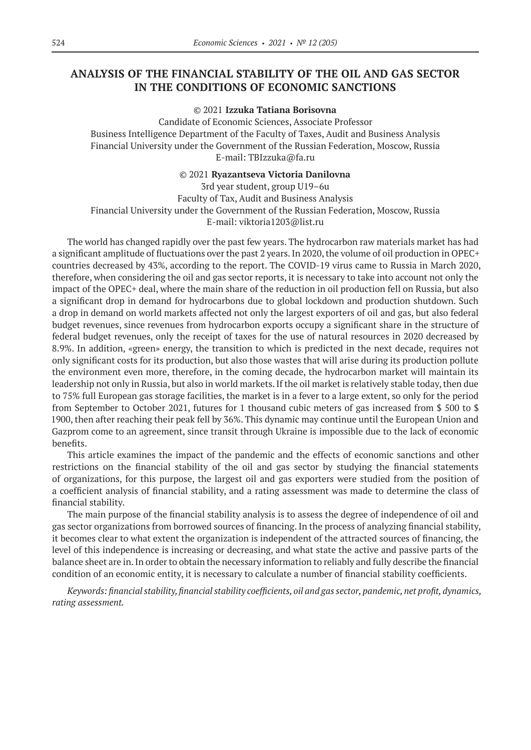# ANALYSIS OF THE FINANCIAL STABILITY OF THE OIL AND GAS SECTOR IN THE CONDITIONS OF ECONOMIC SANCTIONS

© 2021 **Izzuka Tatiana Borisovna**

Candidate of Economic Sciences, Associate Professor
Business Intelligence Department of the Faculty of Taxes, Audit and Business Analysis
Financial University under the Government of the Russian Federation, Moscow, Russia
E-mail: TBIzzuka@fa.ru

© 2021 **Ryazantseva Victoria Danilovna**

3rd year student, group U19–6u
Faculty of Tax, Audit and Business Analysis
Financial University under the Government of the Russian Federation, Moscow, Russia
E-mail: viktoria1203@list.ru

The world has changed rapidly over the past few years. The hydrocarbon raw materials market has had a significant amplitude of fluctuations over the past 2 years. In 2020, the volume of oil production in OPEC+ countries decreased by 43%, according to the report. The COVID-19 virus came to Russia in March 2020, therefore, when considering the oil and gas sector reports, it is necessary to take into account not only the impact of the OPEC+ deal, where the main share of the reduction in oil production fell on Russia, but also a significant drop in demand for hydrocarbons due to global lockdown and production shutdown. Such a drop in demand on world markets affected not only the largest exporters of oil and gas, but also federal budget revenues, since revenues from hydrocarbon exports occupy a significant share in the structure of federal budget revenues, only the receipt of taxes for the use of natural resources in 2020 decreased by 8.9%. In addition, «green» energy, the transition to which is predicted in the next decade, requires not only significant costs for its production, but also those wastes that will arise during its production pollute the environment even more, therefore, in the coming decade, the hydrocarbon market will maintain its leadership not only in Russia, but also in world markets. If the oil market is relatively stable today, then due to 75% full European gas storage facilities, the market is in a fever to a large extent, so only for the period from September to October 2021, futures for 1 thousand cubic meters of gas increased from $ 500 to $ 1900, then after reaching their peak fell by 36%. This dynamic may continue until the European Union and Gazprom come to an agreement, since transit through Ukraine is impossible due to the lack of economic benefits.

This article examines the impact of the pandemic and the effects of economic sanctions and other restrictions on the financial stability of the oil and gas sector by studying the financial statements of organizations, for this purpose, the largest oil and gas exporters were studied from the position of a coefficient analysis of financial stability, and a rating assessment was made to determine the class of financial stability.

The main purpose of the financial stability analysis is to assess the degree of independence of oil and gas sector organizations from borrowed sources of financing. In the process of analyzing financial stability, it becomes clear to what extent the organization is independent of the attracted sources of financing, the level of this independence is increasing or decreasing, and what state the active and passive parts of the balance sheet are in. In order to obtain the necessary information to reliably and fully describe the financial condition of an economic entity, it is necessary to calculate a number of financial stability coefficients.

*Keywords: financial stability, financial stability coefficients, oil and gas sector, pandemic, net profit, dynamics, rating assessment.*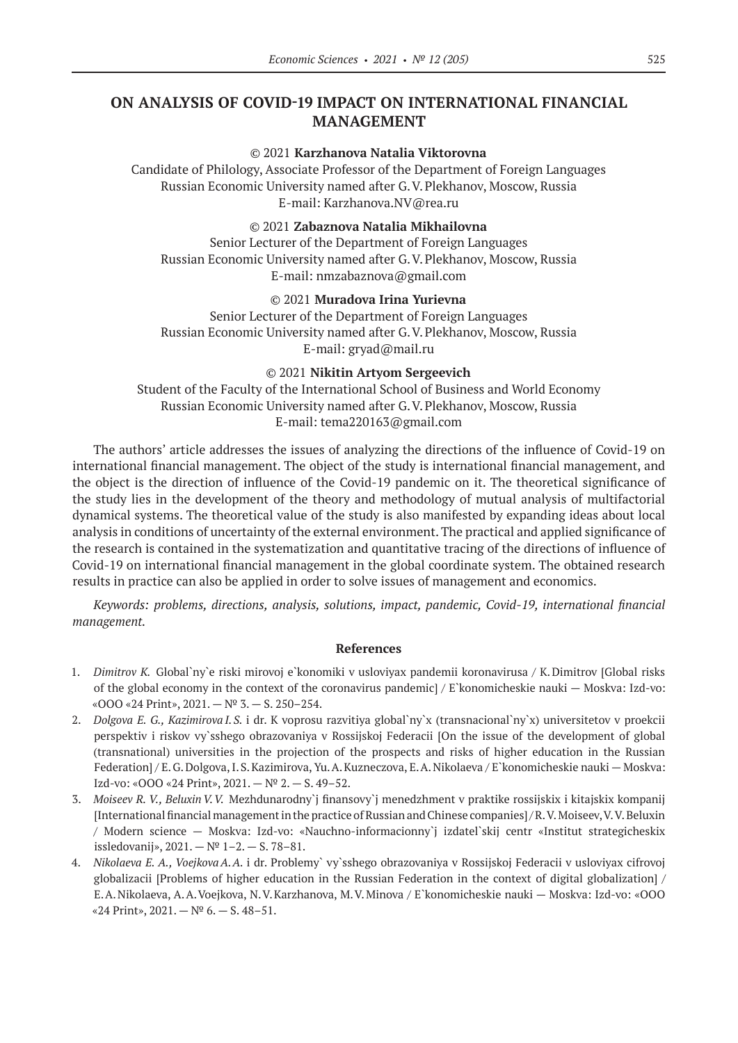# ON ANALYSIS OF COVID-19 IMPACT ON INTERNATIONAL FINANCIAL MANAGEMENT

© 2021 **Karzhanova Natalia Viktorovna**
Candidate of Philology, Associate Professor of the Department of Foreign Languages
Russian Economic University named after G. V. Plekhanov, Moscow, Russia
E-mail: Karzhanova.NV@rea.ru

© 2021 **Zabaznova Natalia Mikhailovna**
Senior Lecturer of the Department of Foreign Languages
Russian Economic University named after G. V. Plekhanov, Moscow, Russia
E-mail: nmzabaznova@gmail.com

© 2021 **Muradova Irina Yurievna**
Senior Lecturer of the Department of Foreign Languages
Russian Economic University named after G. V. Plekhanov, Moscow, Russia
E-mail: gryad@mail.ru

© 2021 **Nikitin Artyom Sergeevich**
Student of the Faculty of the International School of Business and World Economy
Russian Economic University named after G. V. Plekhanov, Moscow, Russia
E-mail: tema220163@gmail.com

The authors' article addresses the issues of analyzing the directions of the influence of Covid-19 on international financial management. The object of the study is international financial management, and the object is the direction of influence of the Covid-19 pandemic on it. The theoretical significance of the study lies in the development of the theory and methodology of mutual analysis of multifactorial dynamical systems. The theoretical value of the study is also manifested by expanding ideas about local analysis in conditions of uncertainty of the external environment. The practical and applied significance of the research is contained in the systematization and quantitative tracing of the directions of influence of Covid-19 on international financial management in the global coordinate system. The obtained research results in practice can also be applied in order to solve issues of management and economics.

*Keywords: problems, directions, analysis, solutions, impact, pandemic, Covid-19, international financial management.*

### References

1. *Dimitrov K.* Global`ny`e riski mirovoj e`konomiki v usloviyax pandemii koronavirusa / K. Dimitrov [Global risks of the global economy in the context of the coronavirus pandemic] / E`konomicheskie nauki — Moskva: Izd-vo: «OOO «24 Print», 2021. — № 3. — S. 250–254.
2. *Dolgova E. G., Kazimirova I. S.* i dr. K voprosu razvitiya global`ny`x (transnacional`ny`x) universitetov v proekcii perspektiv i riskov vy`sshego obrazovaniya v Rossijskoj Federacii [On the issue of the development of global (transnational) universities in the projection of the prospects and risks of higher education in the Russian Federation] / E. G. Dolgova, I. S. Kazimirova, Yu. A. Kuzneczova, E. A. Nikolaeva / E`konomicheskie nauki — Moskva: Izd-vo: «OOO «24 Print», 2021. — № 2. — S. 49–52.
3. *Moiseev R. V., Beluxin V. V.* Mezhdunarodny`j finansovy`j menedzhment v praktike rossijskix i kitajskix kompanij [International financial management in the practice of Russian and Chinese companies] / R. V. Moiseev, V. V. Beluxin / Modern science — Moskva: Izd-vo: «Nauchno-informacionny`j izdatel`skij centr «Institut strategicheskix issledovanij», 2021. — № 1–2. — S. 78–81.
4. *Nikolaeva E. A., Voejkova A. A.* i dr. Problemy` vy`sshego obrazovaniya v Rossijskoj Federacii v usloviyax cifrovoj globalizacii [Problems of higher education in the Russian Federation in the context of digital globalization] / E. A. Nikolaeva, A. A. Voejkova, N. V. Karzhanova, M. V. Minova / E`konomicheskie nauki — Moskva: Izd-vo: «OOO «24 Print», 2021. — № 6. — S. 48–51.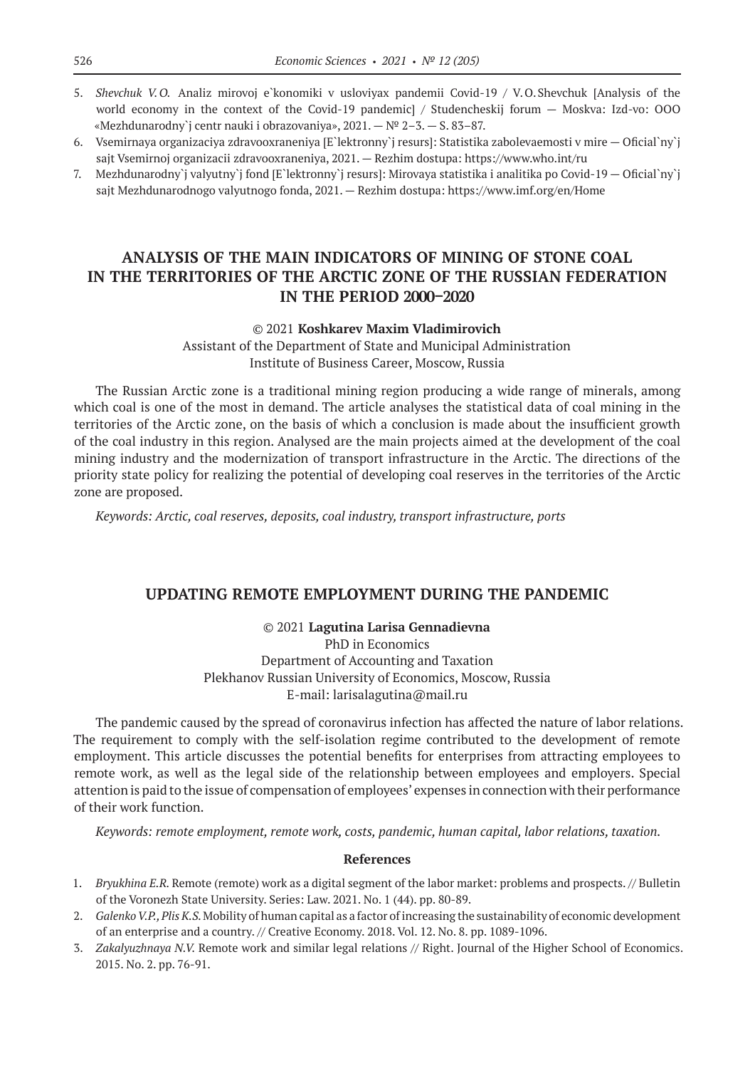5. *Shevchuk V.O.* Analiz mirovoj e`konomiki v usloviyax pandemii Covid-19 / V.O.Shevchuk [Analysis of the world economy in the context of the Covid-19 pandemic] / Studencheskij forum — Moskva: Izd-vo: OOO «Mezhdunarodny`j centr nauki i obrazovaniya», 2021. — № 2–3. — S. 83–87.
6. Vsemirnaya organizaciya zdravooxraneniya [E`lektronny`j resurs]: Statistika zabolevaemosti v mire — Oficial`ny`j sajt Vsemirnoj organizacii zdravooxraneniya, 2021. — Rezhim dostupa: https://www.who.int/ru
7. Mezhdunarodny`j valyutny`j fond [E`lektronny`j resurs]: Mirovaya statistika i analitika po Covid-19 — Oficial`ny`j sajt Mezhdunarodnogo valyutnogo fonda, 2021. — Rezhim dostupa: https://www.imf.org/en/Home

## ANALYSIS OF THE MAIN INDICATORS OF MINING OF STONE COAL IN THE TERRITORIES OF THE ARCTIC ZONE OF THE RUSSIAN FEDERATION IN THE PERIOD 2000–2020

© 2021 **Koshkarev Maxim Vladimirovich**
Assistant of the Department of State and Municipal Administration
Institute of Business Career, Moscow, Russia

The Russian Arctic zone is a traditional mining region producing a wide range of minerals, among which coal is one of the most in demand. The article analyses the statistical data of coal mining in the territories of the Arctic zone, on the basis of which a conclusion is made about the insufficient growth of the coal industry in this region. Analysed are the main projects aimed at the development of the coal mining industry and the modernization of transport infrastructure in the Arctic. The directions of the priority state policy for realizing the potential of developing coal reserves in the territories of the Arctic zone are proposed.

*Keywords: Arctic, coal reserves, deposits, coal industry, transport infrastructure, ports*

## UPDATING REMOTE EMPLOYMENT DURING THE PANDEMIC

© 2021 **Lagutina Larisa Gennadievna**
PhD in Economics
Department of Accounting and Taxation
Plekhanov Russian University of Economics, Moscow, Russia
E-mail: larisalagutina@mail.ru

The pandemic caused by the spread of coronavirus infection has affected the nature of labor relations. The requirement to comply with the self-isolation regime contributed to the development of remote employment. This article discusses the potential benefits for enterprises from attracting employees to remote work, as well as the legal side of the relationship between employees and employers. Special attention is paid to the issue of compensation of employees' expenses in connection with their performance of their work function.

*Keywords: remote employment, remote work, costs, pandemic, human capital, labor relations, taxation.*

### References

1. *Bryukhina E.R.* Remote (remote) work as a digital segment of the labor market: problems and prospects. // Bulletin of the Voronezh State University. Series: Law. 2021. No. 1 (44). pp. 80-89.
2. *Galenko V.P., Plis K.S.* Mobility of human capital as a factor of increasing the sustainability of economic development of an enterprise and a country. // Creative Economy. 2018. Vol. 12. No. 8. pp. 1089-1096.
3. *Zakalyuzhnaya N.V.* Remote work and similar legal relations // Right. Journal of the Higher School of Economics. 2015. No. 2. pp. 76-91.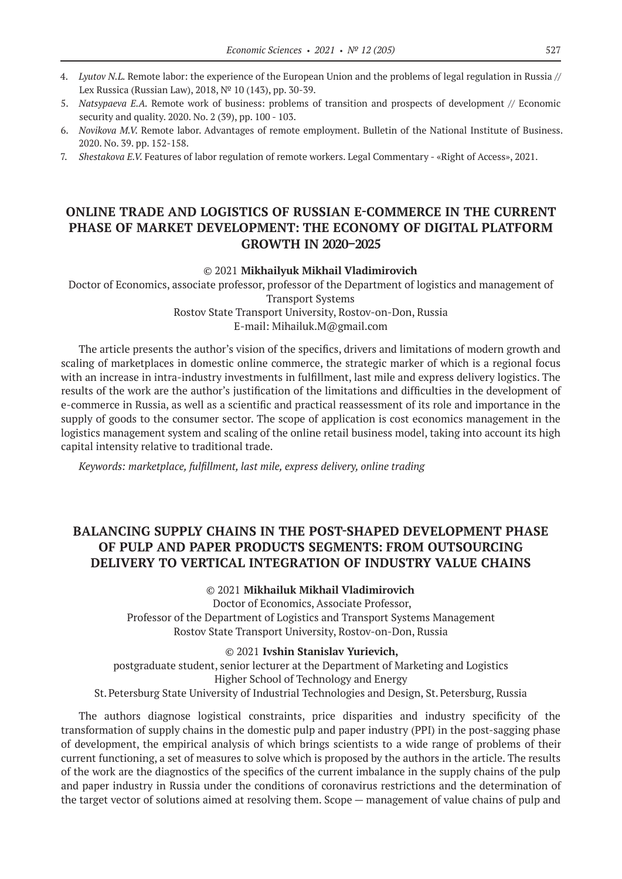4. *Lyutov N.L.* Remote labor: the experience of the European Union and the problems of legal regulation in Russia // Lex Russica (Russian Law), 2018, № 10 (143), pp. 30-39.
5. *Natsypaeva E.A.* Remote work of business: problems of transition and prospects of development // Economic security and quality. 2020. No. 2 (39), pp. 100 - 103.
6. *Novikova M.V.* Remote labor. Advantages of remote employment. Bulletin of the National Institute of Business. 2020. No. 39. pp. 152-158.
7. *Shestakova E.V.* Features of labor regulation of remote workers. Legal Commentary - «Right of Access», 2021.

## ONLINE TRADE AND LOGISTICS OF RUSSIAN E-COMMERCE IN THE CURRENT PHASE OF MARKET DEVELOPMENT: THE ECONOMY OF DIGITAL PLATFORM GROWTH IN 2020–2025

© 2021 **Mikhailyuk Mikhail Vladimirovich**

Doctor of Economics, associate professor, professor of the Department of logistics and management of Transport Systems
Rostov State Transport University, Rostov-on-Don, Russia
E-mail: Mihailuk.M@gmail.com

The article presents the author's vision of the specifics, drivers and limitations of modern growth and scaling of marketplaces in domestic online commerce, the strategic marker of which is a regional focus with an increase in intra-industry investments in fulfillment, last mile and express delivery logistics. The results of the work are the author's justification of the limitations and difficulties in the development of e-commerce in Russia, as well as a scientific and practical reassessment of its role and importance in the supply of goods to the consumer sector. The scope of application is cost economics management in the logistics management system and scaling of the online retail business model, taking into account its high capital intensity relative to traditional trade.

*Keywords: marketplace, fulfillment, last mile, express delivery, online trading*

## BALANCING SUPPLY CHAINS IN THE POST-SHAPED DEVELOPMENT PHASE OF PULP AND PAPER PRODUCTS SEGMENTS: FROM OUTSOURCING DELIVERY TO VERTICAL INTEGRATION OF INDUSTRY VALUE CHAINS

© 2021 **Mikhailuk Mikhail Vladimirovich**

Doctor of Economics, Associate Professor,
Professor of the Department of Logistics and Transport Systems Management
Rostov State Transport University, Rostov-on-Don, Russia

© 2021 **Ivshin Stanislav Yurievich,**

postgraduate student, senior lecturer at the Department of Marketing and Logistics
Higher School of Technology and Energy
St. Petersburg State University of Industrial Technologies and Design, St. Petersburg, Russia

The authors diagnose logistical constraints, price disparities and industry specificity of the transformation of supply chains in the domestic pulp and paper industry (PPI) in the post-sagging phase of development, the empirical analysis of which brings scientists to a wide range of problems of their current functioning, a set of measures to solve which is proposed by the authors in the article. The results of the work are the diagnostics of the specifics of the current imbalance in the supply chains of the pulp and paper industry in Russia under the conditions of coronavirus restrictions and the determination of the target vector of solutions aimed at resolving them. Scope — management of value chains of pulp and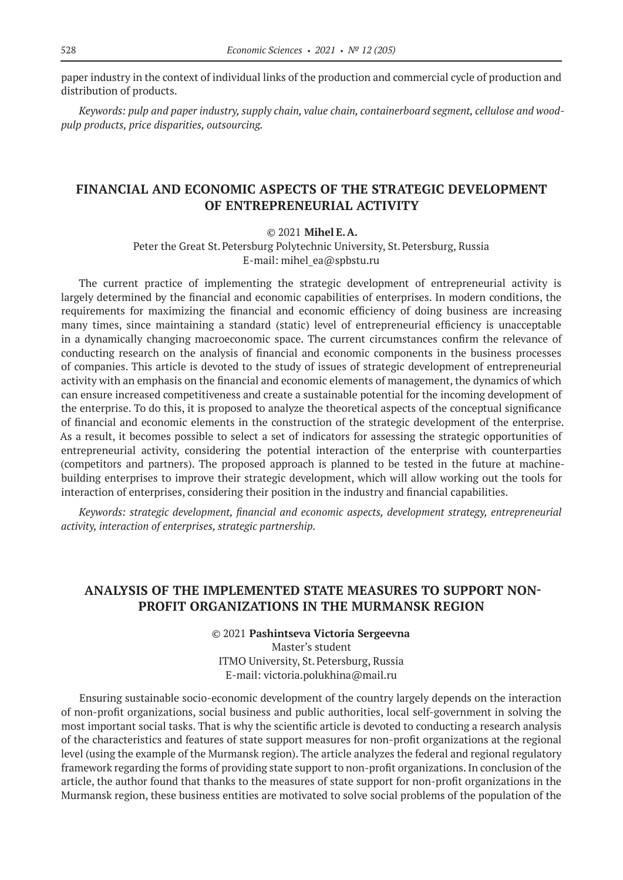paper industry in the context of individual links of the production and commercial cycle of production and distribution of products.

*Keywords: pulp and paper industry, supply chain, value chain, containerboard segment, cellulose and wood-pulp products, price disparities, outsourcing.*

## FINANCIAL AND ECONOMIC ASPECTS OF THE STRATEGIC DEVELOPMENT OF ENTREPRENEURIAL ACTIVITY

© 2021 **Mihel E. A.**

Peter the Great St. Petersburg Polytechnic University, St. Petersburg, Russia
E-mail: mihel_ea@spbstu.ru

The current practice of implementing the strategic development of entrepreneurial activity is largely determined by the financial and economic capabilities of enterprises. In modern conditions, the requirements for maximizing the financial and economic efficiency of doing business are increasing many times, since maintaining a standard (static) level of entrepreneurial efficiency is unacceptable in a dynamically changing macroeconomic space. The current circumstances confirm the relevance of conducting research on the analysis of financial and economic components in the business processes of companies. This article is devoted to the study of issues of strategic development of entrepreneurial activity with an emphasis on the financial and economic elements of management, the dynamics of which can ensure increased competitiveness and create a sustainable potential for the incoming development of the enterprise. To do this, it is proposed to analyze the theoretical aspects of the conceptual significance of financial and economic elements in the construction of the strategic development of the enterprise. As a result, it becomes possible to select a set of indicators for assessing the strategic opportunities of entrepreneurial activity, considering the potential interaction of the enterprise with counterparties (competitors and partners). The proposed approach is planned to be tested in the future at machine-building enterprises to improve their strategic development, which will allow working out the tools for interaction of enterprises, considering their position in the industry and financial capabilities.

*Keywords: strategic development, financial and economic aspects, development strategy, entrepreneurial activity, interaction of enterprises, strategic partnership.*

## ANALYSIS OF THE IMPLEMENTED STATE MEASURES TO SUPPORT NON-PROFIT ORGANIZATIONS IN THE MURMANSK REGION

© 2021 **Pashintseva Victoria Sergeevna**

Master's student
ITMO University, St. Petersburg, Russia
E-mail: victoria.polukhina@mail.ru

Ensuring sustainable socio-economic development of the country largely depends on the interaction of non-profit organizations, social business and public authorities, local self-government in solving the most important social tasks. That is why the scientific article is devoted to conducting a research analysis of the characteristics and features of state support measures for non-profit organizations at the regional level (using the example of the Murmansk region). The article analyzes the federal and regional regulatory framework regarding the forms of providing state support to non-profit organizations. In conclusion of the article, the author found that thanks to the measures of state support for non-profit organizations in the Murmansk region, these business entities are motivated to solve social problems of the population of the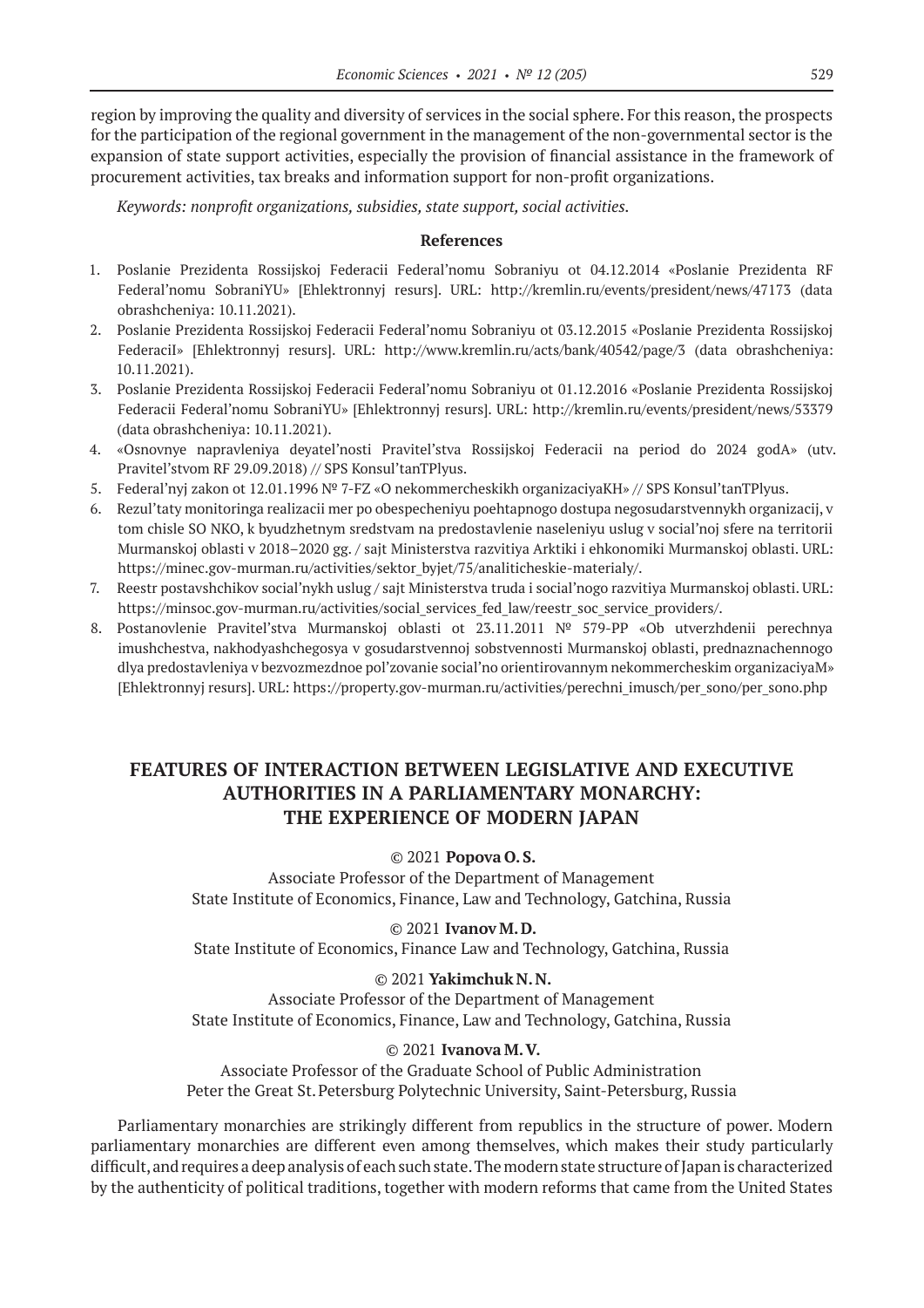region by improving the quality and diversity of services in the social sphere. For this reason, the prospects for the participation of the regional government in the management of the non-governmental sector is the expansion of state support activities, especially the provision of financial assistance in the framework of procurement activities, tax breaks and information support for non-profit organizations.

*Keywords: nonprofit organizations, subsidies, state support, social activities.*

**References**

1. Poslanie Prezidenta Rossijskoj Federacii Federal'nomu Sobraniyu ot 04.12.2014 «Poslanie Prezidenta RF Federal'nomu SobraniYU» [Ehlektronnyj resurs]. URL: http://kremlin.ru/events/president/news/47173 (data obrashcheniya: 10.11.2021).
2. Poslanie Prezidenta Rossijskoj Federacii Federal'nomu Sobraniyu ot 03.12.2015 «Poslanie Prezidenta Rossijskoj FederaciI» [Ehlektronnyj resurs]. URL: http://www.kremlin.ru/acts/bank/40542/page/3 (data obrashcheniya: 10.11.2021).
3. Poslanie Prezidenta Rossijskoj Federacii Federal'nomu Sobraniyu ot 01.12.2016 «Poslanie Prezidenta Rossijskoj Federacii Federal'nomu SobraniYU» [Ehlektronnyj resurs]. URL: http://kremlin.ru/events/president/news/53379 (data obrashcheniya: 10.11.2021).
4. «Osnovnye napravleniya deyatel'nosti Pravitel'stva Rossijskoj Federacii na period do 2024 godA» (utv. Pravitel'stvom RF 29.09.2018) // SPS Konsul'tanTPlyus.
5. Federal'nyj zakon ot 12.01.1996 № 7-FZ «O nekommercheskikh organizaciyaKH» // SPS Konsul'tanTPlyus.
6. Rezul'taty monitoringa realizacii mer po obespecheniyu poehtapnogo dostupa negosudarstvennykh organizacij, v tom chisle SO NKO, k byudzhetnym sredstvam na predostavlenie naseleniyu uslug v social'noj sfere na territorii Murmanskoj oblasti v 2018–2020 gg. / sajt Ministerstva razvitiya Arktiki i ehkonomiki Murmanskoj oblasti. URL: https://minec.gov-murman.ru/activities/sektor_byjet/75/analiticheskie-materialy/.
7. Reestr postavshchikov social'nykh uslug / sajt Ministerstva truda i social'nogo razvitiya Murmanskoj oblasti. URL: https://minsoc.gov-murman.ru/activities/social_services_fed_law/reestr_soc_service_providers/.
8. Postanovlenie Pravitel'stva Murmanskoj oblasti ot 23.11.2011 № 579-PP «Ob utverzhdenii perechnya imushchestva, nakhodyashchegosya v gosudarstvennoj sobstvennosti Murmanskoj oblasti, prednaznachennogo dlya predostavleniya v bezvozmezdnoe pol'zovanie social'no orientirovannym nekommercheskim organizaciyaM» [Ehlektronnyj resurs]. URL: https://property.gov-murman.ru/activities/perechni_imusch/per_sono/per_sono.php

## FEATURES OF INTERACTION BETWEEN LEGISLATIVE AND EXECUTIVE AUTHORITIES IN A PARLIAMENTARY MONARCHY: THE EXPERIENCE OF MODERN JAPAN

© 2021 **Popova O. S.**
Associate Professor of the Department of Management
State Institute of Economics, Finance, Law and Technology, Gatchina, Russia

© 2021 **Ivanov M. D.**
State Institute of Economics, Finance Law and Technology, Gatchina, Russia

© 2021 **Yakimchuk N. N.**
Associate Professor of the Department of Management
State Institute of Economics, Finance, Law and Technology, Gatchina, Russia

© 2021 **Ivanova M. V.**
Associate Professor of the Graduate School of Public Administration
Peter the Great St. Petersburg Polytechnic University, Saint-Petersburg, Russia

Parliamentary monarchies are strikingly different from republics in the structure of power. Modern parliamentary monarchies are different even among themselves, which makes their study particularly difficult, and requires a deep analysis of each such state. The modern state structure of Japan is characterized by the authenticity of political traditions, together with modern reforms that came from the United States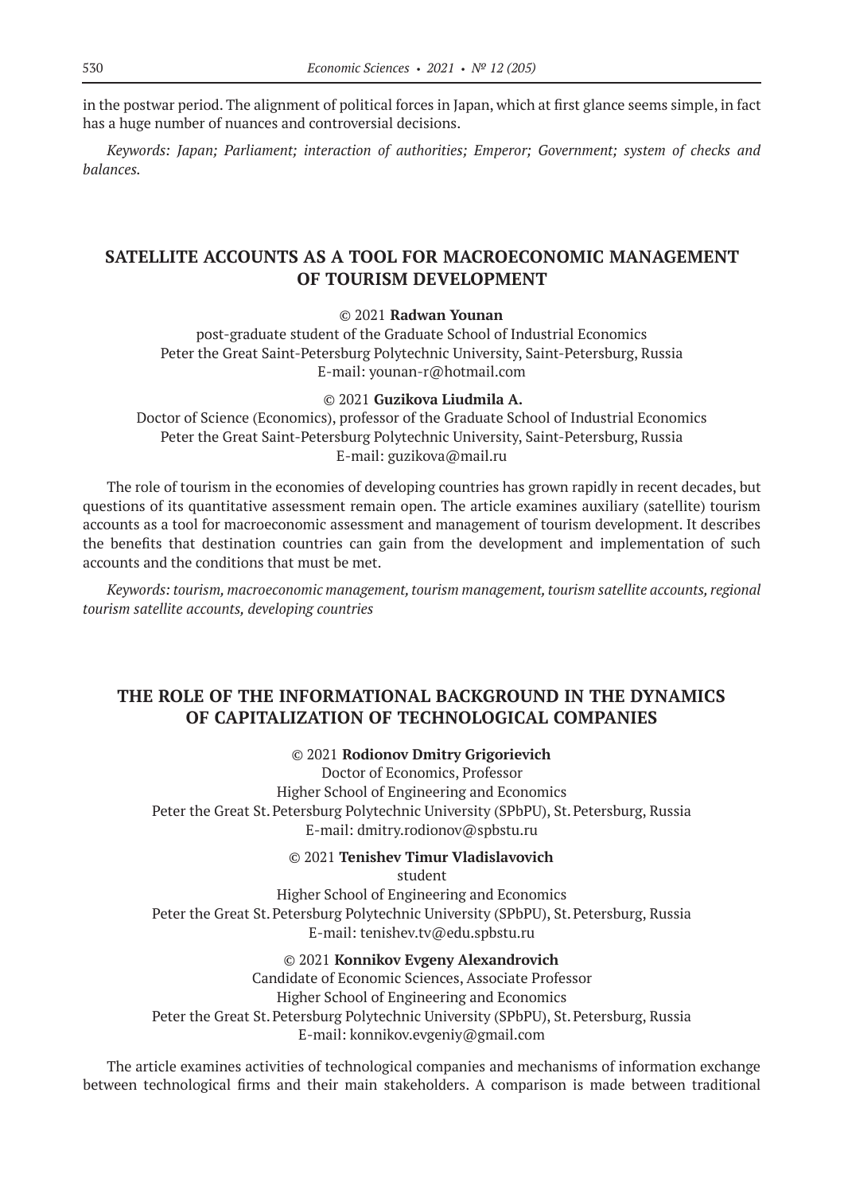in the postwar period. The alignment of political forces in Japan, which at first glance seems simple, in fact has a huge number of nuances and controversial decisions.

*Keywords: Japan; Parliament; interaction of authorities; Emperor; Government; system of checks and balances.*

## SATELLITE ACCOUNTS AS A TOOL FOR MACROECONOMIC MANAGEMENT OF TOURISM DEVELOPMENT

© 2021 **Radwan Younan**

post-graduate student of the Graduate School of Industrial Economics
Peter the Great Saint-Petersburg Polytechnic University, Saint-Petersburg, Russia
E-mail: younan-r@hotmail.com

© 2021 **Guzikova Liudmila A.**

Doctor of Science (Economics), professor of the Graduate School of Industrial Economics
Peter the Great Saint-Petersburg Polytechnic University, Saint-Petersburg, Russia
E-mail: guzikova@mail.ru

The role of tourism in the economies of developing countries has grown rapidly in recent decades, but questions of its quantitative assessment remain open. The article examines auxiliary (satellite) tourism accounts as a tool for macroeconomic assessment and management of tourism development. It describes the benefits that destination countries can gain from the development and implementation of such accounts and the conditions that must be met.

*Keywords: tourism, macroeconomic management, tourism management, tourism satellite accounts, regional tourism satellite accounts, developing countries*

## THE ROLE OF THE INFORMATIONAL BACKGROUND IN THE DYNAMICS OF CAPITALIZATION OF TECHNOLOGICAL COMPANIES

© 2021 **Rodionov Dmitry Grigorievich**

Doctor of Economics, Professor
Higher School of Engineering and Economics
Peter the Great St. Petersburg Polytechnic University (SPbPU), St. Petersburg, Russia
E-mail: dmitry.rodionov@spbstu.ru

© 2021 **Tenishev Timur Vladislavovich**

student
Higher School of Engineering and Economics
Peter the Great St. Petersburg Polytechnic University (SPbPU), St. Petersburg, Russia
E-mail: tenishev.tv@edu.spbstu.ru

© 2021 **Konnikov Evgeny Alexandrovich**

Candidate of Economic Sciences, Associate Professor
Higher School of Engineering and Economics
Peter the Great St. Petersburg Polytechnic University (SPbPU), St. Petersburg, Russia
E-mail: konnikov.evgeniy@gmail.com

The article examines activities of technological companies and mechanisms of information exchange between technological firms and their main stakeholders. A comparison is made between traditional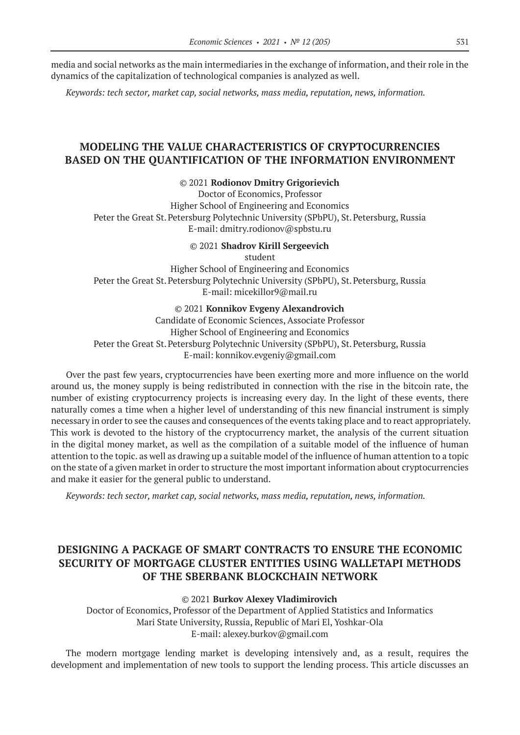media and social networks as the main intermediaries in the exchange of information, and their role in the dynamics of the capitalization of technological companies is analyzed as well.

*Keywords: tech sector, market cap, social networks, mass media, reputation, news, information.*

## MODELING THE VALUE CHARACTERISTICS OF CRYPTOCURRENCIES BASED ON THE QUANTIFICATION OF THE INFORMATION ENVIRONMENT

© 2021 **Rodionov Dmitry Grigorievich**
Doctor of Economics, Professor
Higher School of Engineering and Economics
Peter the Great St. Petersburg Polytechnic University (SPbPU), St. Petersburg, Russia
E-mail: dmitry.rodionov@spbstu.ru

© 2021 **Shadrov Kirill Sergeevich**
student
Higher School of Engineering and Economics
Peter the Great St. Petersburg Polytechnic University (SPbPU), St. Petersburg, Russia
E-mail: micekillor9@mail.ru

© 2021 **Konnikov Evgeny Alexandrovich**
Candidate of Economic Sciences, Associate Professor
Higher School of Engineering and Economics
Peter the Great St. Petersburg Polytechnic University (SPbPU), St. Petersburg, Russia
E-mail: konnikov.evgeniy@gmail.com

Over the past few years, cryptocurrencies have been exerting more and more influence on the world around us, the money supply is being redistributed in connection with the rise in the bitcoin rate, the number of existing cryptocurrency projects is increasing every day. In the light of these events, there naturally comes a time when a higher level of understanding of this new financial instrument is simply necessary in order to see the causes and consequences of the events taking place and to react appropriately. This work is devoted to the history of the cryptocurrency market, the analysis of the current situation in the digital money market, as well as the compilation of a suitable model of the influence of human attention to the topic. as well as drawing up a suitable model of the influence of human attention to a topic on the state of a given market in order to structure the most important information about cryptocurrencies and make it easier for the general public to understand.

*Keywords: tech sector, market cap, social networks, mass media, reputation, news, information.*

## DESIGNING A PACKAGE OF SMART CONTRACTS TO ENSURE THE ECONOMIC SECURITY OF MORTGAGE CLUSTER ENTITIES USING WALLETAPI METHODS OF THE SBERBANK BLOCKCHAIN NETWORK

© 2021 **Burkov Alexey Vladimirovich**
Doctor of Economics, Professor of the Department of Applied Statistics and Informatics
Mari State University, Russia, Republic of Mari El, Yoshkar-Ola
E-mail: alexey.burkov@gmail.com

The modern mortgage lending market is developing intensively and, as a result, requires the development and implementation of new tools to support the lending process. This article discusses an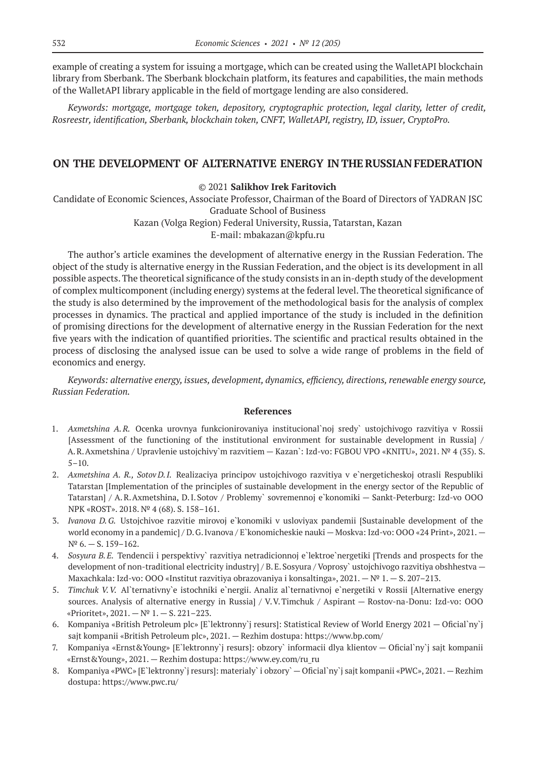example of creating a system for issuing a mortgage, which can be created using the WalletAPI blockchain library from Sberbank. The Sberbank blockchain platform, its features and capabilities, the main methods of the WalletAPI library applicable in the field of mortgage lending are also considered.

*Keywords: mortgage, mortgage token, depository, cryptographic protection, legal clarity, letter of credit, Rosreestr, identification, Sberbank, blockchain token, CNFT, WalletAPI, registry, ID, issuer, CryptoPro.*

## ON THE DEVELOPMENT OF ALTERNATIVE ENERGY IN THE RUSSIAN FEDERATION

© 2021 **Salikhov Irek Faritovich**

Candidate of Economic Sciences, Associate Professor, Chairman of the Board of Directors of YADRAN JSC
Graduate School of Business
Kazan (Volga Region) Federal University, Russia, Tatarstan, Kazan
E-mail: mbakazan@kpfu.ru

The author's article examines the development of alternative energy in the Russian Federation. The object of the study is alternative energy in the Russian Federation, and the object is its development in all possible aspects. The theoretical significance of the study consists in an in-depth study of the development of complex multicomponent (including energy) systems at the federal level. The theoretical significance of the study is also determined by the improvement of the methodological basis for the analysis of complex processes in dynamics. The practical and applied importance of the study is included in the definition of promising directions for the development of alternative energy in the Russian Federation for the next five years with the indication of quantified priorities. The scientific and practical results obtained in the process of disclosing the analysed issue can be used to solve a wide range of problems in the field of economics and energy.

*Keywords: alternative energy, issues, development, dynamics, efficiency, directions, renewable energy source, Russian Federation.*

### References

1. *Axmetshina A. R.* Ocenka urovnya funkcionirovaniya institucional`noj sredy` ustojchivogo razvitiya v Rossii [Assessment of the functioning of the institutional environment for sustainable development in Russia] / A. R. Axmetshina / Upravlenie ustojchivy`m razvitiem — Kazan`: Izd-vo: FGBOU VPO «KNITU», 2021. № 4 (35). S. 5–10.
2. *Axmetshina A. R., Sotov D. I.* Realizaciya principov ustojchivogo razvitiya v e`nergeticheskoj otrasli Respubliki Tatarstan [Implementation of the principles of sustainable development in the energy sector of the Republic of Tatarstan] / A. R. Axmetshina, D. I. Sotov / Problemy` sovremennoj e`konomiki — Sankt-Peterburg: Izd-vo OOO NPK «ROST». 2018. № 4 (68). S. 158–161.
3. *Ivanova D. G.* Ustojchivoe razvitie mirovoj e`konomiki v usloviyax pandemii [Sustainable development of the world economy in a pandemic] / D. G. Ivanova / E`konomicheskie nauki — Moskva: Izd-vo: OOO «24 Print», 2021. — № 6. — S. 159–162.
4. *Sosyura B. E.* Tendencii i perspektivy` razvitiya netradicionnoj e`lektroe`nergetiki [Trends and prospects for the development of non-traditional electricity industry] / B. E. Sosyura / Voprosy` ustojchivogo razvitiya obshhestva — Maxachkala: Izd-vo: OOO «Institut razvitiya obrazovaniya i konsaltinga», 2021. — № 1. — S. 207–213.
5. *Timchuk V. V.* Al`ternativny`e istochniki e`nergii. Analiz al`ternativnoj e`nergetiki v Rossii [Alternative energy sources. Analysis of alternative energy in Russia] / V. V. Timchuk / Aspirant — Rostov-na-Donu: Izd-vo: OOO «Prioritet», 2021. — № 1. — S. 221–223.
6. Kompaniya «British Petroleum plc» [E`lektronny`j resurs]: Statistical Review of World Energy 2021 — Oficial`ny`j sajt kompanii «British Petroleum plc», 2021. — Rezhim dostupa: https://www.bp.com/
7. Kompaniya «Ernst&Young» [E`lektronny`j resurs]: obzory` informacii dlya klientov — Oficial`ny`j sajt kompanii «Ernst&Young», 2021. — Rezhim dostupa: https://www.ey.com/ru_ru
8. Kompaniya «PWC» [E`lektronny`j resurs]: materialy` i obzory` — Oficial`ny`j sajt kompanii «PWC», 2021. — Rezhim dostupa: https://www.pwc.ru/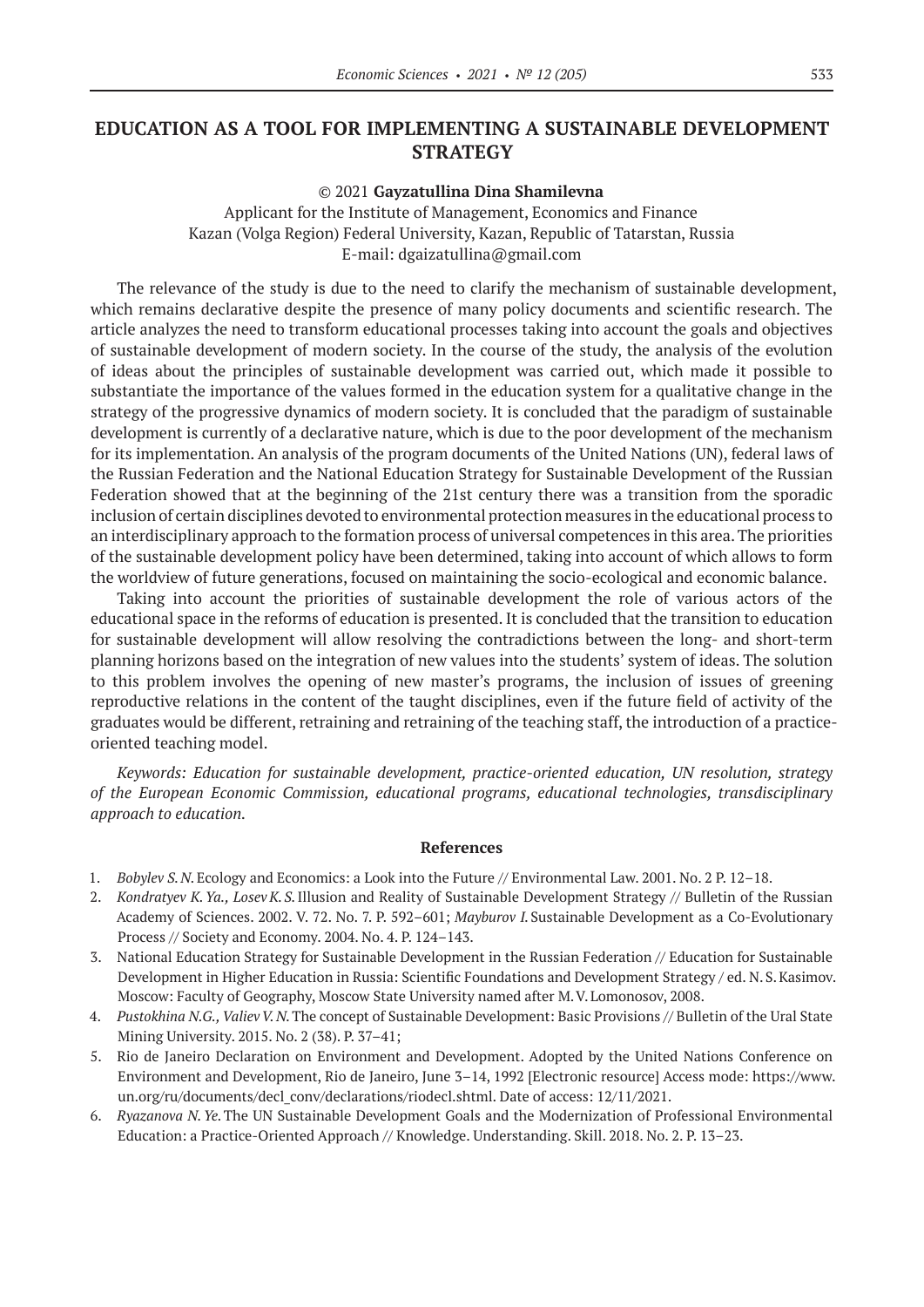# EDUCATION AS A TOOL FOR IMPLEMENTING A SUSTAINABLE DEVELOPMENT STRATEGY

© 2021 **Gayzatullina Dina Shamilevna**

Applicant for the Institute of Management, Economics and Finance
Kazan (Volga Region) Federal University, Kazan, Republic of Tatarstan, Russia
E-mail: dgaizatullina@gmail.com

The relevance of the study is due to the need to clarify the mechanism of sustainable development, which remains declarative despite the presence of many policy documents and scientific research. The article analyzes the need to transform educational processes taking into account the goals and objectives of sustainable development of modern society. In the course of the study, the analysis of the evolution of ideas about the principles of sustainable development was carried out, which made it possible to substantiate the importance of the values formed in the education system for a qualitative change in the strategy of the progressive dynamics of modern society. It is concluded that the paradigm of sustainable development is currently of a declarative nature, which is due to the poor development of the mechanism for its implementation. An analysis of the program documents of the United Nations (UN), federal laws of the Russian Federation and the National Education Strategy for Sustainable Development of the Russian Federation showed that at the beginning of the 21st century there was a transition from the sporadic inclusion of certain disciplines devoted to environmental protection measures in the educational process to an interdisciplinary approach to the formation process of universal competences in this area. The priorities of the sustainable development policy have been determined, taking into account of which allows to form the worldview of future generations, focused on maintaining the socio-ecological and economic balance.

Taking into account the priorities of sustainable development the role of various actors of the educational space in the reforms of education is presented. It is concluded that the transition to education for sustainable development will allow resolving the contradictions between the long- and short-term planning horizons based on the integration of new values into the students' system of ideas. The solution to this problem involves the opening of new master's programs, the inclusion of issues of greening reproductive relations in the content of the taught disciplines, even if the future field of activity of the graduates would be different, retraining and retraining of the teaching staff, the introduction of a practice-oriented teaching model.

*Keywords: Education for sustainable development, practice-oriented education, UN resolution, strategy of the European Economic Commission, educational programs, educational technologies, transdisciplinary approach to education.*

### References

1. *Bobylev S.N.* Ecology and Economics: a Look into the Future // Environmental Law. 2001. No. 2 P. 12–18.
2. *Kondratyev K.Ya., Losev K.S.* Illusion and Reality of Sustainable Development Strategy // Bulletin of the Russian Academy of Sciences. 2002. V. 72. No. 7. P. 592–601; *Mayburov I.* Sustainable Development as a Co-Evolutionary Process // Society and Economy. 2004. No. 4. P. 124–143.
3. National Education Strategy for Sustainable Development in the Russian Federation // Education for Sustainable Development in Higher Education in Russia: Scientific Foundations and Development Strategy / ed. N.S. Kasimov. Moscow: Faculty of Geography, Moscow State University named after M.V. Lomonosov, 2008.
4. *Pustokhina N.G., Valiev V.N.* The concept of Sustainable Development: Basic Provisions // Bulletin of the Ural State Mining University. 2015. No. 2 (38). P. 37–41;
5. Rio de Janeiro Declaration on Environment and Development. Adopted by the United Nations Conference on Environment and Development, Rio de Janeiro, June 3–14, 1992 [Electronic resource] Access mode: https://www.un.org/ru/documents/decl_conv/declarations/riodecl.shtml. Date of access: 12/11/2021.
6. *Ryazanova N. Ye.* The UN Sustainable Development Goals and the Modernization of Professional Environmental Education: a Practice-Oriented Approach // Knowledge. Understanding. Skill. 2018. No. 2. P. 13–23.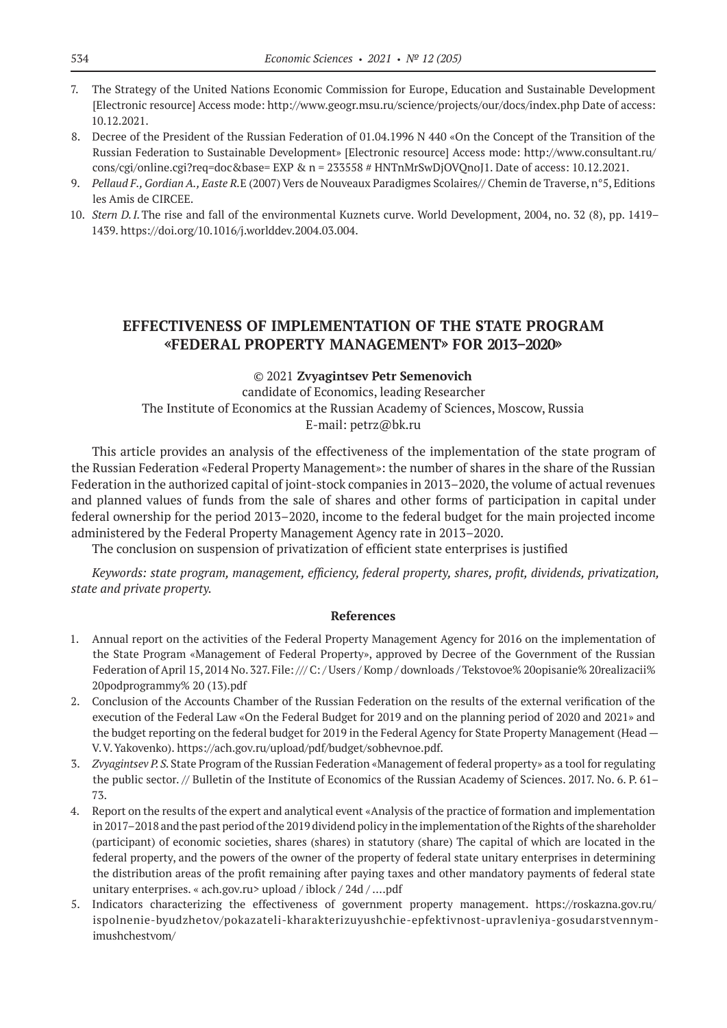7. The Strategy of the United Nations Economic Commission for Europe, Education and Sustainable Development [Electronic resource] Access mode: http://www.geogr.msu.ru/science/projects/our/docs/index.php Date of access: 10.12.2021.
8. Decree of the President of the Russian Federation of 01.04.1996 N 440 «On the Concept of the Transition of the Russian Federation to Sustainable Development» [Electronic resource] Access mode: http://www.consultant.ru/cons/cgi/online.cgi?req=doc&base= EXP & n = 233558 # HNTnMrSwDjOVQnoJ1. Date of access: 10.12.2021.
9. *Pellaud F., Gordian A., Easte R.*E (2007) Vers de Nouveaux Paradigmes Scolaires// Chemin de Traverse, n°5, Editions les Amis de CIRCEE.
10. *Stern D. I.* The rise and fall of the environmental Kuznets curve. World Development, 2004, no. 32 (8), pp. 1419–1439. https://doi.org/10.1016/j.worlddev.2004.03.004.

# EFFECTIVENESS OF IMPLEMENTATION OF THE STATE PROGRAM «FEDERAL PROPERTY MANAGEMENT» FOR 2013–2020»

© 2021 **Zvyagintsev Petr Semenovich**

candidate of Economics, leading Researcher
The Institute of Economics at the Russian Academy of Sciences, Moscow, Russia
E-mail: petrz@bk.ru

This article provides an analysis of the effectiveness of the implementation of the state program of the Russian Federation «Federal Property Management»: the number of shares in the share of the Russian Federation in the authorized capital of joint-stock companies in 2013–2020, the volume of actual revenues and planned values of funds from the sale of shares and other forms of participation in capital under federal ownership for the period 2013–2020, income to the federal budget for the main projected income administered by the Federal Property Management Agency rate in 2013–2020.

The conclusion on suspension of privatization of efficient state enterprises is justified

*Keywords: state program, management, efficiency, federal property, shares, profit, dividends, privatization, state and private property.*

### References

1. Annual report on the activities of the Federal Property Management Agency for 2016 on the implementation of the State Program «Management of Federal Property», approved by Decree of the Government of the Russian Federation of April 15, 2014 No. 327. File: /// C: / Users / Komp / downloads / Tekstovoe% 20opisanie% 20realizacii% 20podprogrammy% 20 (13).pdf
2. Conclusion of the Accounts Chamber of the Russian Federation on the results of the external verification of the execution of the Federal Law «On the Federal Budget for 2019 and on the planning period of 2020 and 2021» and the budget reporting on the federal budget for 2019 in the Federal Agency for State Property Management (Head — V. V. Yakovenko). https://ach.gov.ru/upload/pdf/budget/sobhevnoe.pdf.
3. *Zvyagintsev P. S.* State Program of the Russian Federation «Management of federal property» as a tool for regulating the public sector. // Bulletin of the Institute of Economics of the Russian Academy of Sciences. 2017. No. 6. P. 61–73.
4. Report on the results of the expert and analytical event «Analysis of the practice of formation and implementation in 2017–2018 and the past period of the 2019 dividend policy in the implementation of the Rights of the shareholder (participant) of economic societies, shares (shares) in statutory (share) The capital of which are located in the federal property, and the powers of the owner of the property of federal state unitary enterprises in determining the distribution areas of the profit remaining after paying taxes and other mandatory payments of federal state unitary enterprises. « ach.gov.ru› upload / iblock / 24d / ….pdf
5. Indicators characterizing the effectiveness of government property management. https://roskazna.gov.ru/ispolnenie-byudzhetov/pokazateli-kharakterizuyushchie-epfektivnost-upravleniya-gosudarstvennym-imushchestvom/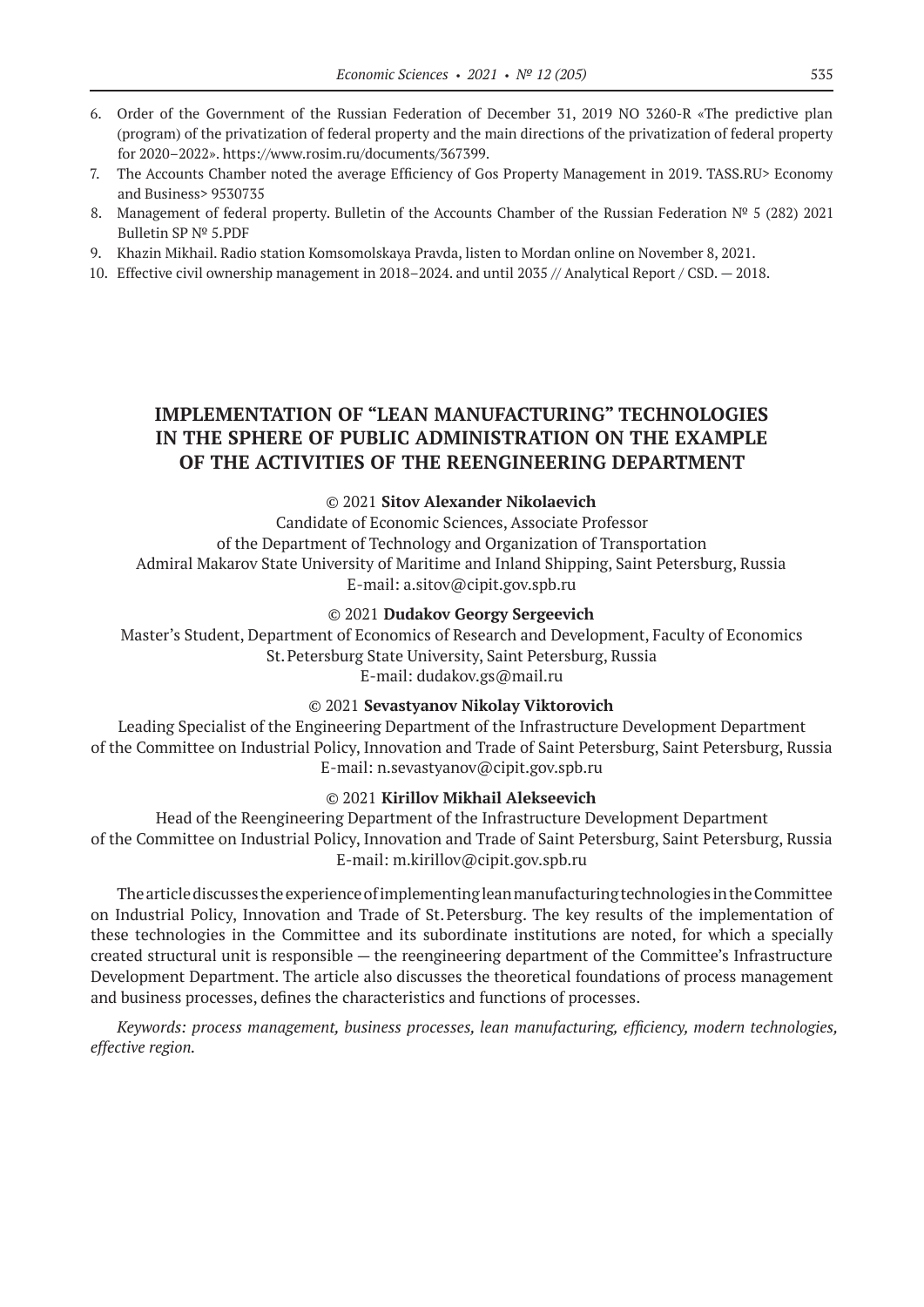6. Order of the Government of the Russian Federation of December 31, 2019 NO 3260-R «The predictive plan (program) of the privatization of federal property and the main directions of the privatization of federal property for 2020–2022». https://www.rosim.ru/documents/367399.
7. The Accounts Chamber noted the average Efficiency of Gos Property Management in 2019. TASS.RU> Economy and Business> 9530735
8. Management of federal property. Bulletin of the Accounts Chamber of the Russian Federation № 5 (282) 2021 Bulletin SP № 5.PDF
9. Khazin Mikhail. Radio station Komsomolskaya Pravda, listen to Mordan online on November 8, 2021.
10. Effective civil ownership management in 2018–2024. and until 2035 // Analytical Report / CSD. — 2018.

## IMPLEMENTATION OF "LEAN MANUFACTURING" TECHNOLOGIES IN THE SPHERE OF PUBLIC ADMINISTRATION ON THE EXAMPLE OF THE ACTIVITIES OF THE REENGINEERING DEPARTMENT

© 2021 **Sitov Alexander Nikolaevich**

Candidate of Economic Sciences, Associate Professor
of the Department of Technology and Organization of Transportation
Admiral Makarov State University of Maritime and Inland Shipping, Saint Petersburg, Russia
E-mail: a.sitov@cipit.gov.spb.ru

© 2021 **Dudakov Georgy Sergeevich**

Master's Student, Department of Economics of Research and Development, Faculty of Economics
St. Petersburg State University, Saint Petersburg, Russia
E-mail: dudakov.gs@mail.ru

© 2021 **Sevastyanov Nikolay Viktorovich**

Leading Specialist of the Engineering Department of the Infrastructure Development Department
of the Committee on Industrial Policy, Innovation and Trade of Saint Petersburg, Saint Petersburg, Russia
E-mail: n.sevastyanov@cipit.gov.spb.ru

© 2021 **Kirillov Mikhail Alekseevich**

Head of the Reengineering Department of the Infrastructure Development Department
of the Committee on Industrial Policy, Innovation and Trade of Saint Petersburg, Saint Petersburg, Russia
E-mail: m.kirillov@cipit.gov.spb.ru

The article discusses the experience of implementing lean manufacturing technologies in the Committee on Industrial Policy, Innovation and Trade of St. Petersburg. The key results of the implementation of these technologies in the Committee and its subordinate institutions are noted, for which a specially created structural unit is responsible — the reengineering department of the Committee's Infrastructure Development Department. The article also discusses the theoretical foundations of process management and business processes, defines the characteristics and functions of processes.

*Keywords: process management, business processes, lean manufacturing, efficiency, modern technologies, effective region.*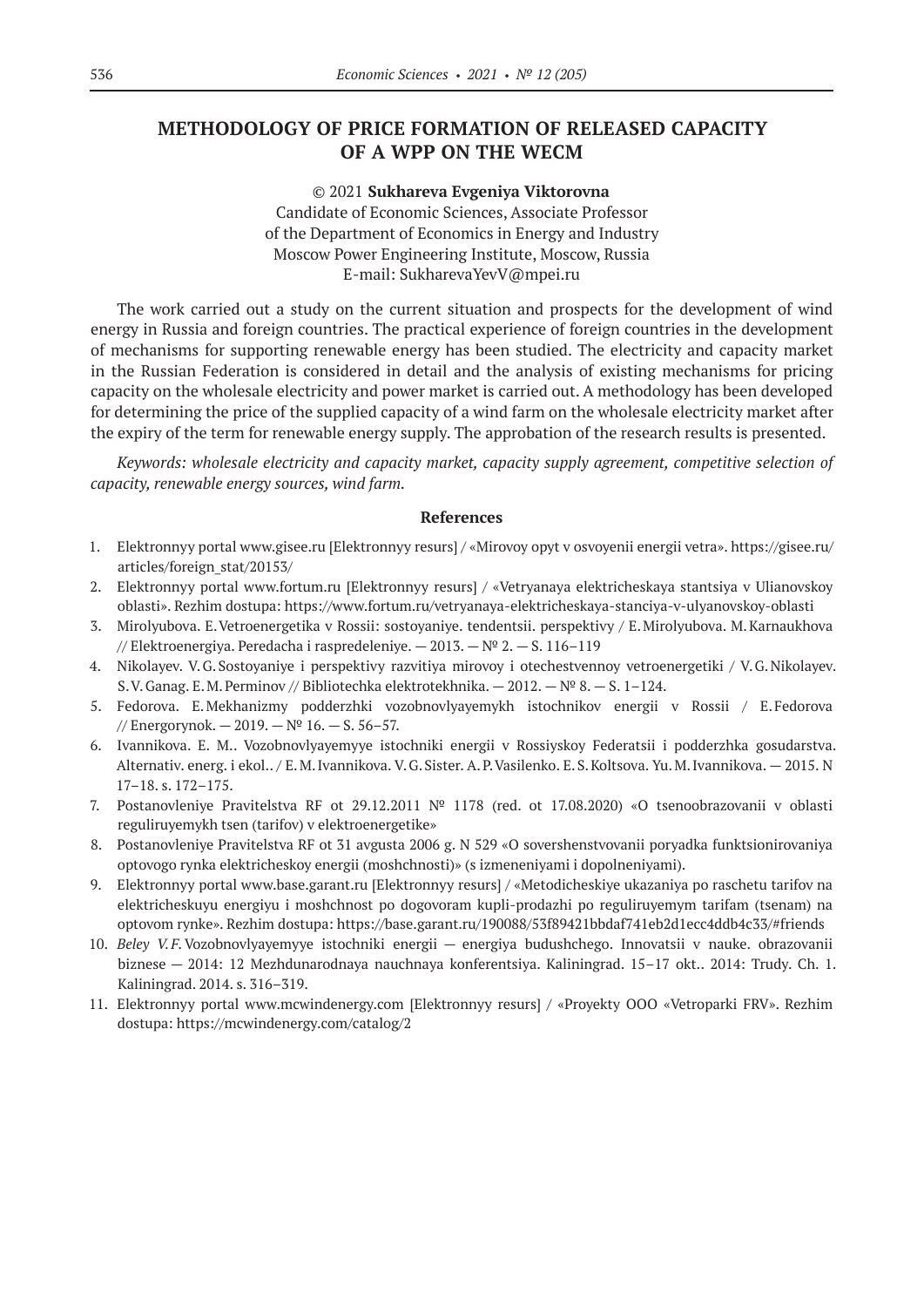# METHODOLOGY OF PRICE FORMATION OF RELEASED CAPACITY OF A WPP ON THE WECM

© 2021 **Sukhareva Evgeniya Viktorovna**
Candidate of Economic Sciences, Associate Professor
of the Department of Economics in Energy and Industry
Moscow Power Engineering Institute, Moscow, Russia
E-mail: SukharevaYevV@mpei.ru

The work carried out a study on the current situation and prospects for the development of wind energy in Russia and foreign countries. The practical experience of foreign countries in the development of mechanisms for supporting renewable energy has been studied. The electricity and capacity market in the Russian Federation is considered in detail and the analysis of existing mechanisms for pricing capacity on the wholesale electricity and power market is carried out. A methodology has been developed for determining the price of the supplied capacity of a wind farm on the wholesale electricity market after the expiry of the term for renewable energy supply. The approbation of the research results is presented.

*Keywords: wholesale electricity and capacity market, capacity supply agreement, competitive selection of capacity, renewable energy sources, wind farm.*

### References

1. Elektronnyy portal www.gisee.ru [Elektronnyy resurs] / «Mirovoy opyt v osvoyenii energii vetra». https://gisee.ru/articles/foreign_stat/20153/
2. Elektronnyy portal www.fortum.ru [Elektronnyy resurs] / «Vetryanaya elektricheskaya stantsiya v Ulianovskoy oblasti». Rezhim dostupa: https://www.fortum.ru/vetryanaya-elektricheskaya-stanciya-v-ulyanovskoy-oblasti
3. Mirolyubova. E. Vetroenergetika v Rossii: sostoyaniye. tendentsii. perspektivy / E. Mirolyubova. M. Karnaukhova // Elektroenergiya. Peredacha i raspredeleniye. — 2013. — № 2. — S. 116–119
4. Nikolayev. V. G. Sostoyaniye i perspektivy razvitiya mirovoy i otechestvennoy vetroenergetiki / V. G. Nikolayev. S. V. Ganag. E. M. Perminov // Bibliotechka elektrotekhnika. — 2012. — № 8. — S. 1–124.
5. Fedorova. E. Mekhanizmy podderzhki vozobnovlyayemykh istochnikov energii v Rossii / E. Fedorova // Energorynok. — 2019. — № 16. — S. 56–57.
6. Ivannikova. E. M.. Vozobnovlyayemyye istochniki energii v Rossiyskoy Federatsii i podderzhka gosudarstva. Alternativ. energ. i ekol.. / E. M. Ivannikova. V. G. Sister. A. P. Vasilenko. E. S. Koltsova. Yu. M. Ivannikova. — 2015. N 17–18. s. 172–175.
7. Postanovleniye Pravitelstva RF ot 29.12.2011 № 1178 (red. ot 17.08.2020) «O tsenoobrazovanii v oblasti reguliruyemykh tsen (tarifov) v elektroenergetike»
8. Postanovleniye Pravitelstva RF ot 31 avgusta 2006 g. N 529 «O sovershenstvovanii poryadka funktsionirovaniya optovogo rynka elektricheskoy energii (moshchnosti)» (s izmeneniyami i dopolneniyami).
9. Elektronnyy portal www.base.garant.ru [Elektronnyy resurs] / «Metodicheskiye ukazaniya po raschetu tarifov na elektricheskuyu energiyu i moshchnost po dogovoram kupli-prodazhi po reguliruyemym tarifam (tsenam) na optovom rynke». Rezhim dostupa: https://base.garant.ru/190088/53f89421bbdaf741eb2d1ecc4ddb4c33/#friends
10. *Beley V. F.* Vozobnovlyayemyye istochniki energii — energiya budushchego. Innovatsii v nauke. obrazovanii biznese — 2014: 12 Mezhdunarodnaya nauchnaya konferentsiya. Kaliningrad. 15–17 okt.. 2014: Trudy. Ch. 1. Kaliningrad. 2014. s. 316–319.
11. Elektronnyy portal www.mcwindenergy.com [Elektronnyy resurs] / «Proyekty OOO «Vetroparki FRV». Rezhim dostupa: https://mcwindenergy.com/catalog/2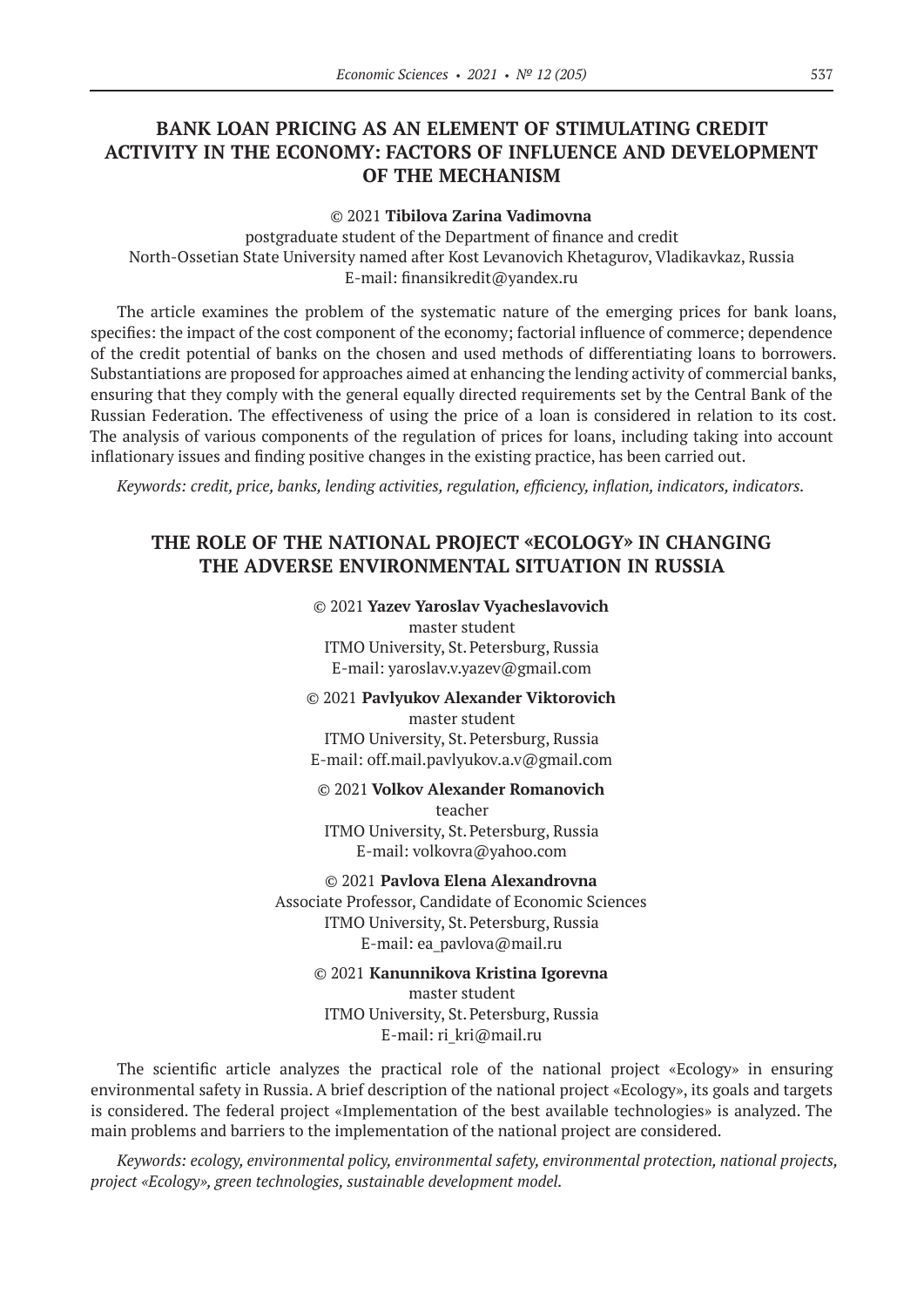## BANK LOAN PRICING AS AN ELEMENT OF STIMULATING CREDIT ACTIVITY IN THE ECONOMY: FACTORS OF INFLUENCE AND DEVELOPMENT OF THE MECHANISM

© 2021 **Tibilova Zarina Vadimovna**
postgraduate student of the Department of finance and credit
North-Ossetian State University named after Kost Levanovich Khetagurov, Vladikavkaz, Russia
E-mail: finansikredit@yandex.ru

The article examines the problem of the systematic nature of the emerging prices for bank loans, specifies: the impact of the cost component of the economy; factorial influence of commerce; dependence of the credit potential of banks on the chosen and used methods of differentiating loans to borrowers. Substantiations are proposed for approaches aimed at enhancing the lending activity of commercial banks, ensuring that they comply with the general equally directed requirements set by the Central Bank of the Russian Federation. The effectiveness of using the price of a loan is considered in relation to its cost. The analysis of various components of the regulation of prices for loans, including taking into account inflationary issues and finding positive changes in the existing practice, has been carried out.

*Keywords: credit, price, banks, lending activities, regulation, efficiency, inflation, indicators, indicators.*

## THE ROLE OF THE NATIONAL PROJECT «ECOLOGY» IN CHANGING THE ADVERSE ENVIRONMENTAL SITUATION IN RUSSIA

© 2021 **Yazev Yaroslav Vyacheslavovich**
master student
ITMO University, St. Petersburg, Russia
E-mail: yaroslav.v.yazev@gmail.com

© 2021 **Pavlyukov Alexander Viktorovich**
master student
ITMO University, St. Petersburg, Russia
E-mail: off.mail.pavlyukov.a.v@gmail.com

© 2021 **Volkov Alexander Romanovich**
teacher
ITMO University, St. Petersburg, Russia
E-mail: volkovra@yahoo.com

© 2021 **Pavlova Elena Alexandrovna**
Associate Professor, Candidate of Economic Sciences
ITMO University, St. Petersburg, Russia
E-mail: ea_pavlova@mail.ru

© 2021 **Kanunnikova Kristina Igorevna**
master student
ITMO University, St. Petersburg, Russia
E-mail: ri_kri@mail.ru

The scientific article analyzes the practical role of the national project «Ecology» in ensuring environmental safety in Russia. A brief description of the national project «Ecology», its goals and targets is considered. The federal project «Implementation of the best available technologies» is analyzed. The main problems and barriers to the implementation of the national project are considered.

*Keywords: ecology, environmental policy, environmental safety, environmental protection, national projects, project «Ecology», green technologies, sustainable development model.*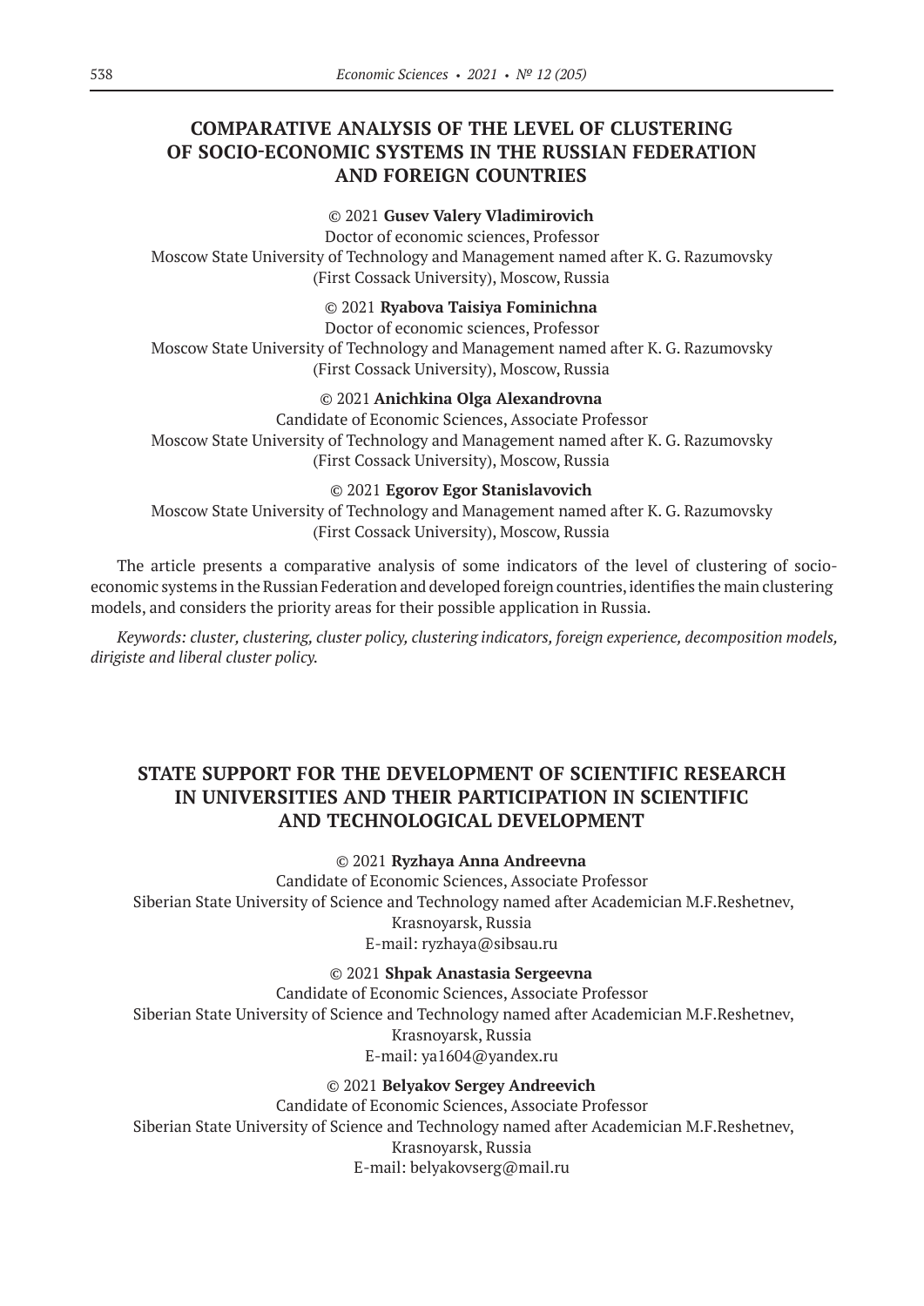## COMPARATIVE ANALYSIS OF THE LEVEL OF CLUSTERING OF SOCIO-ECONOMIC SYSTEMS IN THE RUSSIAN FEDERATION AND FOREIGN COUNTRIES

© 2021 **Gusev Valery Vladimirovich**
Doctor of economic sciences, Professor
Moscow State University of Technology and Management named after K. G. Razumovsky (First Cossack University), Moscow, Russia

© 2021 **Ryabova Taisiya Fominichna**
Doctor of economic sciences, Professor
Moscow State University of Technology and Management named after K. G. Razumovsky (First Cossack University), Moscow, Russia

© 2021 **Anichkina Olga Alexandrovna**
Candidate of Economic Sciences, Associate Professor
Moscow State University of Technology and Management named after K. G. Razumovsky (First Cossack University), Moscow, Russia

© 2021 **Egorov Egor Stanislavovich**
Moscow State University of Technology and Management named after K. G. Razumovsky (First Cossack University), Moscow, Russia

The article presents a comparative analysis of some indicators of the level of clustering of socio-economic systems in the Russian Federation and developed foreign countries, identifies the main clustering models, and considers the priority areas for their possible application in Russia.

*Keywords: cluster, clustering, cluster policy, clustering indicators, foreign experience, decomposition models, dirigiste and liberal cluster policy.*

## STATE SUPPORT FOR THE DEVELOPMENT OF SCIENTIFIC RESEARCH IN UNIVERSITIES AND THEIR PARTICIPATION IN SCIENTIFIC AND TECHNOLOGICAL DEVELOPMENT

© 2021 **Ryzhaya Anna Andreevna**
Candidate of Economic Sciences, Associate Professor
Siberian State University of Science and Technology named after Academician M.F.Reshetnev, Krasnoyarsk, Russia
E-mail: ryzhaya@sibsau.ru

© 2021 **Shpak Anastasia Sergeevna**
Candidate of Economic Sciences, Associate Professor
Siberian State University of Science and Technology named after Academician M.F.Reshetnev, Krasnoyarsk, Russia
E-mail: ya1604@yandex.ru

© 2021 **Belyakov Sergey Andreevich**
Candidate of Economic Sciences, Associate Professor
Siberian State University of Science and Technology named after Academician M.F.Reshetnev, Krasnoyarsk, Russia
E-mail: belyakovserg@mail.ru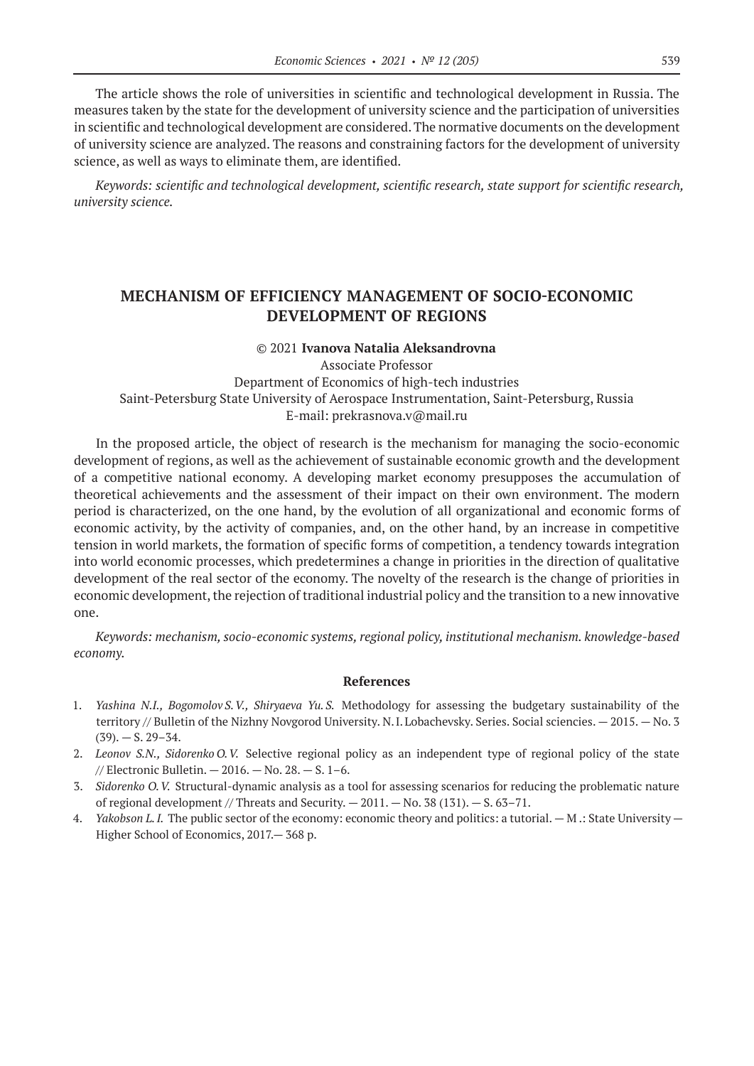The article shows the role of universities in scientific and technological development in Russia. The measures taken by the state for the development of university science and the participation of universities in scientific and technological development are considered. The normative documents on the development of university science are analyzed. The reasons and constraining factors for the development of university science, as well as ways to eliminate them, are identified.

*Keywords: scientific and technological development, scientific research, state support for scientific research, university science.*

## MECHANISM OF EFFICIENCY MANAGEMENT OF SOCIO-ECONOMIC DEVELOPMENT OF REGIONS

© 2021 **Ivanova Natalia Aleksandrovna**
Associate Professor
Department of Economics of high-tech industries
Saint-Petersburg State University of Aerospace Instrumentation, Saint-Petersburg, Russia
E-mail: prekrasnova.v@mail.ru

In the proposed article, the object of research is the mechanism for managing the socio-economic development of regions, as well as the achievement of sustainable economic growth and the development of a competitive national economy. A developing market economy presupposes the accumulation of theoretical achievements and the assessment of their impact on their own environment. The modern period is characterized, on the one hand, by the evolution of all organizational and economic forms of economic activity, by the activity of companies, and, on the other hand, by an increase in competitive tension in world markets, the formation of specific forms of competition, a tendency towards integration into world economic processes, which predetermines a change in priorities in the direction of qualitative development of the real sector of the economy. The novelty of the research is the change of priorities in economic development, the rejection of traditional industrial policy and the transition to a new innovative one.

*Keywords: mechanism, socio-economic systems, regional policy, institutional mechanism. knowledge-based economy.*

### References

1. *Yashina N.I., Bogomolov S. V., Shiryaeva Yu. S.* Methodology for assessing the budgetary sustainability of the territory // Bulletin of the Nizhny Novgorod University. N. I. Lobachevsky. Series. Social sciencies. — 2015. — No. 3 (39). — S. 29–34.
2. *Leonov S.N., Sidorenko O. V.* Selective regional policy as an independent type of regional policy of the state // Electronic Bulletin. — 2016. — No. 28. — S. 1–6.
3. *Sidorenko O. V.* Structural-dynamic analysis as a tool for assessing scenarios for reducing the problematic nature of regional development // Threats and Security. — 2011. — No. 38 (131). — S. 63–71.
4. *Yakobson L. I.* The public sector of the economy: economic theory and politics: a tutorial. — M .: State University — Higher School of Economics, 2017.— 368 p.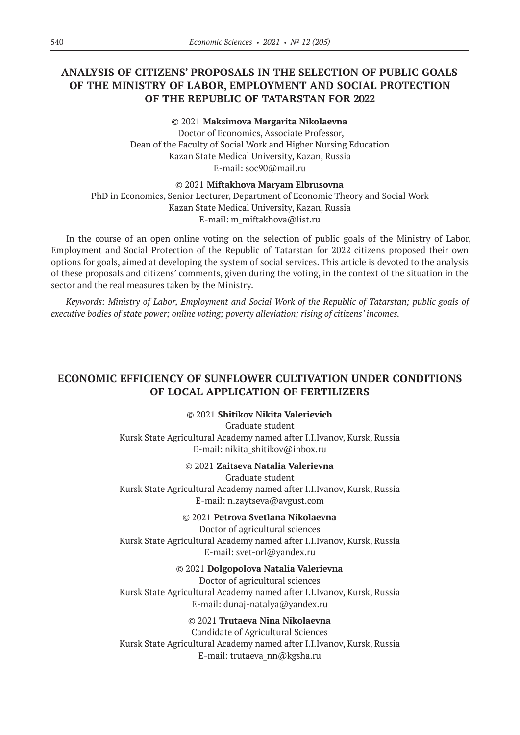## ANALYSIS OF CITIZENS' PROPOSALS IN THE SELECTION OF PUBLIC GOALS OF THE MINISTRY OF LABOR, EMPLOYMENT AND SOCIAL PROTECTION OF THE REPUBLIC OF TATARSTAN FOR 2022

© 2021 **Maksimova Margarita Nikolaevna**
Doctor of Economics, Associate Professor,
Dean of the Faculty of Social Work and Higher Nursing Education
Kazan State Medical University, Kazan, Russia
E-mail: soc90@mail.ru

© 2021 **Miftakhova Maryam Elbrusovna**
PhD in Economics, Senior Lecturer, Department of Economic Theory and Social Work
Kazan State Medical University, Kazan, Russia
E-mail: m_miftakhova@list.ru

In the course of an open online voting on the selection of public goals of the Ministry of Labor, Employment and Social Protection of the Republic of Tatarstan for 2022 citizens proposed their own options for goals, aimed at developing the system of social services. This article is devoted to the analysis of these proposals and citizens' comments, given during the voting, in the context of the situation in the sector and the real measures taken by the Ministry.

*Keywords: Ministry of Labor, Employment and Social Work of the Republic of Tatarstan; public goals of executive bodies of state power; online voting; poverty alleviation; rising of citizens' incomes.*

## ECONOMIC EFFICIENCY OF SUNFLOWER CULTIVATION UNDER CONDITIONS OF LOCAL APPLICATION OF FERTILIZERS

© 2021 **Shitikov Nikita Valerievich**
Graduate student
Kursk State Agricultural Academy named after I.I.Ivanov, Kursk, Russia
E-mail: nikita_shitikov@inbox.ru

© 2021 **Zaitseva Natalia Valerievna**
Graduate student
Kursk State Agricultural Academy named after I.I.Ivanov, Kursk, Russia
E-mail: n.zaytseva@avgust.com

© 2021 **Petrova Svetlana Nikolaevna**
Doctor of agricultural sciences
Kursk State Agricultural Academy named after I.I.Ivanov, Kursk, Russia
E-mail: svet-orl@yandex.ru

© 2021 **Dolgopolova Natalia Valerievna**
Doctor of agricultural sciences
Kursk State Agricultural Academy named after I.I.Ivanov, Kursk, Russia
E-mail: dunaj-natalya@yandex.ru

© 2021 **Trutaeva Nina Nikolaevna**
Candidate of Agricultural Sciences
Kursk State Agricultural Academy named after I.I.Ivanov, Kursk, Russia
E-mail: trutaeva_nn@kgsha.ru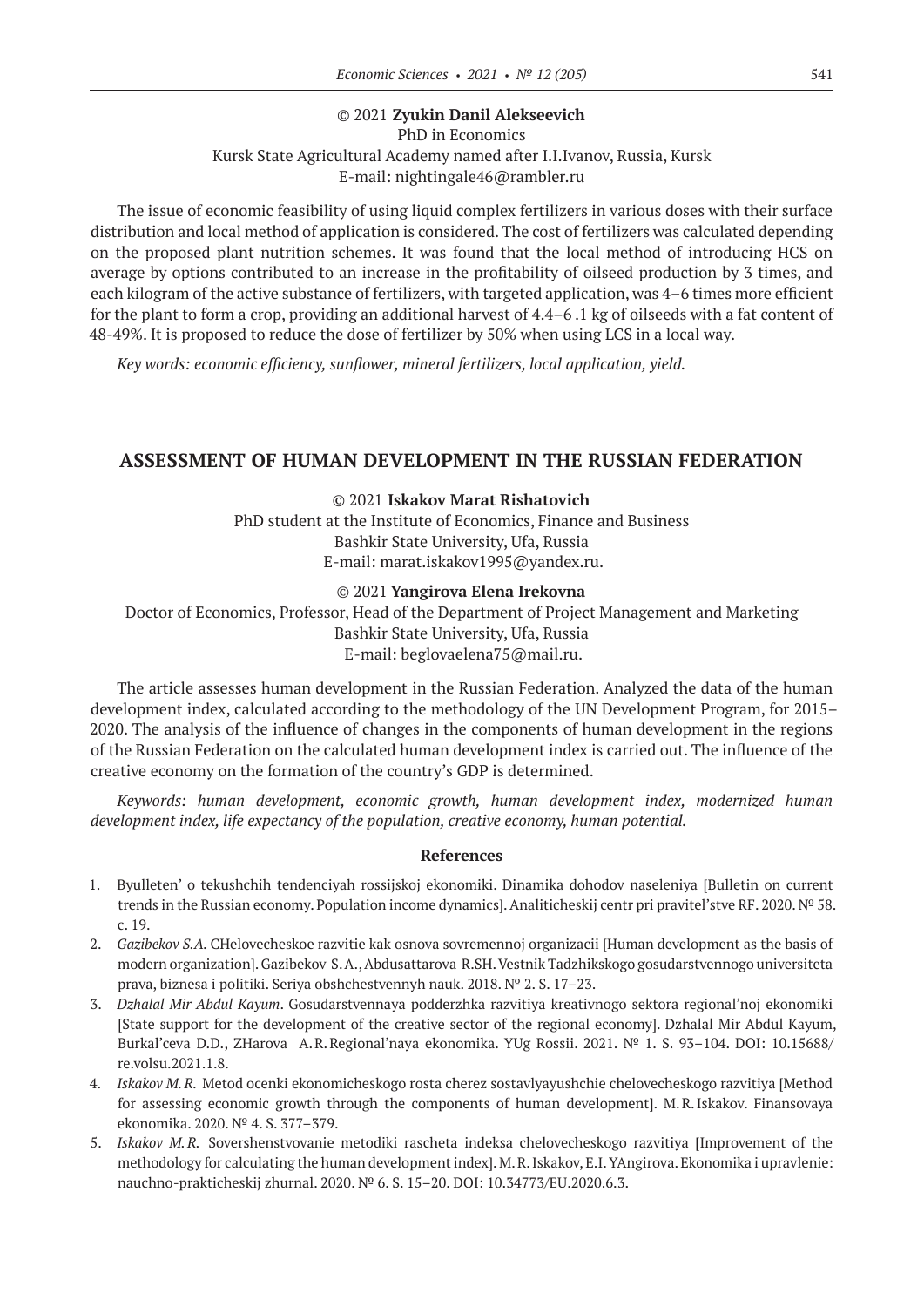© 2021 **Zyukin Danil Alekseevich**
PhD in Economics
Kursk State Agricultural Academy named after I.I.Ivanov, Russia, Kursk
E-mail: nightingale46@rambler.ru

The issue of economic feasibility of using liquid complex fertilizers in various doses with their surface distribution and local method of application is considered. The cost of fertilizers was calculated depending on the proposed plant nutrition schemes. It was found that the local method of introducing HCS on average by options contributed to an increase in the profitability of oilseed production by 3 times, and each kilogram of the active substance of fertilizers, with targeted application, was 4–6 times more efficient for the plant to form a crop, providing an additional harvest of 4.4–6 .1 kg of oilseeds with a fat content of 48-49%. It is proposed to reduce the dose of fertilizer by 50% when using LCS in a local way.

*Key words: economic efficiency, sunflower, mineral fertilizers, local application, yield.*

## ASSESSMENT OF HUMAN DEVELOPMENT IN THE RUSSIAN FEDERATION

© 2021 **Iskakov Marat Rishatovich**
PhD student at the Institute of Economics, Finance and Business
Bashkir State University, Ufa, Russia
E-mail: marat.iskakov1995@yandex.ru.

© 2021 **Yangirova Elena Irekovna**
Doctor of Economics, Professor, Head of the Department of Project Management and Marketing
Bashkir State University, Ufa, Russia
E-mail: beglovaelena75@mail.ru.

The article assesses human development in the Russian Federation. Analyzed the data of the human development index, calculated according to the methodology of the UN Development Program, for 2015–2020. The analysis of the influence of changes in the components of human development in the regions of the Russian Federation on the calculated human development index is carried out. The influence of the creative economy on the formation of the country's GDP is determined.

*Keywords: human development, economic growth, human development index, modernized human development index, life expectancy of the population, creative economy, human potential.*

### References

1. Byulleten' o tekushchih tendenciyah rossijskoj ekonomiki. Dinamika dohodov naseleniya [Bulletin on current trends in the Russian economy. Population income dynamics]. Analiticheskij centr pri pravitel'stve RF. 2020. № 58. c. 19.
2. *Gazibekov S.A.* CHelovecheskoe razvitie kak osnova sovremennoj organizacii [Human development as the basis of modern organization]. Gazibekov S.A., Abdusattarova R.SH. Vestnik Tadzhikskogo gosudarstvennogo universiteta prava, biznesa i politiki. Seriya obshchestvennyh nauk. 2018. № 2. S. 17–23.
3. *Dzhalal Mir Abdul Kayum*. Gosudarstvennaya podderzhka razvitiya kreativnogo sektora regional'noj ekonomiki [State support for the development of the creative sector of the regional economy]. Dzhalal Mir Abdul Kayum, Burkal'ceva D.D., ZHarova A.R. Regional'naya ekonomika. YUg Rossii. 2021. № 1. S. 93–104. DOI: 10.15688/re.volsu.2021.1.8.
4. *Iskakov M.R.* Metod ocenki ekonomicheskogo rosta cherez sostavlyayushchie chelovecheskogo razvitiya [Method for assessing economic growth through the components of human development]. M.R. Iskakov. Finansovaya ekonomika. 2020. № 4. S. 377–379.
5. *Iskakov M.R.* Sovershenstvovanie metodiki rascheta indeksa chelovecheskogo razvitiya [Improvement of the methodology for calculating the human development index]. M.R. Iskakov, E.I. YAngirova. Ekonomika i upravlenie: nauchno-prakticheskij zhurnal. 2020. № 6. S. 15–20. DOI: 10.34773/EU.2020.6.3.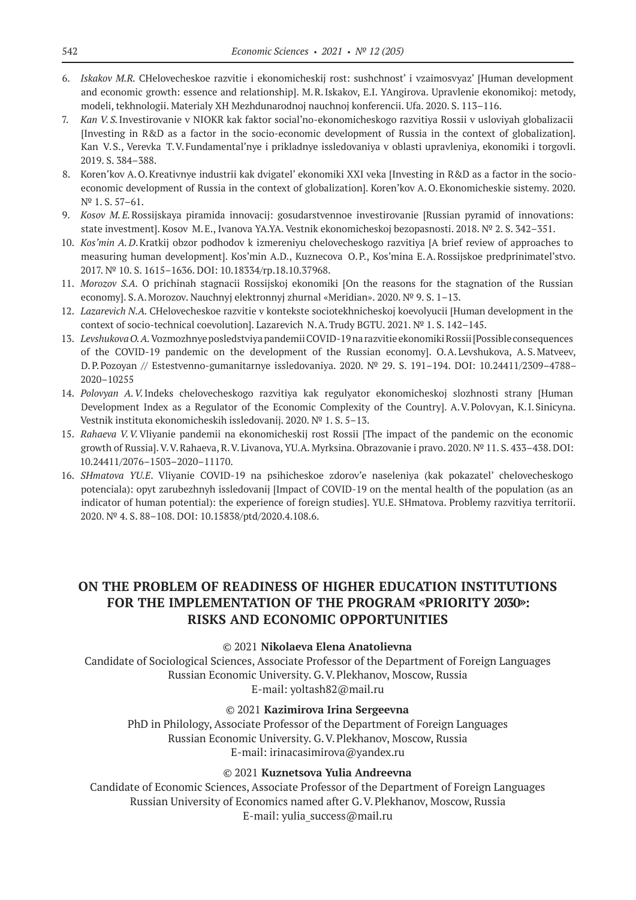6. *Iskakov M.R.* CHelovecheskoe razvitie i ekonomicheskij rost: sushchnost' i vzaimosvyaz' [Human development and economic growth: essence and relationship]. M.R. Iskakov, E.I. YAngirova. Upravlenie ekonomikoj: metody, modeli, tekhnologii. Materialy XH Mezhdunarodnoj nauchnoj konferencii. Ufa. 2020. S. 113–116.
7. *Kan V.S.* Investirovanie v NIOKR kak faktor social'no-ekonomicheskogo razvitiya Rossii v usloviyah globalizacii [Investing in R&D as a factor in the socio-economic development of Russia in the context of globalization]. Kan V.S., Verevka T.V. Fundamental'nye i prikladnye issledovaniya v oblasti upravleniya, ekonomiki i torgovli. 2019. S. 384–388.
8. Koren'kov A.O. Kreativnye industrii kak dvigatel' ekonomiki XXI veka [Investing in R&D as a factor in the socio-economic development of Russia in the context of globalization]. Koren'kov A.O. Ekonomicheskie sistemy. 2020. № 1. S. 57–61.
9. *Kosov M.E.* Rossijskaya piramida innovacij: gosudarstvennoe investirovanie [Russian pyramid of innovations: state investment]. Kosov M.E., Ivanova YA.YA. Vestnik ekonomicheskoj bezopasnosti. 2018. № 2. S. 342–351.
10. *Kos'min A.D.* Kratkij obzor podhodov k izmereniyu chelovecheskogo razvitiya [A brief review of approaches to measuring human development]. Kos'min A.D., Kuznecova O.P., Kos'mina E.A. Rossijskoe predprinimatel'stvo. 2017. № 10. S. 1615–1636. DOI: 10.18334/rp.18.10.37968.
11. *Morozov S.A.* O prichinah stagnacii Rossijskoj ekonomiki [On the reasons for the stagnation of the Russian economy]. S.A. Morozov. Nauchnyj elektronnyj zhurnal «Meridian». 2020. № 9. S. 1–13.
12. *Lazarevich N.A.* CHelovecheskoe razvitie v kontekste sociotekhnicheskoj koevolyucii [Human development in the context of socio-technical coevolution]. Lazarevich N.A. Trudy BGTU. 2021. № 1. S. 142–145.
13. *Levshukova O.A.* Vozmozhnye posledstviya pandemii COVID-19 na razvitie ekonomiki Rossii [Possible consequences of the COVID-19 pandemic on the development of the Russian economy]. O.A. Levshukova, A.S. Matveev, D.P. Pozoyan // Estestvenno-gumanitarnye issledovaniya. 2020. № 29. S. 191–194. DOI: 10.24411/2309–4788–2020–10255
14. *Polovyan A.V.* Indeks chelovecheskogo razvitiya kak regulyator ekonomicheskoj slozhnosti strany [Human Development Index as a Regulator of the Economic Complexity of the Country]. A.V. Polovyan, K.I. Sinicyna. Vestnik instituta ekonomicheskih issledovanij. 2020. № 1. S. 5–13.
15. *Rahaeva V.V.* Vliyanie pandemii na ekonomicheskij rost Rossii [The impact of the pandemic on the economic growth of Russia]. V.V. Rahaeva, R.V. Livanova, YU.A. Myrksina. Obrazovanie i pravo. 2020. № 11. S. 433–438. DOI: 10.24411/2076–1503–2020–11170.
16. *SHmatova YU.E.* Vliyanie COVID-19 na psihicheskoe zdorov'e naseleniya (kak pokazatel' chelovecheskogo potenciala): opyt zarubezhnyh issledovanij [Impact of COVID-19 on the mental health of the population (as an indicator of human potential): the experience of foreign studies]. YU.E. SHmatova. Problemy razvitiya territorii. 2020. № 4. S. 88–108. DOI: 10.15838/ptd/2020.4.108.6.

## ON THE PROBLEM OF READINESS OF HIGHER EDUCATION INSTITUTIONS FOR THE IMPLEMENTATION OF THE PROGRAM «PRIORITY 2030»: RISKS AND ECONOMIC OPPORTUNITIES

© 2021 **Nikolaeva Elena Anatolievna**
Candidate of Sociological Sciences, Associate Professor of the Department of Foreign Languages
Russian Economic University. G.V. Plekhanov, Moscow, Russia
E-mail: yoltash82@mail.ru

© 2021 **Kazimirova Irina Sergeevna**
PhD in Philology, Associate Professor of the Department of Foreign Languages
Russian Economic University. G.V. Plekhanov, Moscow, Russia
E-mail: irinacasimirova@yandex.ru

© 2021 **Kuznetsova Yulia Andreevna**
Candidate of Economic Sciences, Associate Professor of the Department of Foreign Languages
Russian University of Economics named after G.V. Plekhanov, Moscow, Russia
E-mail: yulia_success@mail.ru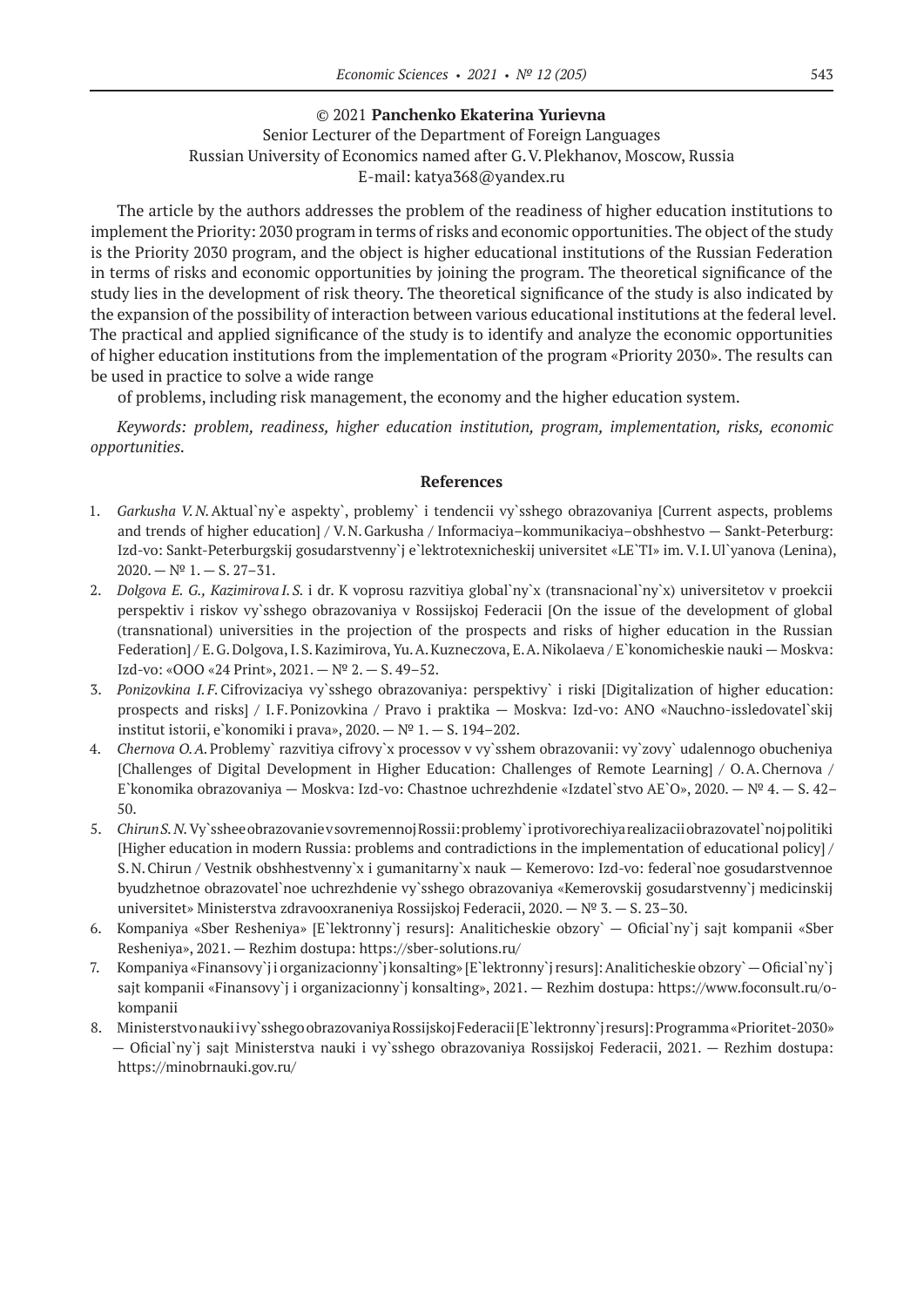© 2021 **Panchenko Ekaterina Yurievna**
Senior Lecturer of the Department of Foreign Languages
Russian University of Economics named after G. V. Plekhanov, Moscow, Russia
E-mail: katya368@yandex.ru

The article by the authors addresses the problem of the readiness of higher education institutions to implement the Priority: 2030 program in terms of risks and economic opportunities. The object of the study is the Priority 2030 program, and the object is higher educational institutions of the Russian Federation in terms of risks and economic opportunities by joining the program. The theoretical significance of the study lies in the development of risk theory. The theoretical significance of the study is also indicated by the expansion of the possibility of interaction between various educational institutions at the federal level. The practical and applied significance of the study is to identify and analyze the economic opportunities of higher education institutions from the implementation of the program «Priority 2030». The results can be used in practice to solve a wide range

of problems, including risk management, the economy and the higher education system.

*Keywords: problem, readiness, higher education institution, program, implementation, risks, economic opportunities.*

### References

1. *Garkusha V. N.* Aktual`ny`e aspekty`, problemy` i tendencii vy`sshego obrazovaniya [Current aspects, problems and trends of higher education] / V. N. Garkusha / Informaciya–kommunikaciya–obshhestvo — Sankt-Peterburg: Izd-vo: Sankt-Peterburgskij gosudarstvenny`j e`lektrotexnicheskij universitet «LE`TI» im. V. I. Ul`yanova (Lenina), 2020. — № 1. — S. 27–31.
2. *Dolgova E. G., Kazimirova I. S.* i dr. K voprosu razvitiya global`ny`x (transnacional`ny`x) universitetov v proekcii perspektiv i riskov vy`sshego obrazovaniya v Rossijskoj Federacii [On the issue of the development of global (transnational) universities in the projection of the prospects and risks of higher education in the Russian Federation] / E. G. Dolgova, I. S. Kazimirova, Yu. A. Kuzneczova, E. A. Nikolaeva / E`konomicheskie nauki — Moskva: Izd-vo: «OOO «24 Print», 2021. — № 2. — S. 49–52.
3. *Ponizovkina I. F.* Cifrovizaciya vy`sshego obrazovaniya: perspektivy` i riski [Digitalization of higher education: prospects and risks] / I. F. Ponizovkina / Pravo i praktika — Moskva: Izd-vo: ANO «Nauchno-issledovatel`skij institut istorii, e`konomiki i prava», 2020. — № 1. — S. 194–202.
4. *Chernova O. A.* Problemy` razvitiya cifrovy`x processov v vy`sshem obrazovanii: vy`zovy` udalennogo obucheniya [Challenges of Digital Development in Higher Education: Challenges of Remote Learning] / O. A. Chernova / E`konomika obrazovaniya — Moskva: Izd-vo: Chastnoe uchrezhdenie «Izdatel`stvo AE`O», 2020. — № 4. — S. 42–50.
5. *Chirun S. N.* Vy`sshee obrazovanie v sovremennoj Rossii: problemy` i protivorechiya realizacii obrazovatel`noj politiki [Higher education in modern Russia: problems and contradictions in the implementation of educational policy] / S. N. Chirun / Vestnik obshhestvenny`x i gumanitarny`x nauk — Kemerovo: Izd-vo: federal`noe gosudarstvennoe byudzhetnoe obrazovatel`noe uchrezhdenie vy`sshego obrazovaniya «Kemerovskij gosudarstvenny`j medicinskij universitet» Ministerstva zdravooxraneniya Rossijskoj Federacii, 2020. — № 3. — S. 23–30.
6. Kompaniya «Sber Resheniya» [E`lektronny`j resurs]: Analiticheskie obzory` — Oficial`ny`j sajt kompanii «Sber Resheniya», 2021. — Rezhim dostupa: https://sber-solutions.ru/
7. Kompaniya «Finansovy`j i organizacionny`j konsalting» [E`lektronny`j resurs]: Analiticheskie obzory` — Oficial`ny`j sajt kompanii «Finansovy`j i organizacionny`j konsalting», 2021. — Rezhim dostupa: https://www.foconsult.ru/o-kompanii
8. Ministerstvo nauki i vy`sshego obrazovaniya Rossijskoj Federacii [E`lektronny`j resurs]: Programma «Prioritet-2030» — Oficial`ny`j sajt Ministerstva nauki i vy`sshego obrazovaniya Rossijskoj Federacii, 2021. — Rezhim dostupa: https://minobrnauki.gov.ru/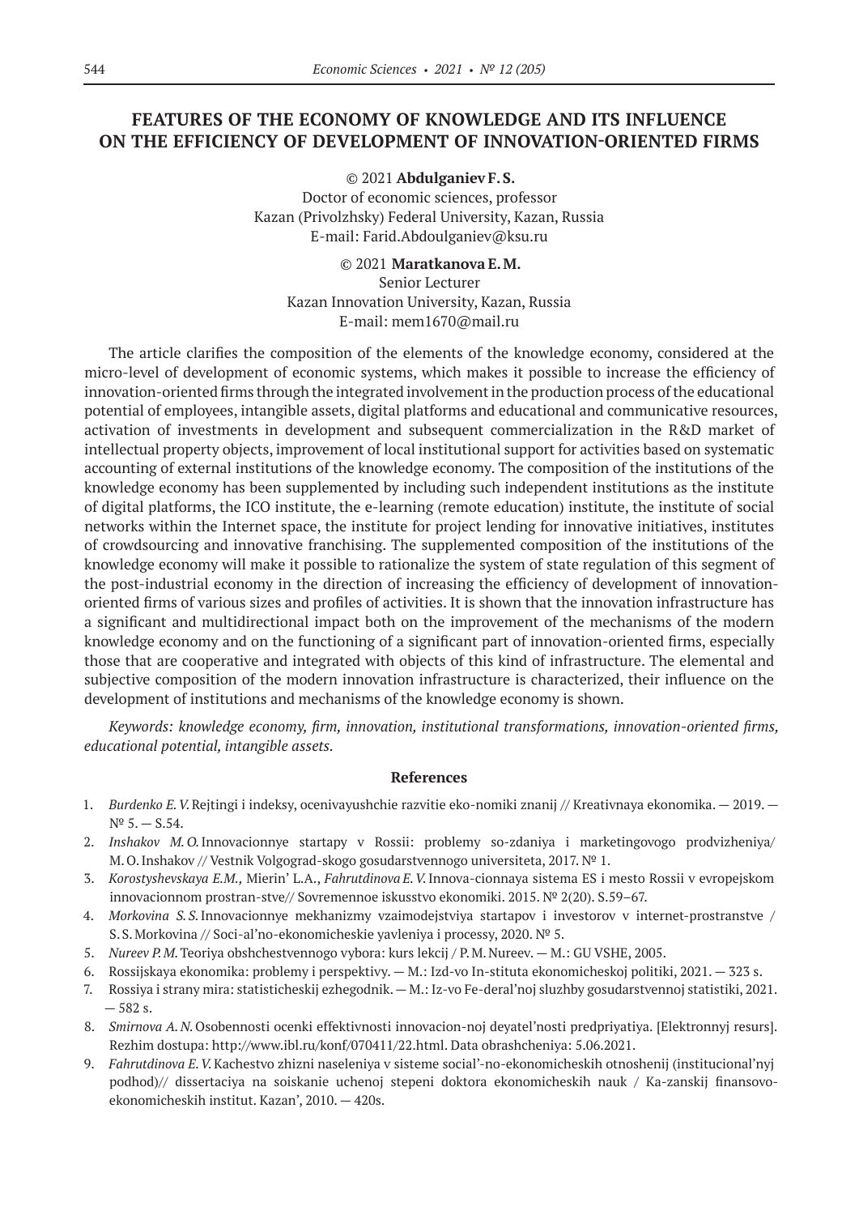# FEATURES OF THE ECONOMY OF KNOWLEDGE AND ITS INFLUENCE ON THE EFFICIENCY OF DEVELOPMENT OF INNOVATION-ORIENTED FIRMS

© 2021 **Abdulganiev F. S.**
Doctor of economic sciences, professor
Kazan (Privolzhsky) Federal University, Kazan, Russia
E-mail: Farid.Abdoulganiev@ksu.ru

© 2021 **Maratkanova E. M.**
Senior Lecturer
Kazan Innovation University, Kazan, Russia
E-mail: mem1670@mail.ru

The article clarifies the composition of the elements of the knowledge economy, considered at the micro-level of development of economic systems, which makes it possible to increase the efficiency of innovation-oriented firms through the integrated involvement in the production process of the educational potential of employees, intangible assets, digital platforms and educational and communicative resources, activation of investments in development and subsequent commercialization in the R&D market of intellectual property objects, improvement of local institutional support for activities based on systematic accounting of external institutions of the knowledge economy. The composition of the institutions of the knowledge economy has been supplemented by including such independent institutions as the institute of digital platforms, the ICO institute, the e-learning (remote education) institute, the institute of social networks within the Internet space, the institute for project lending for innovative initiatives, institutes of crowdsourcing and innovative franchising. The supplemented composition of the institutions of the knowledge economy will make it possible to rationalize the system of state regulation of this segment of the post-industrial economy in the direction of increasing the efficiency of development of innovation-oriented firms of various sizes and profiles of activities. It is shown that the innovation infrastructure has a significant and multidirectional impact both on the improvement of the mechanisms of the modern knowledge economy and on the functioning of a significant part of innovation-oriented firms, especially those that are cooperative and integrated with objects of this kind of infrastructure. The elemental and subjective composition of the modern innovation infrastructure is characterized, their influence on the development of institutions and mechanisms of the knowledge economy is shown.

*Keywords: knowledge economy, firm, innovation, institutional transformations, innovation-oriented firms, educational potential, intangible assets.*

## References

1. *Burdenko E. V.* Rejtingi i indeksy, ocenivayushchie razvitie eko-nomiki znanij // Kreativnaya ekonomika. — 2019. — № 5. — S.54.
2. *Inshakov M. O.* Innovacionnye startapy v Rossii: problemy so-zdaniya i marketingovogo prodvizheniya/ M. O. Inshakov // Vestnik Volgograd-skogo gosudarstvennogo universiteta, 2017. № 1.
3. *Korostyshevskaya E.M.,* Mierin' L.A., *Fahrutdinova E. V.* Innova-cionnaya sistema ES i mesto Rossii v evropejskom innovacionnom prostran-stve// Sovremennoe iskusstvo ekonomiki. 2015. № 2(20). S.59–67.
4. *Morkovina S. S.* Innovacionnye mekhanizmy vzaimodejstviya startapov i investorov v internet-prostranstve / S. S. Morkovina // Soci-al'no-ekonomicheskie yavleniya i processy, 2020. № 5.
5. *Nureev P. M.* Teoriya obshchestvennogo vybora: kurs lekcij / P. M. Nureev. — M.: GU VSHE, 2005.
6. Rossijskaya ekonomika: problemy i perspektivy. — M.: Izd-vo In-stituta ekonomicheskoj politiki, 2021. — 323 s.
7. Rossiya i strany mira: statisticheskij ezhegodnik. — M.: Iz-vo Fe-deral'noj sluzhby gosudarstvennoj statistiki, 2021. — 582 s.
8. *Smirnova A. N.* Osobennosti ocenki effektivnosti innovacion-noj deyatel'nosti predpriyatiya. [Elektronnyj resurs]. Rezhim dostupa: http://www.ibl.ru/konf/070411/22.html. Data obrashcheniya: 5.06.2021.
9. *Fahrutdinova E. V.* Kachestvo zhizni naseleniya v sisteme social'-no-ekonomicheskih otnoshenij (institucional'nyj podhod)// dissertaciya na soiskanie uchenoj stepeni doktora ekonomicheskih nauk / Ka-zanskij finansovo-ekonomicheskih institut. Kazan', 2010. — 420s.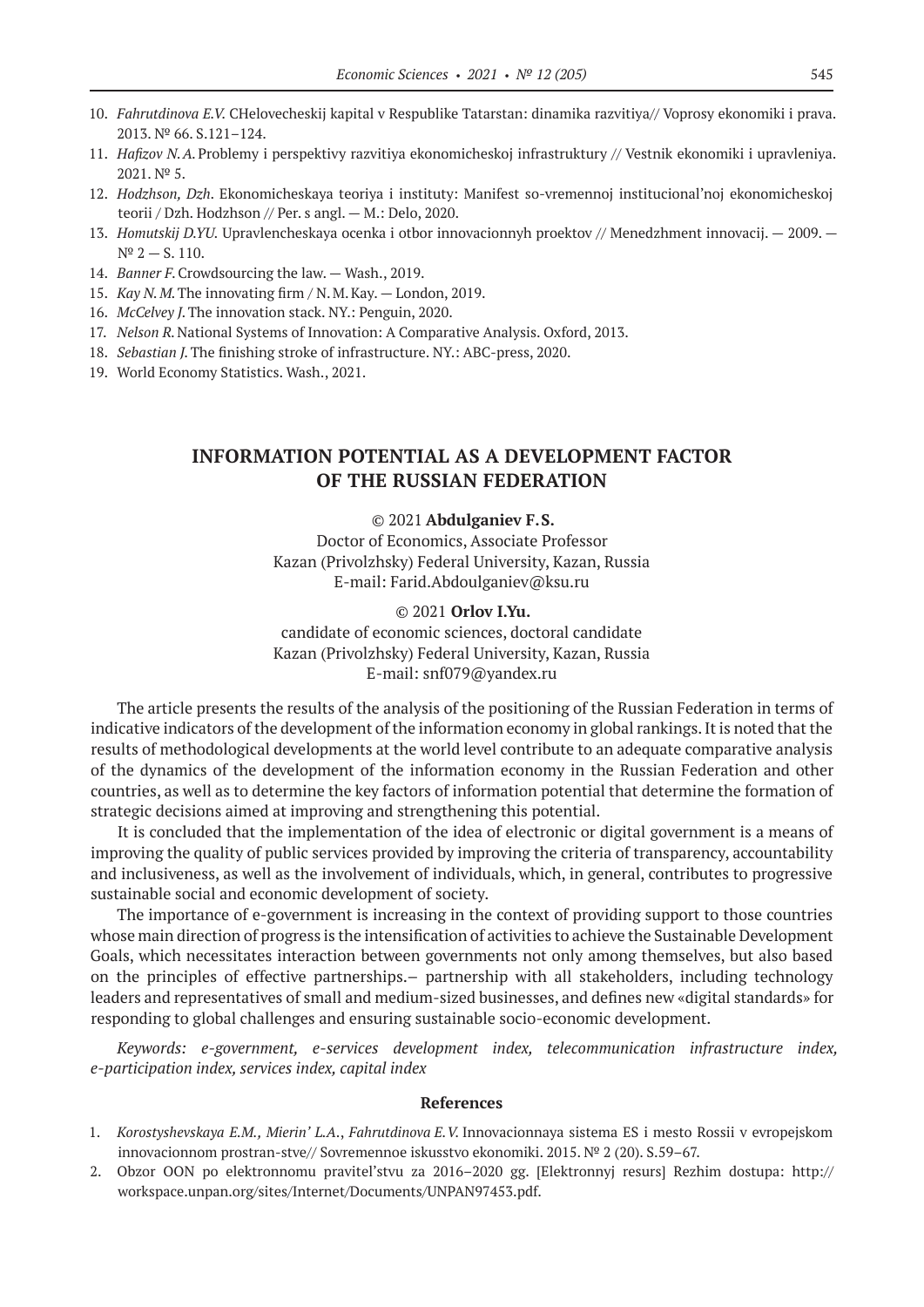10. *Fahrutdinova E.V.* CHelovecheskij kapital v Respublike Tatarstan: dinamika razvitiya// Voprosy ekonomiki i prava. 2013. № 66. S.121–124.
11. *Hafizov N.A.* Problemy i perspektivy razvitiya ekonomicheskoj infrastruktury // Vestnik ekonomiki i upravleniya. 2021. № 5.
12. *Hodzhson, Dzh.* Ekonomicheskaya teoriya i instituty: Manifest so-vremennoj institucional'noj ekonomicheskoj teorii / Dzh. Hodzhson // Per. s angl. — M.: Delo, 2020.
13. *Homutskij D.YU.* Upravlencheskaya ocenka i otbor innovacionnyh proektov // Menedzhment innovacij. — 2009. — № 2 — S. 110.
14. *Banner F.* Crowdsourcing the law. — Wash., 2019.
15. *Kay N.M.* The innovating firm / N.M. Kay. — London, 2019.
16. *McCelvey J.* The innovation stack. NY.: Penguin, 2020.
17. *Nelson R.* National Systems of Innovation: A Comparative Analysis. Oxford, 2013.
18. *Sebastian J.* The finishing stroke of infrastructure. NY.: ABC-press, 2020.
19. World Economy Statistics. Wash., 2021.

## INFORMATION POTENTIAL AS A DEVELOPMENT FACTOR OF THE RUSSIAN FEDERATION

© 2021 **Abdulganiev F.S.**
Doctor of Economics, Associate Professor
Kazan (Privolzhsky) Federal University, Kazan, Russia
E-mail: Farid.Abdoulganiev@ksu.ru

© 2021 **Orlov I.Yu.**
candidate of economic sciences, doctoral candidate
Kazan (Privolzhsky) Federal University, Kazan, Russia
E-mail: snf079@yandex.ru

The article presents the results of the analysis of the positioning of the Russian Federation in terms of indicative indicators of the development of the information economy in global rankings. It is noted that the results of methodological developments at the world level contribute to an adequate comparative analysis of the dynamics of the development of the information economy in the Russian Federation and other countries, as well as to determine the key factors of information potential that determine the formation of strategic decisions aimed at improving and strengthening this potential.

It is concluded that the implementation of the idea of electronic or digital government is a means of improving the quality of public services provided by improving the criteria of transparency, accountability and inclusiveness, as well as the involvement of individuals, which, in general, contributes to progressive sustainable social and economic development of society.

The importance of e-government is increasing in the context of providing support to those countries whose main direction of progress is the intensification of activities to achieve the Sustainable Development Goals, which necessitates interaction between governments not only among themselves, but also based on the principles of effective partnerships.– partnership with all stakeholders, including technology leaders and representatives of small and medium-sized businesses, and defines new «digital standards» for responding to global challenges and ensuring sustainable socio-economic development.

*Keywords: e-government, e-services development index, telecommunication infrastructure index, e-participation index, services index, capital index*

### References

1. *Korostyshevskaya E.M., Mierin' L.A., Fahrutdinova E.V.* Innovacionnaya sistema ES i mesto Rossii v evropejskom innovacionnom prostran-stve// Sovremennoe iskusstvo ekonomiki. 2015. № 2 (20). S.59–67.
2. Obzor OON po elektronnomu pravitel'stvu za 2016–2020 gg. [Elektronnyj resurs] Rezhim dostupa: http://workspace.unpan.org/sites/Internet/Documents/UNPAN97453.pdf.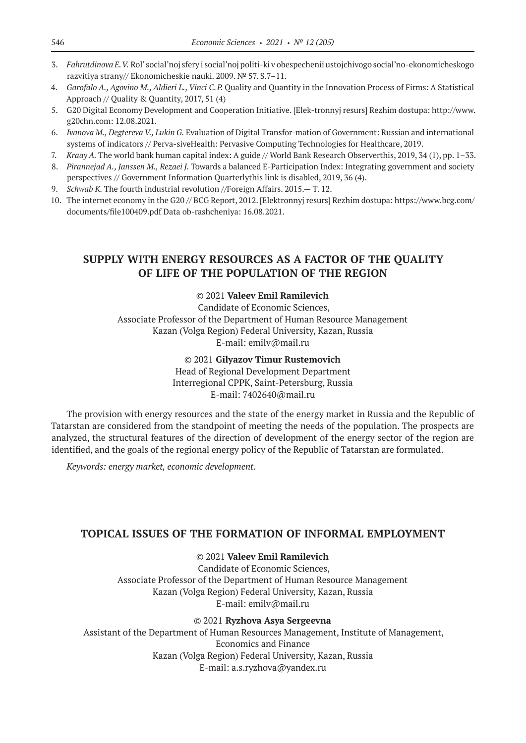3. *Fahrutdinova E. V.* Rol' social'noj sfery i social'noj politi-ki v obespechenii ustojchivogo social'no-ekonomicheskogo razvitiya strany// Ekonomicheskie nauki. 2009. № 57. S.7–11.
4. *Garofalo A., Agovino M., Aldieri L., Vinci C. P.* Quality and Quantity in the Innovation Process of Firms: A Statistical Approach // Quality & Quantity, 2017, 51 (4)
5. G20 Digital Economy Development and Cooperation Initiative. [Elek-tronnyj resurs] Rezhim dostupa: http://www.g20chn.com: 12.08.2021.
6. *Ivanova M., Degtereva V., Lukin G.* Evaluation of Digital Transfor-mation of Government: Russian and international systems of indicators // Perva-siveHealth: Pervasive Computing Technologies for Healthcare, 2019.
7. *Kraay A.* The world bank human capital index: A guide // World Bank Research Observerthis, 2019, 34 (1), pp. 1–33.
8. *Pirannejad A., Janssen M., Rezaei J.* Towards a balanced E-Participation Index: Integrating government and society perspectives // Government Information Quarterlythis link is disabled, 2019, 36 (4).
9. *Schwab K.* The fourth industrial revolution //Foreign Affairs. 2015.— T. 12.
10. The internet economy in the G20 // BCG Report, 2012. [Elektronnyj resurs] Rezhim dostupa: https://www.bcg.com/documents/file100409.pdf Data ob-rashcheniya: 16.08.2021.

## SUPPLY WITH ENERGY RESOURCES AS A FACTOR OF THE QUALITY OF LIFE OF THE POPULATION OF THE REGION

© 2021 **Valeev Emil Ramilevich**
Candidate of Economic Sciences,
Associate Professor of the Department of Human Resource Management
Kazan (Volga Region) Federal University, Kazan, Russia
E-mail: emilv@mail.ru

© 2021 **Gilyazov Timur Rustemovich**
Head of Regional Development Department
Interregional CPPK, Saint-Petersburg, Russia
E-mail: 7402640@mail.ru

The provision with energy resources and the state of the energy market in Russia and the Republic of Tatarstan are considered from the standpoint of meeting the needs of the population. The prospects are analyzed, the structural features of the direction of development of the energy sector of the region are identified, and the goals of the regional energy policy of the Republic of Tatarstan are formulated.

*Keywords: energy market, economic development.*

## TOPICAL ISSUES OF THE FORMATION OF INFORMAL EMPLOYMENT

© 2021 **Valeev Emil Ramilevich**
Candidate of Economic Sciences,
Associate Professor of the Department of Human Resource Management
Kazan (Volga Region) Federal University, Kazan, Russia
E-mail: emilv@mail.ru

© 2021 **Ryzhova Asya Sergeevna**
Assistant of the Department of Human Resources Management, Institute of Management, Economics and Finance
Kazan (Volga Region) Federal University, Kazan, Russia
E-mail: a.s.ryzhova@yandex.ru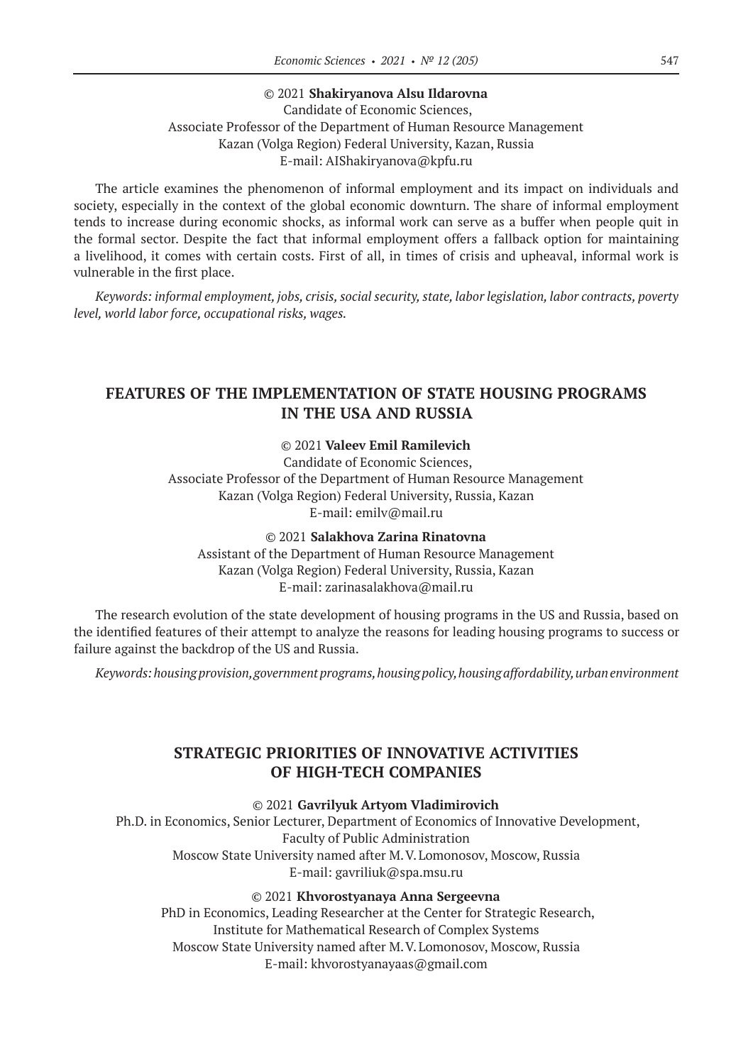© 2021 **Shakiryanova Alsu Ildarovna**
Candidate of Economic Sciences,
Associate Professor of the Department of Human Resource Management
Kazan (Volga Region) Federal University, Kazan, Russia
E-mail: AIShakiryanova@kpfu.ru

The article examines the phenomenon of informal employment and its impact on individuals and society, especially in the context of the global economic downturn. The share of informal employment tends to increase during economic shocks, as informal work can serve as a buffer when people quit in the formal sector. Despite the fact that informal employment offers a fallback option for maintaining a livelihood, it comes with certain costs. First of all, in times of crisis and upheaval, informal work is vulnerable in the first place.

*Keywords: informal employment, jobs, crisis, social security, state, labor legislation, labor contracts, poverty level, world labor force, occupational risks, wages.*

## FEATURES OF THE IMPLEMENTATION OF STATE HOUSING PROGRAMS IN THE USA AND RUSSIA

© 2021 **Valeev Emil Ramilevich**
Candidate of Economic Sciences,
Associate Professor of the Department of Human Resource Management
Kazan (Volga Region) Federal University, Russia, Kazan
E-mail: emilv@mail.ru

© 2021 **Salakhova Zarina Rinatovna**
Assistant of the Department of Human Resource Management
Kazan (Volga Region) Federal University, Russia, Kazan
E-mail: zarinasalakhova@mail.ru

The research evolution of the state development of housing programs in the US and Russia, based on the identified features of their attempt to analyze the reasons for leading housing programs to success or failure against the backdrop of the US and Russia.

*Keywords: housing provision, government programs, housing policy, housing affordability, urban environment*

## STRATEGIC PRIORITIES OF INNOVATIVE ACTIVITIES OF HIGH-TECH COMPANIES

© 2021 **Gavrilyuk Artyom Vladimirovich**
Ph.D. in Economics, Senior Lecturer, Department of Economics of Innovative Development,
Faculty of Public Administration
Moscow State University named after M. V. Lomonosov, Moscow, Russia
E-mail: gavriliuk@spa.msu.ru

© 2021 **Khvorostyanaya Anna Sergeevna**
PhD in Economics, Leading Researcher at the Center for Strategic Research,
Institute for Mathematical Research of Complex Systems
Moscow State University named after M. V. Lomonosov, Moscow, Russia
E-mail: khvorostyanayaas@gmail.com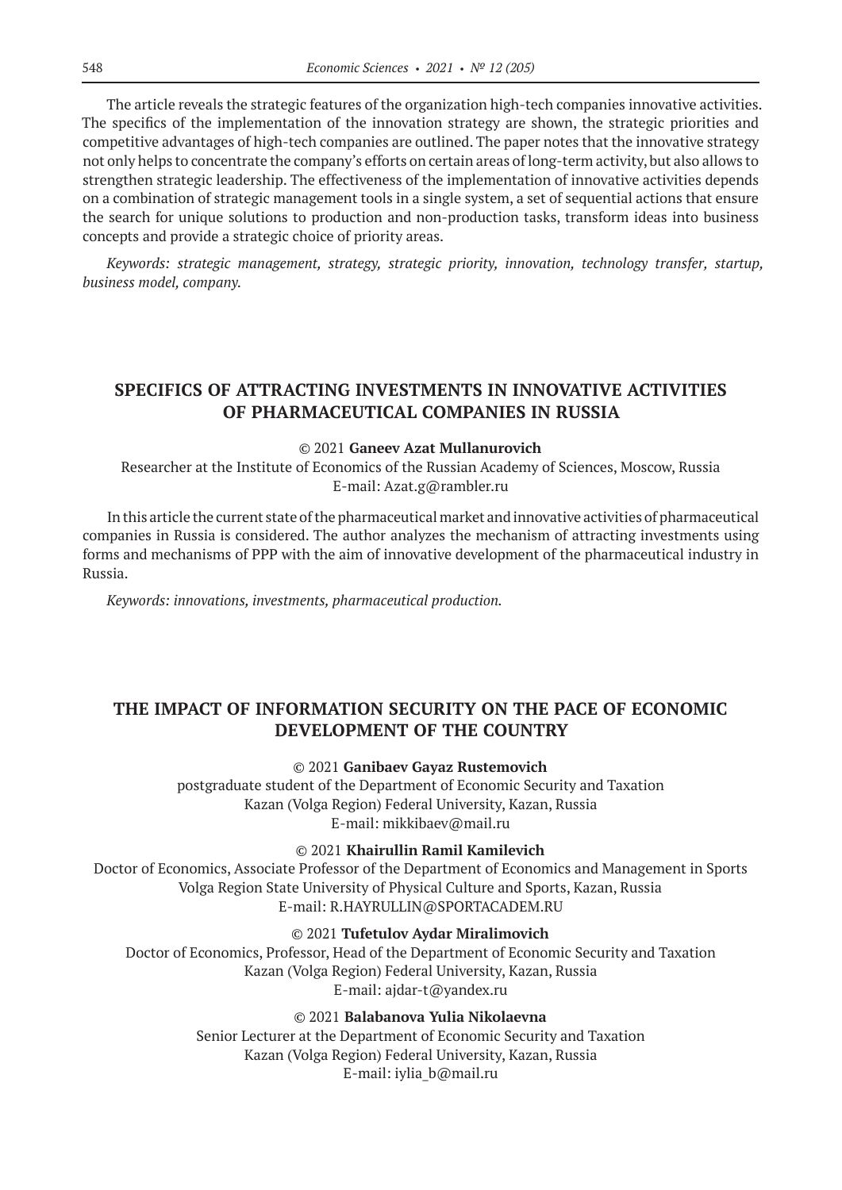The article reveals the strategic features of the organization high-tech companies innovative activities. The specifics of the implementation of the innovation strategy are shown, the strategic priorities and competitive advantages of high-tech companies are outlined. The paper notes that the innovative strategy not only helps to concentrate the company's efforts on certain areas of long-term activity, but also allows to strengthen strategic leadership. The effectiveness of the implementation of innovative activities depends on a combination of strategic management tools in a single system, a set of sequential actions that ensure the search for unique solutions to production and non-production tasks, transform ideas into business concepts and provide a strategic choice of priority areas.

*Keywords: strategic management, strategy, strategic priority, innovation, technology transfer, startup, business model, company.*

## SPECIFICS OF ATTRACTING INVESTMENTS IN INNOVATIVE ACTIVITIES OF PHARMACEUTICAL COMPANIES IN RUSSIA

© 2021 **Ganeev Azat Mullanurovich**
Researcher at the Institute of Economics of the Russian Academy of Sciences, Moscow, Russia
E-mail: Azat.g@rambler.ru

In this article the current state of the pharmaceutical market and innovative activities of pharmaceutical companies in Russia is considered. The author analyzes the mechanism of attracting investments using forms and mechanisms of PPP with the aim of innovative development of the pharmaceutical industry in Russia.

*Keywords: innovations, investments, pharmaceutical production.*

## THE IMPACT OF INFORMATION SECURITY ON THE PACE OF ECONOMIC DEVELOPMENT OF THE COUNTRY

© 2021 **Ganibaev Gayaz Rustemovich**
postgraduate student of the Department of Economic Security and Taxation
Kazan (Volga Region) Federal University, Kazan, Russia
E-mail: mikkibaev@mail.ru

© 2021 **Khairullin Ramil Kamilevich**
Doctor of Economics, Associate Professor of the Department of Economics and Management in Sports
Volga Region State University of Physical Culture and Sports, Kazan, Russia
E-mail: R.HAYRULLIN@SPORTACADEM.RU

© 2021 **Tufetulov Aydar Miralimovich**
Doctor of Economics, Professor, Head of the Department of Economic Security and Taxation
Kazan (Volga Region) Federal University, Kazan, Russia
E-mail: ajdar-t@yandex.ru

© 2021 **Balabanova Yulia Nikolaevna**
Senior Lecturer at the Department of Economic Security and Taxation
Kazan (Volga Region) Federal University, Kazan, Russia
E-mail: iylia_b@mail.ru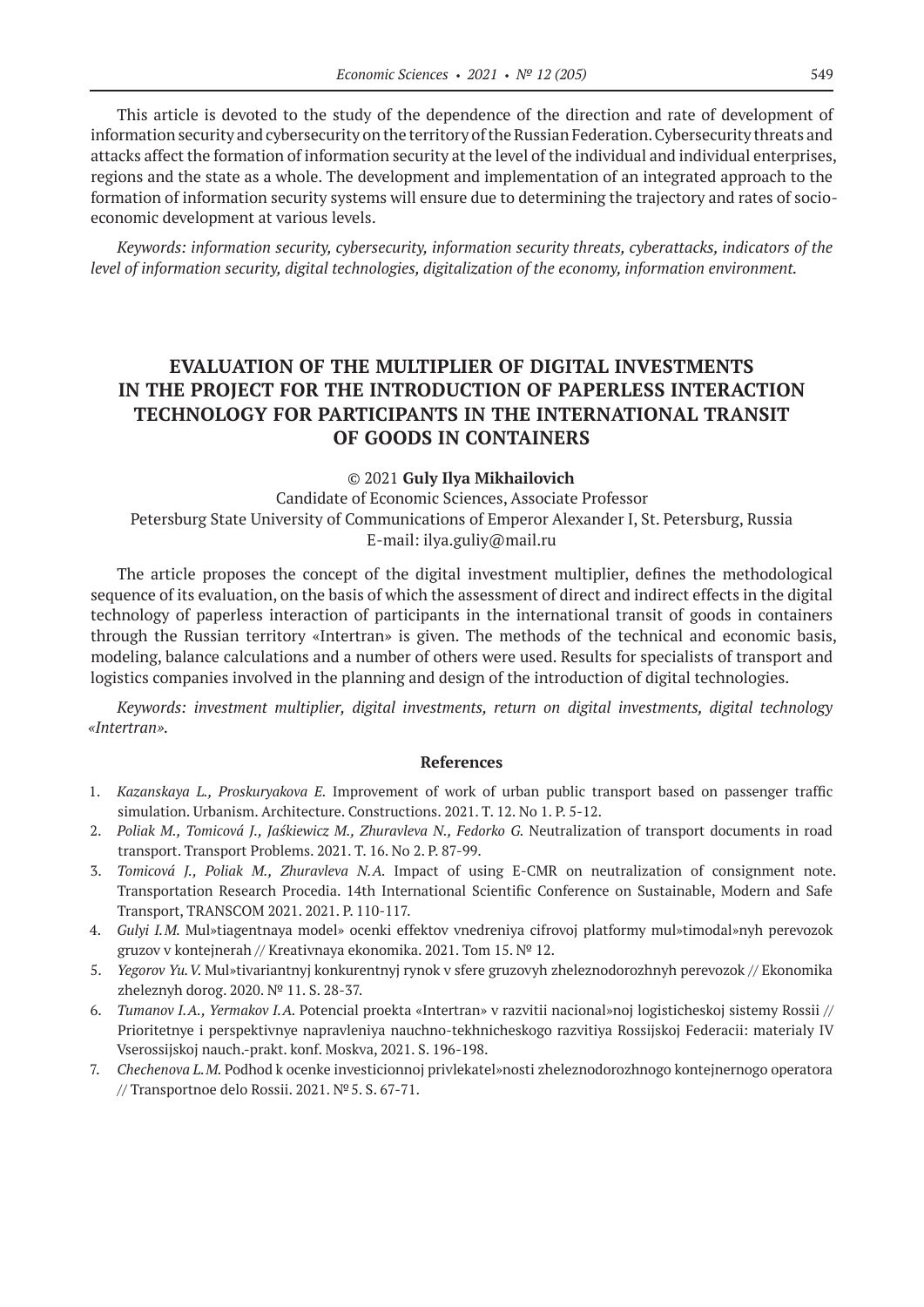This article is devoted to the study of the dependence of the direction and rate of development of information security and cybersecurity on the territory of the Russian Federation. Cybersecurity threats and attacks affect the formation of information security at the level of the individual and individual enterprises, regions and the state as a whole. The development and implementation of an integrated approach to the formation of information security systems will ensure due to determining the trajectory and rates of socio-economic development at various levels.

*Keywords: information security, cybersecurity, information security threats, cyberattacks, indicators of the level of information security, digital technologies, digitalization of the economy, information environment.*

## EVALUATION OF THE MULTIPLIER OF DIGITAL INVESTMENTS IN THE PROJECT FOR THE INTRODUCTION OF PAPERLESS INTERACTION TECHNOLOGY FOR PARTICIPANTS IN THE INTERNATIONAL TRANSIT OF GOODS IN CONTAINERS

© 2021 **Guly Ilya Mikhailovich**
Candidate of Economic Sciences, Associate Professor
Petersburg State University of Communications of Emperor Alexander I, St. Petersburg, Russia
E-mail: ilya.guliy@mail.ru

The article proposes the concept of the digital investment multiplier, defines the methodological sequence of its evaluation, on the basis of which the assessment of direct and indirect effects in the digital technology of paperless interaction of participants in the international transit of goods in containers through the Russian territory «Intertran» is given. The methods of the technical and economic basis, modeling, balance calculations and a number of others were used. Results for specialists of transport and logistics companies involved in the planning and design of the introduction of digital technologies.

*Keywords: investment multiplier, digital investments, return on digital investments, digital technology «Intertran».*

### References

1. *Kazanskaya L., Proskuryakova E.* Improvement of work of urban public transport based on passenger traffic simulation. Urbanism. Architecture. Constructions. 2021. T. 12. No 1. P. 5-12.
2. *Poliak M., Tomicová J., Jaśkiewicz M., Zhuravleva N., Fedorko G.* Neutralization of transport documents in road transport. Transport Problems. 2021. T. 16. No 2. P. 87-99.
3. *Tomicová J., Poliak M., Zhuravleva N.A.* Impact of using E-CMR on neutralization of consignment note. Transportation Research Procedia. 14th International Scientific Conference on Sustainable, Modern and Safe Transport, TRANSCOM 2021. 2021. P. 110-117.
4. *Gulyi I.M.* Mul»tiagentnaya model» ocenki effektov vnedreniya cifrovoj platformy mul»timodal»nyh perevozok gruzov v kontejnerah // Kreativnaya ekonomika. 2021. Tom 15. № 12.
5. *Yegorov Yu.V.* Mul»tivariantnyj konkurentnyj rynok v sfere gruzovyh zheleznodorozhnyh perevozok // Ekonomika zheleznyh dorog. 2020. № 11. S. 28-37.
6. *Tumanov I.A., Yermakov I.A.* Potencial proekta «Intertran» v razvitii nacional»noj logisticheskoj sistemy Rossii // Prioritetnye i perspektivnye napravleniya nauchno-tekhnicheskogo razvitiya Rossijskoj Federacii: materialy IV Vserossijskoj nauch.-prakt. konf. Moskva, 2021. S. 196-198.
7. *Chechenova L.M.* Podhod k ocenke investicionnoj privlekatel»nosti zheleznodorozhnogo kontejnernogo operatora // Transportnoe delo Rossii. 2021. № 5. S. 67-71.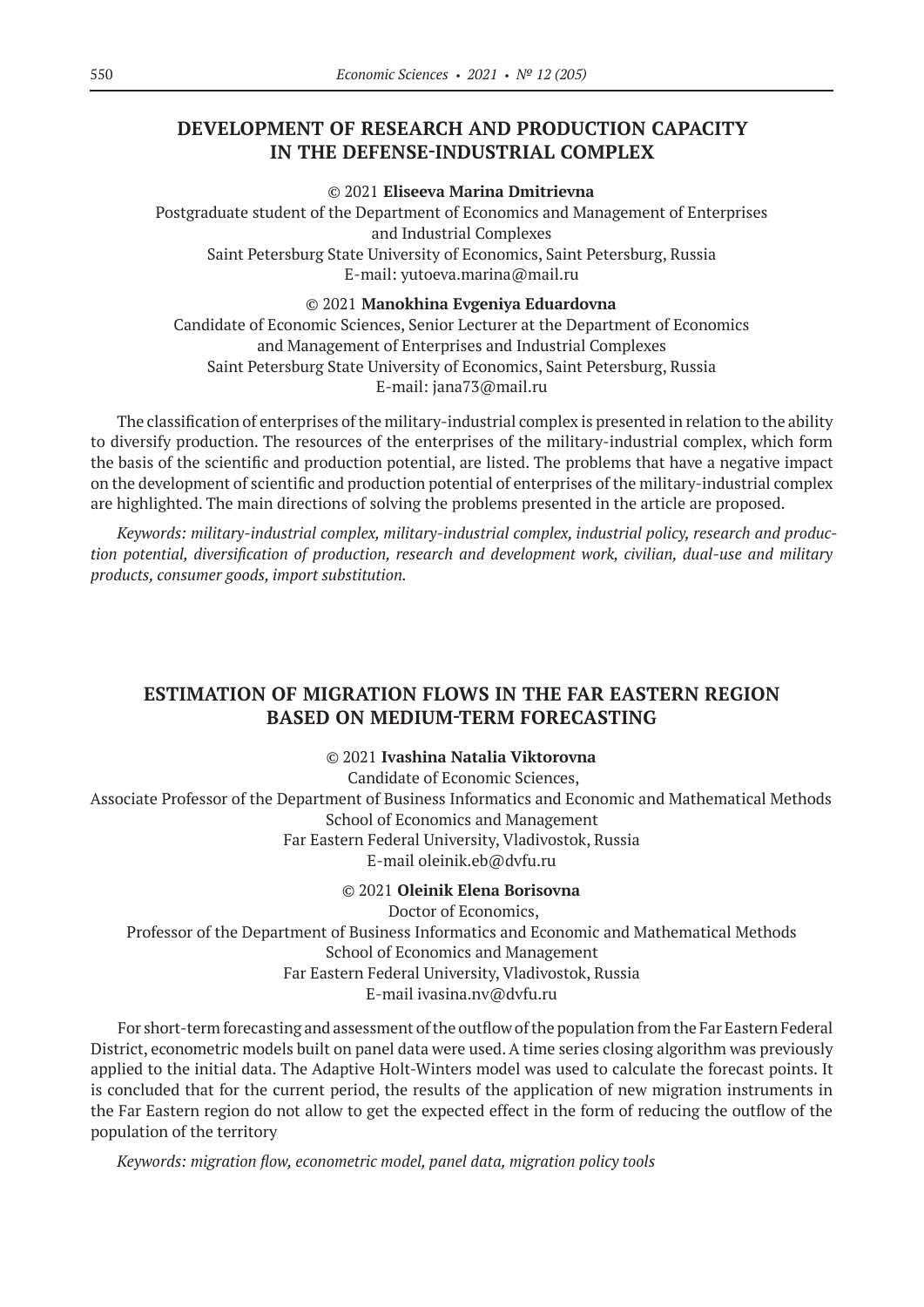## DEVELOPMENT OF RESEARCH AND PRODUCTION CAPACITY IN THE DEFENSE-INDUSTRIAL COMPLEX

© 2021 **Eliseeva Marina Dmitrievna**
Postgraduate student of the Department of Economics and Management of Enterprises and Industrial Complexes
Saint Petersburg State University of Economics, Saint Petersburg, Russia
E-mail: yutoeva.marina@mail.ru

© 2021 **Manokhina Evgeniya Eduardovna**
Candidate of Economic Sciences, Senior Lecturer at the Department of Economics and Management of Enterprises and Industrial Complexes
Saint Petersburg State University of Economics, Saint Petersburg, Russia
E-mail: jana73@mail.ru

The classification of enterprises of the military-industrial complex is presented in relation to the ability to diversify production. The resources of the enterprises of the military-industrial complex, which form the basis of the scientific and production potential, are listed. The problems that have a negative impact on the development of scientific and production potential of enterprises of the military-industrial complex are highlighted. The main directions of solving the problems presented in the article are proposed.

*Keywords: military-industrial complex, military-industrial complex, industrial policy, research and production potential, diversification of production, research and development work, civilian, dual-use and military products, consumer goods, import substitution.*

## ESTIMATION OF MIGRATION FLOWS IN THE FAR EASTERN REGION BASED ON MEDIUM-TERM FORECASTING

© 2021 **Ivashina Natalia Viktorovna**
Candidate of Economic Sciences,
Associate Professor of the Department of Business Informatics and Economic and Mathematical Methods
School of Economics and Management
Far Eastern Federal University, Vladivostok, Russia
E-mail oleinik.eb@dvfu.ru

© 2021 **Oleinik Elena Borisovna**
Doctor of Economics,
Professor of the Department of Business Informatics and Economic and Mathematical Methods
School of Economics and Management
Far Eastern Federal University, Vladivostok, Russia
E-mail ivasina.nv@dvfu.ru

For short-term forecasting and assessment of the outflow of the population from the Far Eastern Federal District, econometric models built on panel data were used. A time series closing algorithm was previously applied to the initial data. The Adaptive Holt-Winters model was used to calculate the forecast points. It is concluded that for the current period, the results of the application of new migration instruments in the Far Eastern region do not allow to get the expected effect in the form of reducing the outflow of the population of the territory

*Keywords: migration flow, econometric model, panel data, migration policy tools*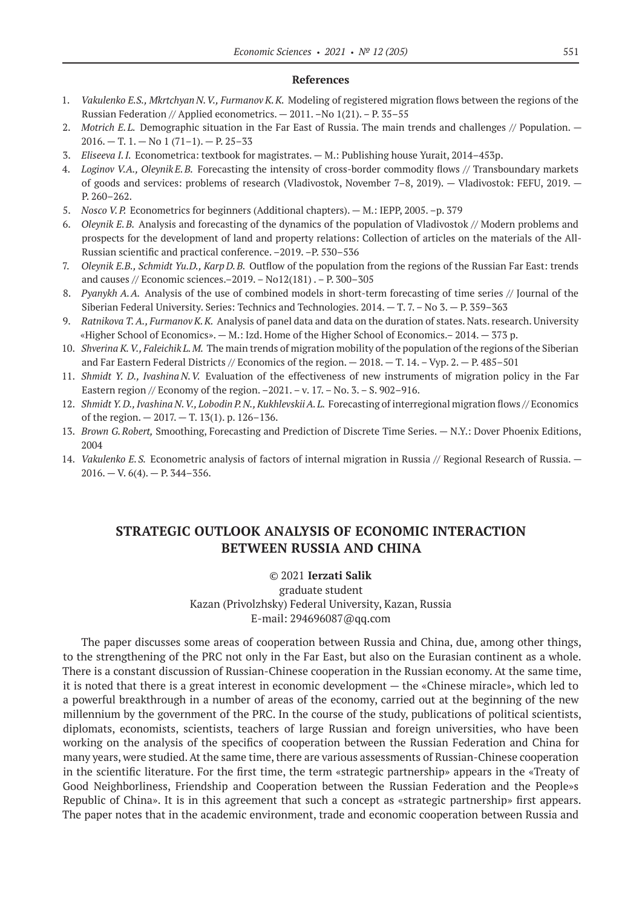### References

1. *Vakulenko E.S., Mkrtchyan N.V., Furmanov K.K.* Modeling of registered migration flows between the regions of the Russian Federation // Applied econometrics. — 2011. –No 1(21). – P. 35–55
2. *Motrich E.L.* Demographic situation in the Far East of Russia. The main trends and challenges // Population. — 2016. — T. 1. — No 1 (71–1). — P. 25–33
3. *Eliseeva I.I.* Econometrica: textbook for magistrates. — M.: Publishing house Yurait, 2014–453p.
4. *Loginov V.A., Oleynik E.B.* Forecasting the intensity of cross-border commodity flows // Transboundary markets of goods and services: problems of research (Vladivostok, November 7–8, 2019). — Vladivostok: FEFU, 2019. — P. 260–262.
5. *Nosco V.P.* Econometrics for beginners (Additional chapters). — M.: IEPP, 2005. –p. 379
6. *Oleynik E.B.* Analysis and forecasting of the dynamics of the population of Vladivostok // Modern problems and prospects for the development of land and property relations: Collection of articles on the materials of the All-Russian scientific and practical conference. –2019. –P. 530–536
7. *Oleynik E.B., Schmidt Yu.D., Karp D.B.* Outflow of the population from the regions of the Russian Far East: trends and causes // Economic sciences.–2019. – No12(181) . – P. 300–305
8. *Pyanykh A.A.* Analysis of the use of combined models in short-term forecasting of time series // Journal of the Siberian Federal University. Series: Technics and Technologies. 2014. — T. 7. – No 3. — P. 359–363
9. *Ratnikova T.A., Furmanov K.K.* Analysis of panel data and data on the duration of states. Nats. research. University «Higher School of Economics». — M.: Izd. Home of the Higher School of Economics.– 2014. — 373 p.
10. *Shverina K.V., Faleichik L.M.* The main trends of migration mobility of the population of the regions of the Siberian and Far Eastern Federal Districts // Economics of the region. — 2018. — T. 14. – Vyp. 2. — P. 485–501
11. *Shmidt Y.D., Ivashina N.V.* Evaluation of the effectiveness of new instruments of migration policy in the Far Eastern region // Economy of the region. –2021. – v. 17. – No. 3. – S. 902–916.
12. *Shmidt Y.D., Ivashina N.V., Lobodin P.N., Kukhlevskii A.L.* Forecasting of interregional migration flows // Economics of the region. — 2017. — T. 13(1). p. 126–136.
13. *Brown G.Robert,* Smoothing, Forecasting and Prediction of Discrete Time Series. — N.Y.: Dover Phoenix Editions, 2004
14. *Vakulenko E.S.* Econometric analysis of factors of internal migration in Russia // Regional Research of Russia. — 2016. — V. 6(4). — P. 344–356.

## STRATEGIC OUTLOOK ANALYSIS OF ECONOMIC INTERACTION BETWEEN RUSSIA AND CHINA

© 2021 **Ierzati Salik**
graduate student
Kazan (Privolzhsky) Federal University, Kazan, Russia
E-mail: 294696087@qq.com

The paper discusses some areas of cooperation between Russia and China, due, among other things, to the strengthening of the PRC not only in the Far East, but also on the Eurasian continent as a whole. There is a constant discussion of Russian-Chinese cooperation in the Russian economy. At the same time, it is noted that there is a great interest in economic development — the «Chinese miracle», which led to a powerful breakthrough in a number of areas of the economy, carried out at the beginning of the new millennium by the government of the PRC. In the course of the study, publications of political scientists, diplomats, economists, scientists, teachers of large Russian and foreign universities, who have been working on the analysis of the specifics of cooperation between the Russian Federation and China for many years, were studied. At the same time, there are various assessments of Russian-Chinese cooperation in the scientific literature. For the first time, the term «strategic partnership» appears in the «Treaty of Good Neighborliness, Friendship and Cooperation between the Russian Federation and the People»s Republic of China». It is in this agreement that such a concept as «strategic partnership» first appears. The paper notes that in the academic environment, trade and economic cooperation between Russia and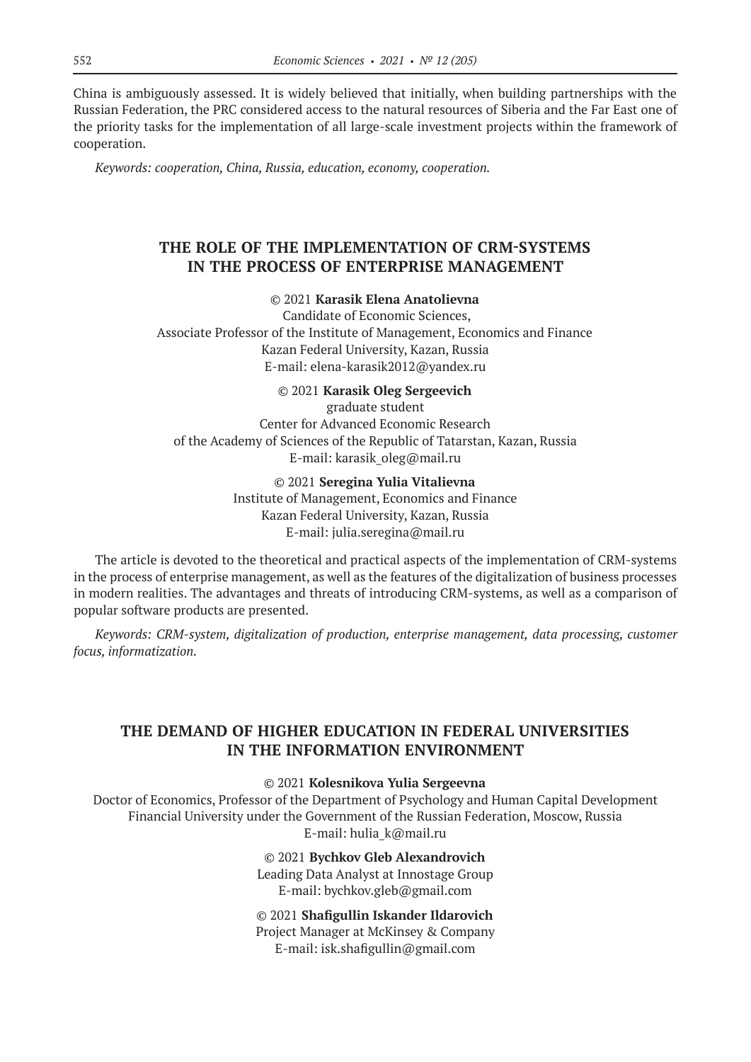China is ambiguously assessed. It is widely believed that initially, when building partnerships with the Russian Federation, the PRC considered access to the natural resources of Siberia and the Far East one of the priority tasks for the implementation of all large-scale investment projects within the framework of cooperation.

*Keywords: cooperation, China, Russia, education, economy, cooperation.*

## THE ROLE OF THE IMPLEMENTATION OF CRM-SYSTEMS IN THE PROCESS OF ENTERPRISE MANAGEMENT

© 2021 **Karasik Elena Anatolievna**
Candidate of Economic Sciences,
Associate Professor of the Institute of Management, Economics and Finance
Kazan Federal University, Kazan, Russia
E-mail: elena-karasik2012@yandex.ru

© 2021 **Karasik Oleg Sergeevich**
graduate student
Center for Advanced Economic Research
of the Academy of Sciences of the Republic of Tatarstan, Kazan, Russia
E-mail: karasik_oleg@mail.ru

© 2021 **Seregina Yulia Vitalievna**
Institute of Management, Economics and Finance
Kazan Federal University, Kazan, Russia
E-mail: julia.seregina@mail.ru

The article is devoted to the theoretical and practical aspects of the implementation of CRM-systems in the process of enterprise management, as well as the features of the digitalization of business processes in modern realities. The advantages and threats of introducing CRM-systems, as well as a comparison of popular software products are presented.

*Keywords: CRM-system, digitalization of production, enterprise management, data processing, customer focus, informatization.*

## THE DEMAND OF HIGHER EDUCATION IN FEDERAL UNIVERSITIES IN THE INFORMATION ENVIRONMENT

© 2021 **Kolesnikova Yulia Sergeevna**
Doctor of Economics, Professor of the Department of Psychology and Human Capital Development
Financial University under the Government of the Russian Federation, Moscow, Russia
E-mail: hulia_k@mail.ru

© 2021 **Bychkov Gleb Alexandrovich**
Leading Data Analyst at Innostage Group
E-mail: bychkov.gleb@gmail.com

© 2021 **Shafigullin Iskander Ildarovich**
Project Manager at McKinsey & Company
E-mail: isk.shafigullin@gmail.com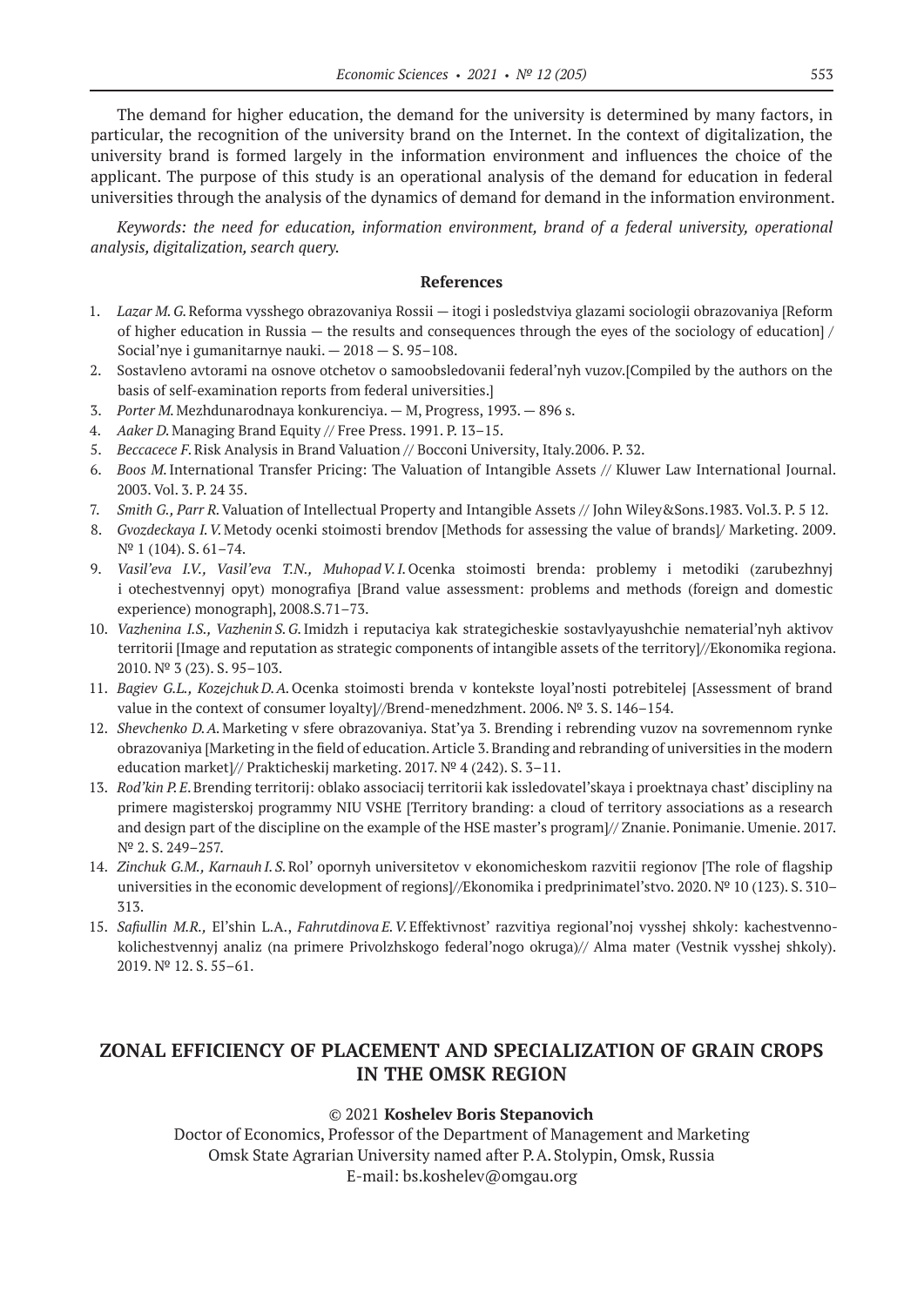The demand for higher education, the demand for the university is determined by many factors, in particular, the recognition of the university brand on the Internet. In the context of digitalization, the university brand is formed largely in the information environment and influences the choice of the applicant. The purpose of this study is an operational analysis of the demand for education in federal universities through the analysis of the dynamics of demand for demand in the information environment.

*Keywords: the need for education, information environment, brand of a federal university, operational analysis, digitalization, search query.*

### References

1. *Lazar M. G.* Reforma vysshego obrazovaniya Rossii — itogi i posledstviya glazami sociologii obrazovaniya [Reform of higher education in Russia — the results and consequences through the eyes of the sociology of education] / Social'nye i gumanitarnye nauki. — 2018 — S. 95–108.
2. Sostavleno avtorami na osnove otchetov o samoobsledovanii federal'nyh vuzov.[Compiled by the authors on the basis of self-examination reports from federal universities.]
3. *Porter M.* Mezhdunarodnaya konkurenciya. — M, Progress, 1993. — 896 s.
4. *Aaker D.* Managing Brand Equity // Free Press. 1991. P. 13–15.
5. *Beccacece F.* Risk Analysis in Brand Valuation // Bocconi University, Italy.2006. P. 32.
6. *Boos M.* International Transfer Pricing: The Valuation of Intangible Assets // Kluwer Law International Journal. 2003. Vol. 3. P. 24 35.
7. *Smith G., Parr R.* Valuation of Intellectual Property and Intangible Assets // John Wiley&Sons.1983. Vol.3. P. 5 12.
8. *Gvozdeckaya I. V.* Metody ocenki stoimosti brendov [Methods for assessing the value of brands]/ Marketing. 2009. № 1 (104). S. 61–74.
9. *Vasil'eva I.V., Vasil'eva T.N., Muhopad V. I.* Ocenka stoimosti brenda: problemy i metodiki (zarubezhnyj i otechestvennyj opyt) monografiya [Brand value assessment: problems and methods (foreign and domestic experience) monograph], 2008.S.71–73.
10. *Vazhenina I.S., Vazhenin S. G.* Imidzh i reputaciya kak strategicheskie sostavlyayushchie nematerial'nyh aktivov territorii [Image and reputation as strategic components of intangible assets of the territory]//Ekonomika regiona. 2010. № 3 (23). S. 95–103.
11. *Bagiev G.L., Kozejchuk D. A.* Ocenka stoimosti brenda v kontekste loyal'nosti potrebitelej [Assessment of brand value in the context of consumer loyalty]//Brend-menedzhment. 2006. № 3. S. 146–154.
12. *Shevchenko D. A.* Marketing v sfere obrazovaniya. Stat'ya 3. Brending i rebrending vuzov na sovremennom rynke obrazovaniya [Marketing in the field of education. Article 3. Branding and rebranding of universities in the modern education market]// Prakticheskij marketing. 2017. № 4 (242). S. 3–11.
13. *Rod'kin P. E.* Brending territorij: oblako associacij territorii kak issledovatel'skaya i proektnaya chast' discipliny na primere magisterskoj programmy NIU VSHE [Territory branding: a cloud of territory associations as a research and design part of the discipline on the example of the HSE master's program]// Znanie. Ponimanie. Umenie. 2017. № 2. S. 249–257.
14. *Zinchuk G.M., Karnauh I. S.* Rol' opornyh universitetov v ekonomicheskom razvitii regionov [The role of flagship universities in the economic development of regions]//Ekonomika i predprinimatel'stvo. 2020. № 10 (123). S. 310–313.
15. *Safiullin M.R.,* El'shin L.A., *Fahrutdinova E. V.* Effektivnost' razvitiya regional'noj vysshej shkoly: kachestvenno-kolichestvennyj analiz (na primere Privolzhskogo federal'nogo okruga)// Alma mater (Vestnik vysshej shkoly). 2019. № 12. S. 55–61.

## ZONAL EFFICIENCY OF PLACEMENT AND SPECIALIZATION OF GRAIN CROPS IN THE OMSK REGION

© 2021 **Koshelev Boris Stepanovich**

Doctor of Economics, Professor of the Department of Management and Marketing
Omsk State Agrarian University named after P. A. Stolypin, Omsk, Russia
E-mail: bs.koshelev@omgau.org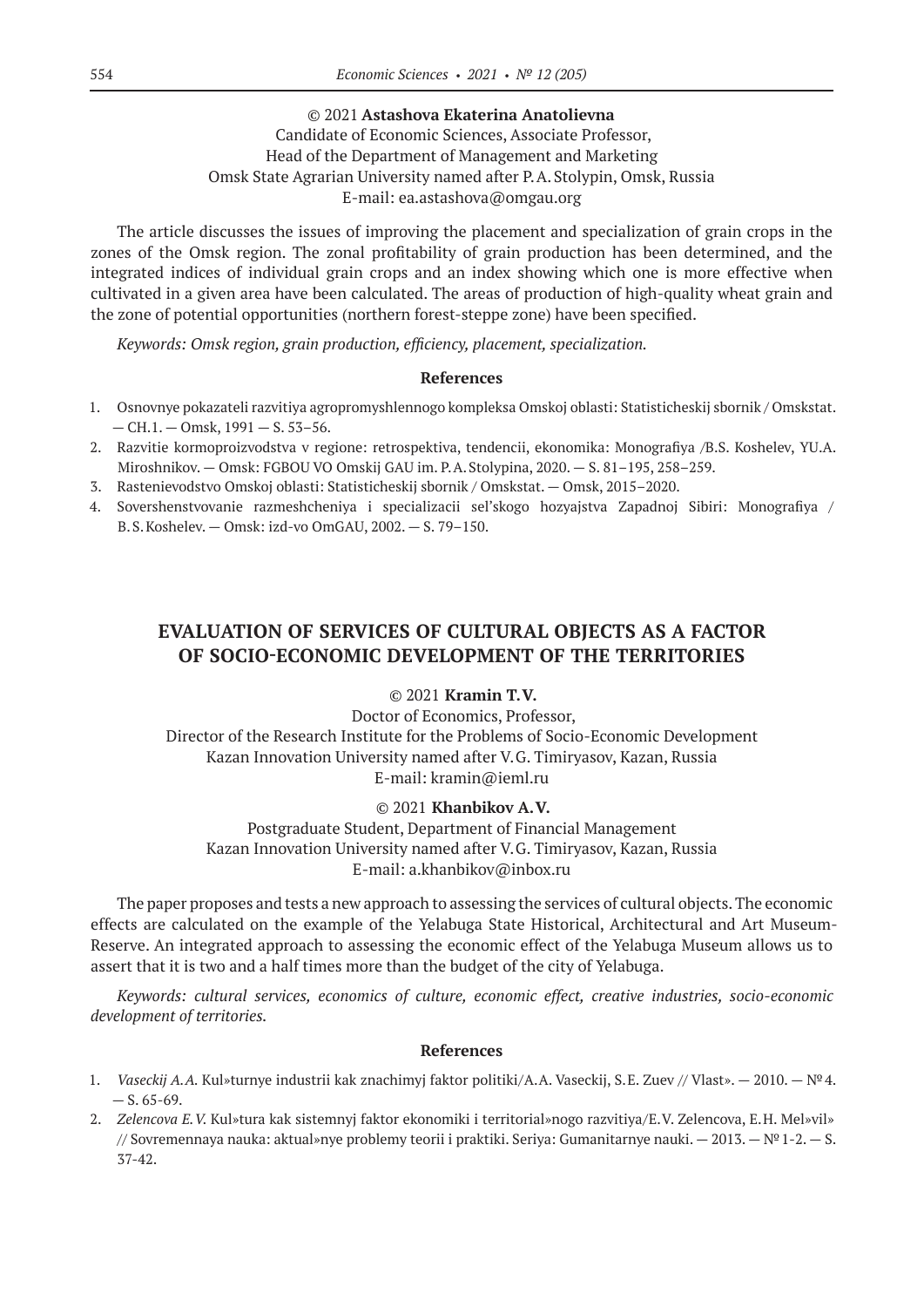© 2021 **Astashova Ekaterina Anatolievna**
Candidate of Economic Sciences, Associate Professor,
Head of the Department of Management and Marketing
Omsk State Agrarian University named after P. A. Stolypin, Omsk, Russia
E-mail: ea.astashova@omgau.org

The article discusses the issues of improving the placement and specialization of grain crops in the zones of the Omsk region. The zonal profitability of grain production has been determined, and the integrated indices of individual grain crops and an index showing which one is more effective when cultivated in a given area have been calculated. The areas of production of high-quality wheat grain and the zone of potential opportunities (northern forest-steppe zone) have been specified.

*Keywords: Omsk region, grain production, efficiency, placement, specialization.*

### References

1. Osnovnye pokazateli razvitiya agropromyshlennogo kompleksa Omskoj oblasti: Statisticheskij sbornik / Omskstat. — CH.1. — Omsk, 1991 — S. 53–56.
2. Razvitie kormoproizvodstva v regione: retrospektiva, tendencii, ekonomika: Monografiya /B.S. Koshelev, YU.A. Miroshnikov. — Omsk: FGBOU VO Omskij GAU im. P. A. Stolypina, 2020. — S. 81–195, 258–259.
3. Rastenievodstvo Omskoj oblasti: Statisticheskij sbornik / Omskstat. — Omsk, 2015–2020.
4. Sovershenstvovanie razmeshcheniya i specializacii sel'skogo hozyajstva Zapadnoj Sibiri: Monografiya / B. S. Koshelev. — Omsk: izd-vo OmGAU, 2002. — S. 79–150.

## EVALUATION OF SERVICES OF CULTURAL OBJECTS AS A FACTOR OF SOCIO-ECONOMIC DEVELOPMENT OF THE TERRITORIES

© 2021 **Kramin T. V.**
Doctor of Economics, Professor,
Director of the Research Institute for the Problems of Socio-Economic Development
Kazan Innovation University named after V. G. Timiryasov, Kazan, Russia
E-mail: kramin@ieml.ru

© 2021 **Khanbikov A. V.**
Postgraduate Student, Department of Financial Management
Kazan Innovation University named after V. G. Timiryasov, Kazan, Russia
E-mail: a.khanbikov@inbox.ru

The paper proposes and tests a new approach to assessing the services of cultural objects. The economic effects are calculated on the example of the Yelabuga State Historical, Architectural and Art Museum-Reserve. An integrated approach to assessing the economic effect of the Yelabuga Museum allows us to assert that it is two and a half times more than the budget of the city of Yelabuga.

*Keywords: cultural services, economics of culture, economic effect, creative industries, socio-economic development of territories.*

### References

1. *Vaseckij A. A.* Kul»turnye industrii kak znachimyj faktor politiki/A. A. Vaseckij, S. E. Zuev // Vlast». — 2010. — № 4. — S. 65-69.
2. *Zelencova E. V.* Kul»tura kak sistemnyj faktor ekonomiki i territorial»nogo razvitiya/E. V. Zelencova, E. H. Mel»vil» // Sovremennaya nauka: aktual»nye problemy teorii i praktiki. Seriya: Gumanitarnye nauki. — 2013. — № 1-2. — S. 37-42.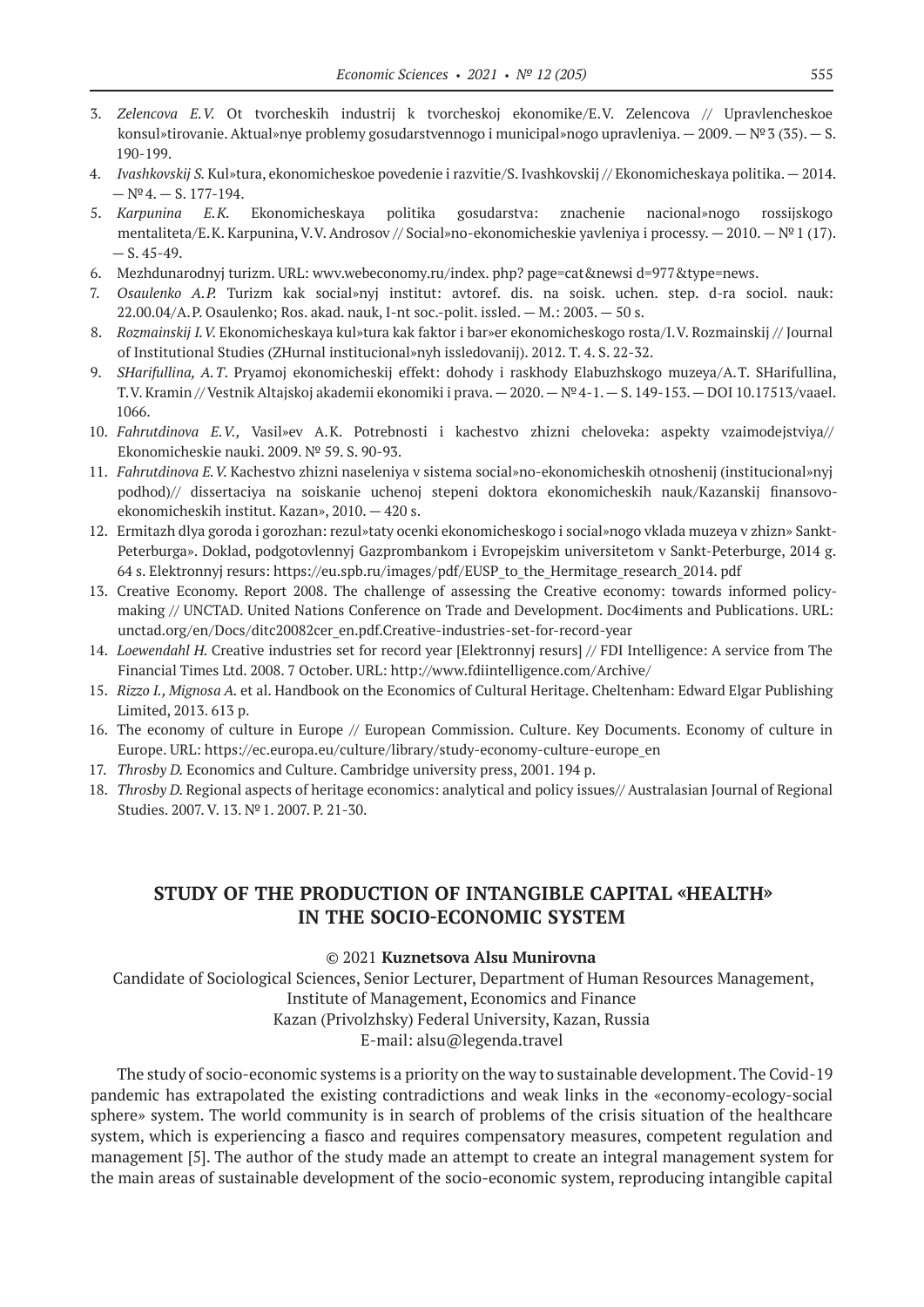3. *Zelencova E.V.* Ot tvorcheskih industrij k tvorcheskoj ekonomike/E.V. Zelencova // Upravlencheskoe konsul»tirovanie. Aktual»nye problemy gosudarstvennogo i municipal»nogo upravleniya. — 2009. — № 3 (35). — S. 190-199.
4. *Ivashkovskij S.* Kul»tura, ekonomicheskoe povedenie i razvitie/S. Ivashkovskij // Ekonomicheskaya politika. — 2014. — № 4. — S. 177-194.
5. *Karpunina E.K.* Ekonomicheskaya politika gosudarstva: znachenie nacional»nogo rossijskogo mentaliteta/E.K. Karpunina, V.V. Androsov // Social»no-ekonomicheskie yavleniya i processy. — 2010. — № 1 (17). — S. 45-49.
6. Mezhdunarodnyj turizm. URL: wwv.webeconomy.ru/index. php? page=cat&newsi d=977&type=news.
7. *Osaulenko A.P.* Turizm kak social»nyj institut: avtoref. dis. na soisk. uchen. step. d-ra sociol. nauk: 22.00.04/A.P. Osaulenko; Ros. akad. nauk, I-nt soc.-polit. issled. — M.: 2003. — 50 s.
8. *Rozmainskij I.V.* Ekonomicheskaya kul»tura kak faktor i bar»er ekonomicheskogo rosta/I.V. Rozmainskij // Journal of Institutional Studies (ZHurnal institucional»nyh issledovanij). 2012. T. 4. S. 22-32.
9. *SHarifullina, A.T.* Pryamoj ekonomicheskij effekt: dohody i raskhody Elabuzhskogo muzeya/A.T. SHarifullina, T.V. Kramin // Vestnik Altajskoj akademii ekonomiki i prava. — 2020. — № 4-1. — S. 149-153. — DOI 10.17513/vaael. 1066.
10. *Fahrutdinova E.V.,* Vasil»ev A.K. Potrebnosti i kachestvo zhizni cheloveka: aspekty vzaimodejstviya// Ekonomicheskie nauki. 2009. № 59. S. 90-93.
11. *Fahrutdinova E.V.* Kachestvo zhizni naseleniya v sistema social»no-ekonomicheskih otnoshenij (institucional»nyj podhod)// dissertaciya na soiskanie uchenoj stepeni doktora ekonomicheskih nauk/Kazanskij finansovo-ekonomicheskih institut. Kazan», 2010. — 420 s.
12. Ermitazh dlya goroda i gorozhan: rezul»taty ocenki ekonomicheskogo i social»nogo vklada muzeya v zhizn» Sankt-Peterburga». Doklad, podgotovlennyj Gazprombankom i Evropejskim universitetom v Sankt-Peterburge, 2014 g. 64 s. Elektronnyj resurs: https://eu.spb.ru/images/pdf/EUSP_to_the_Hermitage_research_2014. pdf
13. Creative Economy. Report 2008. The challenge of assessing the Creative economy: towards informed policy-making // UNCTAD. United Nations Conference on Trade and Development. Doc4iments and Publications. URL: unctad.org/en/Docs/ditc20082cer_en.pdf.Creative-industries-set-for-record-year
14. *Loewendahl H.* Creative industries set for record year [Elektronnyj resurs] // FDI Intelligence: A service from The Financial Times Ltd. 2008. 7 October. URL: http://www.fdiintelligence.com/Archive/
15. *Rizzo I., Mignosa A.* et al. Handbook on the Economics of Cultural Heritage. Cheltenham: Edward Elgar Publishing Limited, 2013. 613 p.
16. The economy of culture in Europe // European Commission. Culture. Key Documents. Economy of culture in Europe. URL: https://ec.europa.eu/culture/library/study-economy-culture-europe_en
17. *Throsby D.* Economics and Culture. Cambridge university press, 2001. 194 p.
18. *Throsby D.* Regional aspects of heritage economics: analytical and policy issues// Australasian Journal of Regional Studies. 2007. V. 13. № 1. 2007. P. 21-30.

## STUDY OF THE PRODUCTION OF INTANGIBLE CAPITAL «HEALTH» IN THE SOCIO-ECONOMIC SYSTEM

© 2021 **Kuznetsova Alsu Munirovna**

Candidate of Sociological Sciences, Senior Lecturer, Department of Human Resources Management, Institute of Management, Economics and Finance
Kazan (Privolzhsky) Federal University, Kazan, Russia
E-mail: alsu@legenda.travel

The study of socio-economic systems is a priority on the way to sustainable development. The Covid-19 pandemic has extrapolated the existing contradictions and weak links in the «economy-ecology-social sphere» system. The world community is in search of problems of the crisis situation of the healthcare system, which is experiencing a fiasco and requires compensatory measures, competent regulation and management [5]. The author of the study made an attempt to create an integral management system for the main areas of sustainable development of the socio-economic system, reproducing intangible capital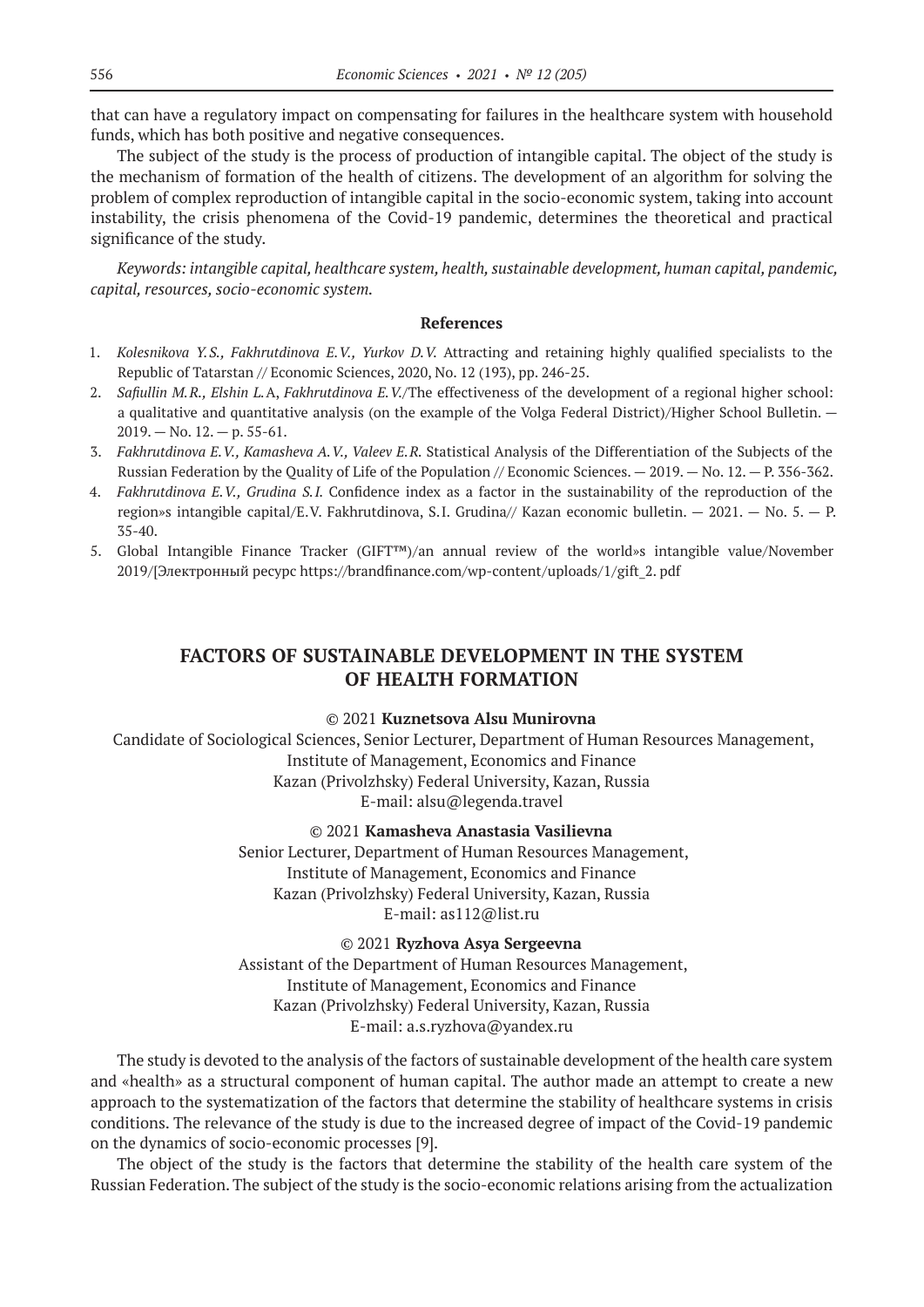that can have a regulatory impact on compensating for failures in the healthcare system with household funds, which has both positive and negative consequences.

The subject of the study is the process of production of intangible capital. The object of the study is the mechanism of formation of the health of citizens. The development of an algorithm for solving the problem of complex reproduction of intangible capital in the socio-economic system, taking into account instability, the crisis phenomena of the Covid-19 pandemic, determines the theoretical and practical significance of the study.

*Keywords: intangible capital, healthcare system, health, sustainable development, human capital, pandemic, capital, resources, socio-economic system.*

**References**

1. *Kolesnikova Y.S., Fakhrutdinova E.V., Yurkov D.V.* Attracting and retaining highly qualified specialists to the Republic of Tatarstan // Economic Sciences, 2020, No. 12 (193), pp. 246-25.
2. *Safiullin M.R., Elshin L.*A, *Fakhrutdinova E.V.*/The effectiveness of the development of a regional higher school: a qualitative and quantitative analysis (on the example of the Volga Federal District)/Higher School Bulletin. — 2019. — No. 12. — p. 55-61.
3. *Fakhrutdinova E.V., Kamasheva A.V., Valeev E.R.* Statistical Analysis of the Differentiation of the Subjects of the Russian Federation by the Quality of Life of the Population // Economic Sciences. — 2019. — No. 12. — P. 356-362.
4. *Fakhrutdinova E.V., Grudina S.I.* Confidence index as a factor in the sustainability of the reproduction of the region»s intangible capital/E.V. Fakhrutdinova, S.I. Grudina// Kazan economic bulletin. — 2021. — No. 5. — P. 35-40.
5. Global Intangible Finance Tracker (GIFT™)/an annual review of the world»s intangible value/November 2019/[Электронный ресурс https://brandfinance.com/wp-content/uploads/1/gift_2. pdf

## FACTORS OF SUSTAINABLE DEVELOPMENT IN THE SYSTEM OF HEALTH FORMATION

© 2021 **Kuznetsova Alsu Munirovna**
Candidate of Sociological Sciences, Senior Lecturer, Department of Human Resources Management,
Institute of Management, Economics and Finance
Kazan (Privolzhsky) Federal University, Kazan, Russia
E-mail: alsu@legenda.travel

© 2021 **Kamasheva Anastasia Vasilievna**
Senior Lecturer, Department of Human Resources Management,
Institute of Management, Economics and Finance
Kazan (Privolzhsky) Federal University, Kazan, Russia
E-mail: as112@list.ru

© 2021 **Ryzhova Asya Sergeevna**
Assistant of the Department of Human Resources Management,
Institute of Management, Economics and Finance
Kazan (Privolzhsky) Federal University, Kazan, Russia
E-mail: a.s.ryzhova@yandex.ru

The study is devoted to the analysis of the factors of sustainable development of the health care system and «health» as a structural component of human capital. The author made an attempt to create a new approach to the systematization of the factors that determine the stability of healthcare systems in crisis conditions. The relevance of the study is due to the increased degree of impact of the Covid-19 pandemic on the dynamics of socio-economic processes [9].

The object of the study is the factors that determine the stability of the health care system of the Russian Federation. The subject of the study is the socio-economic relations arising from the actualization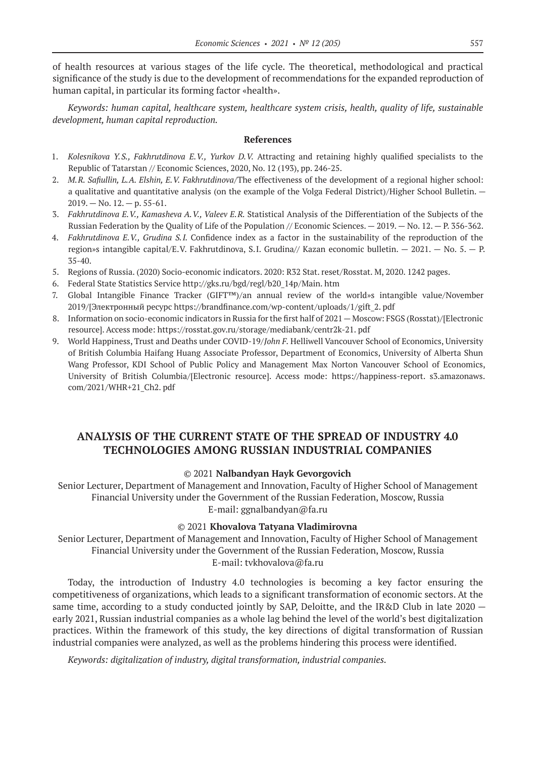of health resources at various stages of the life cycle. The theoretical, methodological and practical significance of the study is due to the development of recommendations for the expanded reproduction of human capital, in particular its forming factor «health».

*Keywords: human capital, healthcare system, healthcare system crisis, health, quality of life, sustainable development, human capital reproduction.*

### References

1. *Kolesnikova Y.S., Fakhrutdinova E.V., Yurkov D.V.* Attracting and retaining highly qualified specialists to the Republic of Tatarstan // Economic Sciences, 2020, No. 12 (193), pp. 246-25.
2. *M.R. Safiullin, L.A. Elshin, E.V. Fakhrutdinova*/The effectiveness of the development of a regional higher school: a qualitative and quantitative analysis (on the example of the Volga Federal District)/Higher School Bulletin. — 2019. — No. 12. — p. 55-61.
3. *Fakhrutdinova E.V., Kamasheva A.V., Valeev E.R.* Statistical Analysis of the Differentiation of the Subjects of the Russian Federation by the Quality of Life of the Population // Economic Sciences. — 2019. — No. 12. — P. 356-362.
4. *Fakhrutdinova E.V., Grudina S.I.* Confidence index as a factor in the sustainability of the reproduction of the region»s intangible capital/E.V. Fakhrutdinova, S.I. Grudina// Kazan economic bulletin. — 2021. — No. 5. — P. 35-40.
5. Regions of Russia. (2020) Socio-economic indicators. 2020: R32 Stat. reset/Rosstat. M, 2020. 1242 pages.
6. Federal State Statistics Service http://gks.ru/bgd/regl/b20_14p/Main. htm
7. Global Intangible Finance Tracker (GIFT™)/an annual review of the world»s intangible value/November 2019/[Электронный ресурс https://brandfinance.com/wp-content/uploads/1/gift_2. pdf
8. Information on socio-economic indicators in Russia for the first half of 2021 — Moscow: FSGS (Rosstat)/[Electronic resource]. Access mode: https://rosstat.gov.ru/storage/mediabank/centr2k-21. pdf
9. World Happiness, Trust and Deaths under COVID-19/*John F.* Helliwell Vancouver School of Economics, University of British Columbia Haifang Huang Associate Professor, Department of Economics, University of Alberta Shun Wang Professor, KDI School of Public Policy and Management Max Norton Vancouver School of Economics, University of British Columbia/[Electronic resource]. Access mode: https://happiness-report. s3.amazonaws. com/2021/WHR+21_Ch2. pdf

## ANALYSIS OF THE CURRENT STATE OF THE SPREAD OF INDUSTRY 4.0 TECHNOLOGIES AMONG RUSSIAN INDUSTRIAL COMPANIES

© 2021 **Nalbandyan Hayk Gevorgovich**

Senior Lecturer, Department of Management and Innovation, Faculty of Higher School of Management
Financial University under the Government of the Russian Federation, Moscow, Russia
E-mail: ggnalbandyan@fa.ru

© 2021 **Khovalova Tatyana Vladimirovna**

Senior Lecturer, Department of Management and Innovation, Faculty of Higher School of Management
Financial University under the Government of the Russian Federation, Moscow, Russia
E-mail: tvkhovalova@fa.ru

Today, the introduction of Industry 4.0 technologies is becoming a key factor ensuring the competitiveness of organizations, which leads to a significant transformation of economic sectors. At the same time, according to a study conducted jointly by SAP, Deloitte, and the IR&D Club in late 2020 — early 2021, Russian industrial companies as a whole lag behind the level of the world's best digitalization practices. Within the framework of this study, the key directions of digital transformation of Russian industrial companies were analyzed, as well as the problems hindering this process were identified.

*Keywords: digitalization of industry, digital transformation, industrial companies.*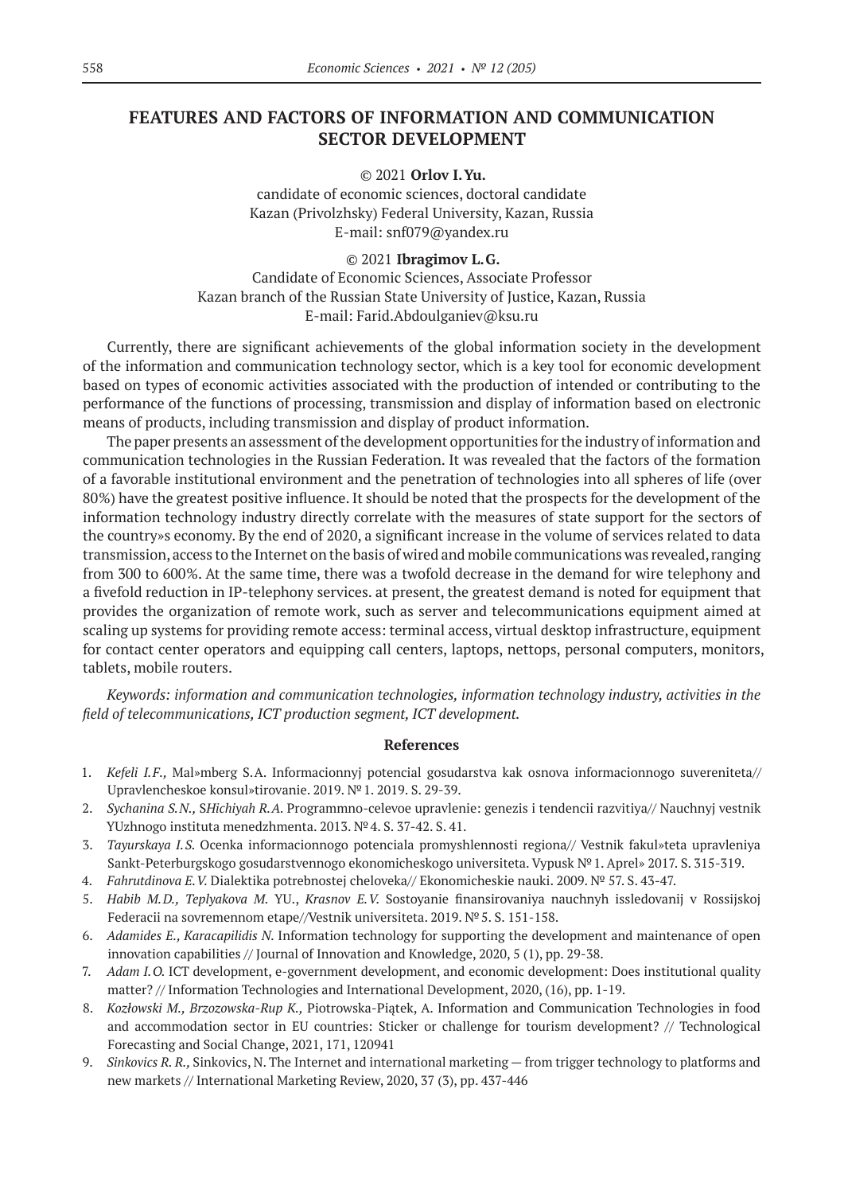# FEATURES AND FACTORS OF INFORMATION AND COMMUNICATION SECTOR DEVELOPMENT

© 2021 **Orlov I. Yu.**
candidate of economic sciences, doctoral candidate
Kazan (Privolzhsky) Federal University, Kazan, Russia
E-mail: snf079@yandex.ru

© 2021 **Ibragimov L. G.**
Candidate of Economic Sciences, Associate Professor
Kazan branch of the Russian State University of Justice, Kazan, Russia
E-mail: Farid.Abdoulganiev@ksu.ru

Currently, there are significant achievements of the global information society in the development of the information and communication technology sector, which is a key tool for economic development based on types of economic activities associated with the production of intended or contributing to the performance of the functions of processing, transmission and display of information based on electronic means of products, including transmission and display of product information.

The paper presents an assessment of the development opportunities for the industry of information and communication technologies in the Russian Federation. It was revealed that the factors of the formation of a favorable institutional environment and the penetration of technologies into all spheres of life (over 80%) have the greatest positive influence. It should be noted that the prospects for the development of the information technology industry directly correlate with the measures of state support for the sectors of the country»s economy. By the end of 2020, a significant increase in the volume of services related to data transmission, access to the Internet on the basis of wired and mobile communications was revealed, ranging from 300 to 600%. At the same time, there was a twofold decrease in the demand for wire telephony and a fivefold reduction in IP-telephony services. at present, the greatest demand is noted for equipment that provides the organization of remote work, such as server and telecommunications equipment aimed at scaling up systems for providing remote access: terminal access, virtual desktop infrastructure, equipment for contact center operators and equipping call centers, laptops, nettops, personal computers, monitors, tablets, mobile routers.

*Keywords: information and communication technologies, information technology industry, activities in the field of telecommunications, ICT production segment, ICT development.*

## References

1. *Kefeli I.F.,* Mal»mberg S.A. Informacionnyj potencial gosudarstva kak osnova informacionnogo suvereniteta// Upravlencheskoe konsul»tirovanie. 2019. № 1. 2019. S. 29-39.
2. *Sychanina S.N.,* S*Hichiyah R.A.* Programmno-celevoe upravlenie: genezis i tendencii razvitiya// Nauchnyj vestnik YUzhnogo instituta menedzhmenta. 2013. № 4. S. 37-42. S. 41.
3. *Tayurskaya I.S.* Ocenka informacionnogo potenciala promyshlennosti regiona// Vestnik fakul»teta upravleniya Sankt-Peterburgskogo gosudarstvennogo ekonomicheskogo universiteta. Vypusk № 1. Aprel» 2017. S. 315-319.
4. *Fahrutdinova E.V.* Dialektika potrebnostej cheloveka// Ekonomicheskie nauki. 2009. № 57. S. 43-47.
5. *Habib M.D., Teplyakova M.* YU., *Krasnov E.V.* Sostoyanie finansirovaniya nauchnyh issledovanij v Rossijskoj Federacii na sovremennom etape//Vestnik universiteta. 2019. № 5. S. 151-158.
6. *Adamides E., Karacapilidis N.* Information technology for supporting the development and maintenance of open innovation capabilities // Journal of Innovation and Knowledge, 2020, 5 (1), pp. 29-38.
7. *Adam I.O.* ICT development, e-government development, and economic development: Does institutional quality matter? // Information Technologies and International Development, 2020, (16), pp. 1-19.
8. *Kozłowski M., Brzozowska-Rup K.,* Piotrowska-Piątek, A. Information and Communication Technologies in food and accommodation sector in EU countries: Sticker or challenge for tourism development? // Technological Forecasting and Social Change, 2021, 171, 120941
9. *Sinkovics R. R.,* Sinkovics, N. The Internet and international marketing — from trigger technology to platforms and new markets // International Marketing Review, 2020, 37 (3), pp. 437-446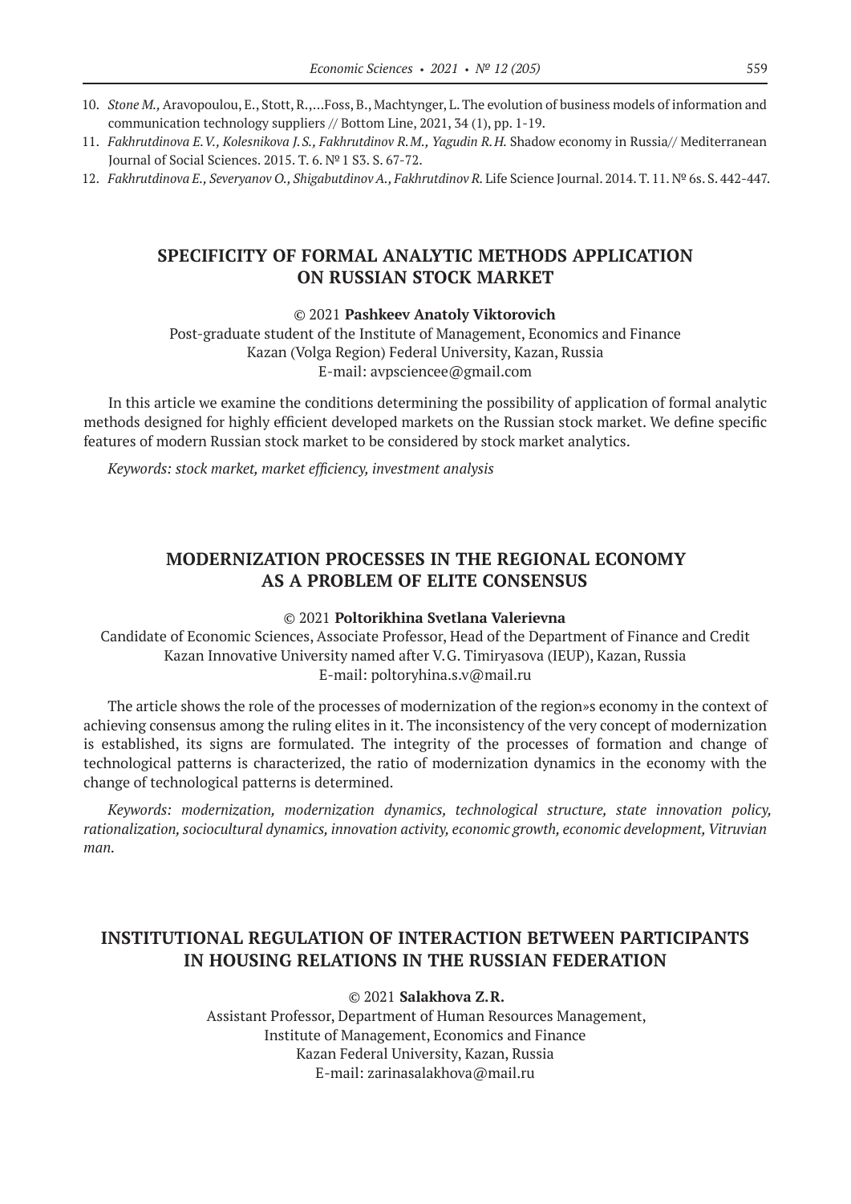10. *Stone M.,* Aravopoulou, E., Stott, R.,…Foss, B., Machtynger, L. The evolution of business models of information and communication technology suppliers // Bottom Line, 2021, 34 (1), pp. 1-19.
11. *Fakhrutdinova E.V., Kolesnikova J.S., Fakhrutdinov R.M., Yagudin R.H.* Shadow economy in Russia// Mediterranean Journal of Social Sciences. 2015. T. 6. № 1 S3. S. 67-72.
12. *Fakhrutdinova E., Severyanov O., Shigabutdinov A., Fakhrutdinov R.* Life Science Journal. 2014. T. 11. № 6s. S. 442-447.

## SPECIFICITY OF FORMAL ANALYTIC METHODS APPLICATION ON RUSSIAN STOCK MARKET

© 2021 **Pashkeev Anatoly Viktorovich**
Post-graduate student of the Institute of Management, Economics and Finance
Kazan (Volga Region) Federal University, Kazan, Russia
E-mail: avpsciencee@gmail.com

In this article we examine the conditions determining the possibility of application of formal analytic methods designed for highly efficient developed markets on the Russian stock market. We define specific features of modern Russian stock market to be considered by stock market analytics.

*Keywords: stock market, market efficiency, investment analysis*

## MODERNIZATION PROCESSES IN THE REGIONAL ECONOMY AS A PROBLEM OF ELITE CONSENSUS

© 2021 **Poltorikhina Svetlana Valerievna**
Candidate of Economic Sciences, Associate Professor, Head of the Department of Finance and Credit
Kazan Innovative University named after V.G. Timiryasova (IEUP), Kazan, Russia
E-mail: poltoryhina.s.v@mail.ru

The article shows the role of the processes of modernization of the region»s economy in the context of achieving consensus among the ruling elites in it. The inconsistency of the very concept of modernization is established, its signs are formulated. The integrity of the processes of formation and change of technological patterns is characterized, the ratio of modernization dynamics in the economy with the change of technological patterns is determined.

*Keywords: modernization, modernization dynamics, technological structure, state innovation policy, rationalization, sociocultural dynamics, innovation activity, economic growth, economic development, Vitruvian man.*

## INSTITUTIONAL REGULATION OF INTERACTION BETWEEN PARTICIPANTS IN HOUSING RELATIONS IN THE RUSSIAN FEDERATION

© 2021 **Salakhova Z.R.**
Assistant Professor, Department of Human Resources Management,
Institute of Management, Economics and Finance
Kazan Federal University, Kazan, Russia
E-mail: zarinasalakhova@mail.ru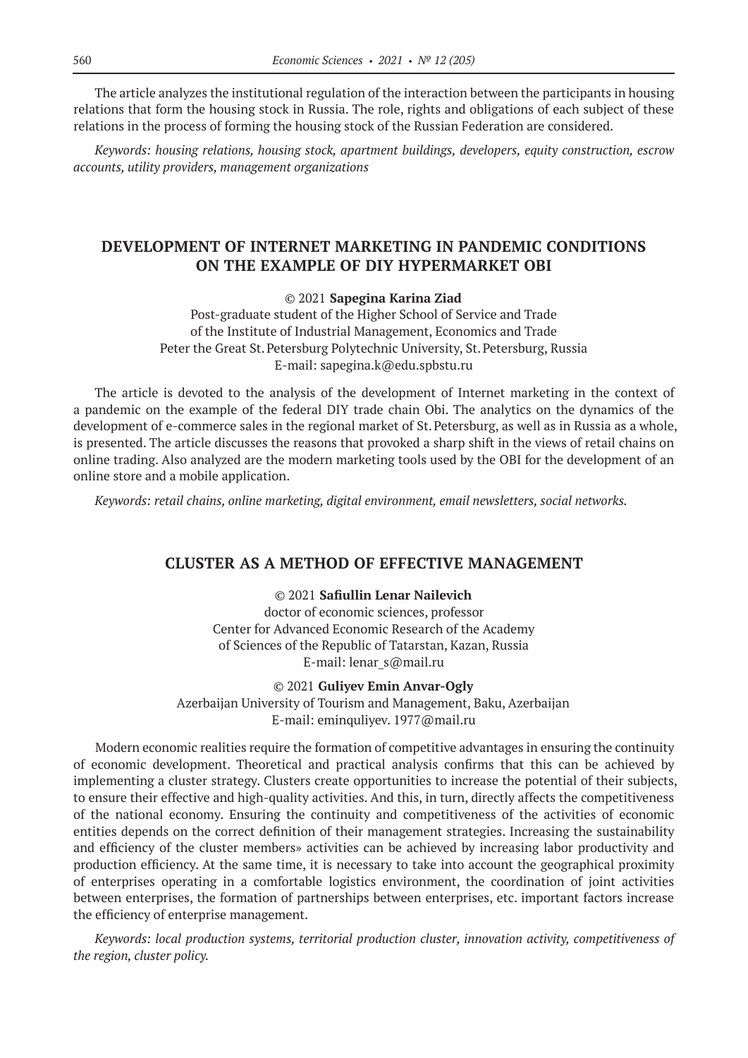The article analyzes the institutional regulation of the interaction between the participants in housing relations that form the housing stock in Russia. The role, rights and obligations of each subject of these relations in the process of forming the housing stock of the Russian Federation are considered.

*Keywords: housing relations, housing stock, apartment buildings, developers, equity construction, escrow accounts, utility providers, management organizations*

## DEVELOPMENT OF INTERNET MARKETING IN PANDEMIC CONDITIONS ON THE EXAMPLE OF DIY HYPERMARKET OBI

© 2021 **Sapegina Karina Ziad**
Post-graduate student of the Higher School of Service and Trade
of the Institute of Industrial Management, Economics and Trade
Peter the Great St. Petersburg Polytechnic University, St. Petersburg, Russia
E-mail: sapegina.k@edu.spbstu.ru

The article is devoted to the analysis of the development of Internet marketing in the context of a pandemic on the example of the federal DIY trade chain Obi. The analytics on the dynamics of the development of e-commerce sales in the regional market of St. Petersburg, as well as in Russia as a whole, is presented. The article discusses the reasons that provoked a sharp shift in the views of retail chains on online trading. Also analyzed are the modern marketing tools used by the OBI for the development of an online store and a mobile application.

*Keywords: retail chains, online marketing, digital environment, email newsletters, social networks.*

## CLUSTER AS A METHOD OF EFFECTIVE MANAGEMENT

© 2021 **Safiullin Lenar Nailevich**
doctor of economic sciences, professor
Center for Advanced Economic Research of the Academy
of Sciences of the Republic of Tatarstan, Kazan, Russia
E-mail: lenar_s@mail.ru

© 2021 **Guliyev Emin Anvar-Ogly**
Azerbaijan University of Tourism and Management, Baku, Azerbaijan
E-mail: eminquliyev. 1977@mail.ru

Modern economic realities require the formation of competitive advantages in ensuring the continuity of economic development. Theoretical and practical analysis confirms that this can be achieved by implementing a cluster strategy. Clusters create opportunities to increase the potential of their subjects, to ensure their effective and high-quality activities. And this, in turn, directly affects the competitiveness of the national economy. Ensuring the continuity and competitiveness of the activities of economic entities depends on the correct definition of their management strategies. Increasing the sustainability and efficiency of the cluster members» activities can be achieved by increasing labor productivity and production efficiency. At the same time, it is necessary to take into account the geographical proximity of enterprises operating in a comfortable logistics environment, the coordination of joint activities between enterprises, the formation of partnerships between enterprises, etc. important factors increase the efficiency of enterprise management.

*Keywords: local production systems, territorial production cluster, innovation activity, competitiveness of the region, cluster policy.*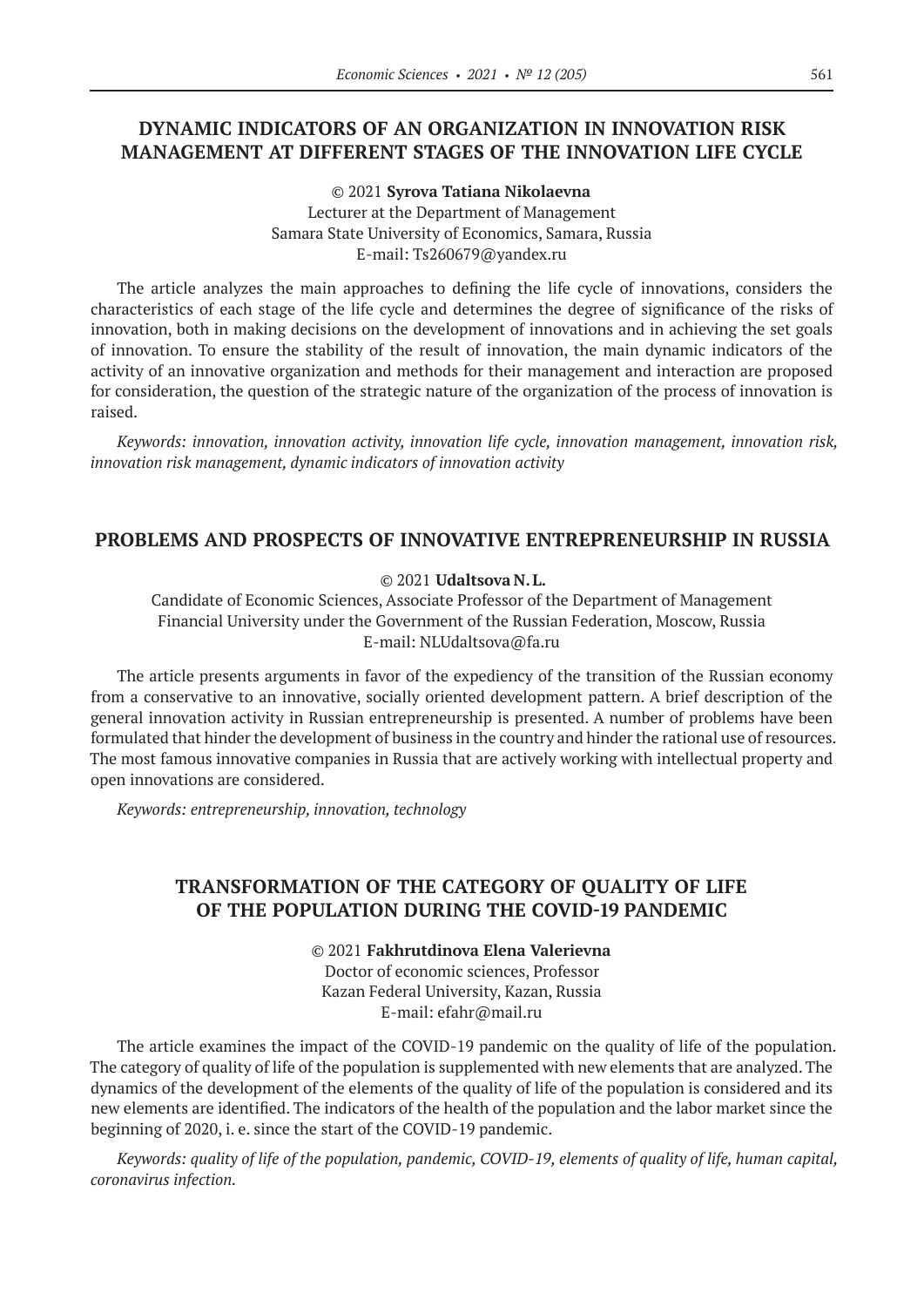## DYNAMIC INDICATORS OF AN ORGANIZATION IN INNOVATION RISK MANAGEMENT AT DIFFERENT STAGES OF THE INNOVATION LIFE CYCLE

© 2021 **Syrova Tatiana Nikolaevna**
Lecturer at the Department of Management
Samara State University of Economics, Samara, Russia
E-mail: Ts260679@yandex.ru

The article analyzes the main approaches to defining the life cycle of innovations, considers the characteristics of each stage of the life cycle and determines the degree of significance of the risks of innovation, both in making decisions on the development of innovations and in achieving the set goals of innovation. To ensure the stability of the result of innovation, the main dynamic indicators of the activity of an innovative organization and methods for their management and interaction are proposed for consideration, the question of the strategic nature of the organization of the process of innovation is raised.

*Keywords: innovation, innovation activity, innovation life cycle, innovation management, innovation risk, innovation risk management, dynamic indicators of innovation activity*

## PROBLEMS AND PROSPECTS OF INNOVATIVE ENTREPRENEURSHIP IN RUSSIA

© 2021 **Udaltsova N. L.**
Candidate of Economic Sciences, Associate Professor of the Department of Management
Financial University under the Government of the Russian Federation, Moscow, Russia
E-mail: NLUdaltsova@fa.ru

The article presents arguments in favor of the expediency of the transition of the Russian economy from a conservative to an innovative, socially oriented development pattern. A brief description of the general innovation activity in Russian entrepreneurship is presented. A number of problems have been formulated that hinder the development of business in the country and hinder the rational use of resources. The most famous innovative companies in Russia that are actively working with intellectual property and open innovations are considered.

*Keywords: entrepreneurship, innovation, technology*

## TRANSFORMATION OF THE CATEGORY OF QUALITY OF LIFE OF THE POPULATION DURING THE COVID-19 PANDEMIC

© 2021 **Fakhrutdinova Elena Valerievna**
Doctor of economic sciences, Professor
Kazan Federal University, Kazan, Russia
E-mail: efahr@mail.ru

The article examines the impact of the COVID-19 pandemic on the quality of life of the population. The category of quality of life of the population is supplemented with new elements that are analyzed. The dynamics of the development of the elements of the quality of life of the population is considered and its new elements are identified. The indicators of the health of the population and the labor market since the beginning of 2020, i. e. since the start of the COVID-19 pandemic.

*Keywords: quality of life of the population, pandemic, COVID-19, elements of quality of life, human capital, coronavirus infection.*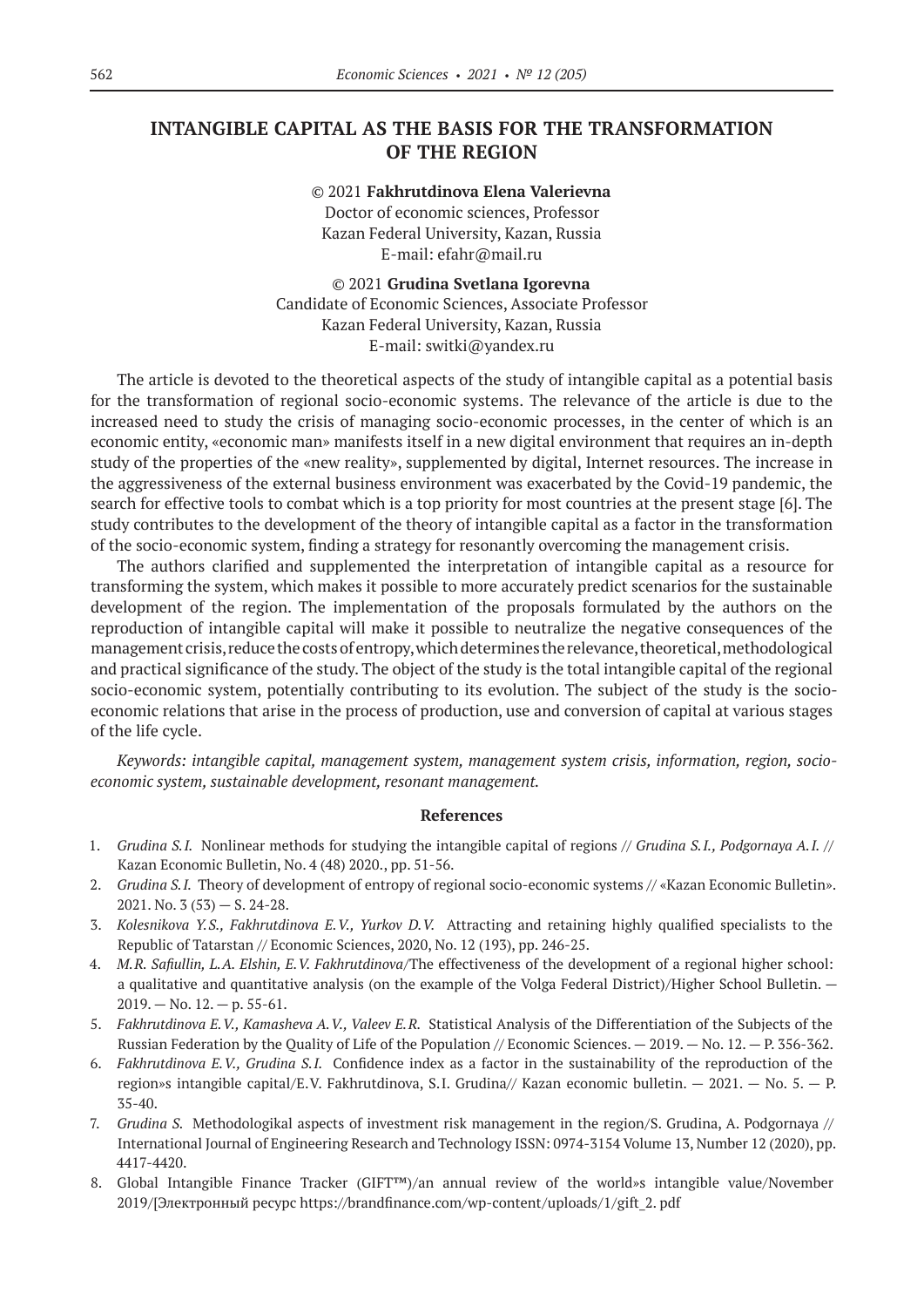# INTANGIBLE CAPITAL AS THE BASIS FOR THE TRANSFORMATION OF THE REGION

© 2021 **Fakhrutdinova Elena Valerievna**
Doctor of economic sciences, Professor
Kazan Federal University, Kazan, Russia
E-mail: efahr@mail.ru

© 2021 **Grudina Svetlana Igorevna**
Candidate of Economic Sciences, Associate Professor
Kazan Federal University, Kazan, Russia
E-mail: switki@yandex.ru

The article is devoted to the theoretical aspects of the study of intangible capital as a potential basis for the transformation of regional socio-economic systems. The relevance of the article is due to the increased need to study the crisis of managing socio-economic processes, in the center of which is an economic entity, «economic man» manifests itself in a new digital environment that requires an in-depth study of the properties of the «new reality», supplemented by digital, Internet resources. The increase in the aggressiveness of the external business environment was exacerbated by the Covid-19 pandemic, the search for effective tools to combat which is a top priority for most countries at the present stage [6]. The study contributes to the development of the theory of intangible capital as a factor in the transformation of the socio-economic system, finding a strategy for resonantly overcoming the management crisis.

The authors clarified and supplemented the interpretation of intangible capital as a resource for transforming the system, which makes it possible to more accurately predict scenarios for the sustainable development of the region. The implementation of the proposals formulated by the authors on the reproduction of intangible capital will make it possible to neutralize the negative consequences of the management crisis, reduce the costs of entropy, which determines the relevance, theoretical, methodological and practical significance of the study. The object of the study is the total intangible capital of the regional socio-economic system, potentially contributing to its evolution. The subject of the study is the socio-economic relations that arise in the process of production, use and conversion of capital at various stages of the life cycle.

*Keywords: intangible capital, management system, management system crisis, information, region, socio-economic system, sustainable development, resonant management.*

### References

1. *Grudina S.I.* Nonlinear methods for studying the intangible capital of regions // *Grudina S.I., Podgornaya A.I.* // Kazan Economic Bulletin, No. 4 (48) 2020., pp. 51-56.
2. *Grudina S.I.* Theory of development of entropy of regional socio-economic systems // «Kazan Economic Bulletin». 2021. No. 3 (53) — S. 24-28.
3. *Kolesnikova Y.S., Fakhrutdinova E.V., Yurkov D.V.* Attracting and retaining highly qualified specialists to the Republic of Tatarstan // Economic Sciences, 2020, No. 12 (193), pp. 246-25.
4. *M.R. Safiullin, L.A. Elshin, E.V. Fakhrutdinova*/The effectiveness of the development of a regional higher school: a qualitative and quantitative analysis (on the example of the Volga Federal District)/Higher School Bulletin. — 2019. — No. 12. — p. 55-61.
5. *Fakhrutdinova E.V., Kamasheva A.V., Valeev E.R.* Statistical Analysis of the Differentiation of the Subjects of the Russian Federation by the Quality of Life of the Population // Economic Sciences. — 2019. — No. 12. — P. 356-362.
6. *Fakhrutdinova E.V., Grudina S.I.* Confidence index as a factor in the sustainability of the reproduction of the region»s intangible capital/E.V. Fakhrutdinova, S.I. Grudina// Kazan economic bulletin. — 2021. — No. 5. — P. 35-40.
7. *Grudina S.* Methodologikal aspects of investment risk management in the region/S. Grudina, A. Podgornaya // International Journal of Engineering Research and Technology ISSN: 0974-3154 Volume 13, Number 12 (2020), pp. 4417-4420.
8. Global Intangible Finance Tracker (GIFT™)/an annual review of the world»s intangible value/November 2019/[Электронный ресурс https://brandfinance.com/wp-content/uploads/1/gift_2. pdf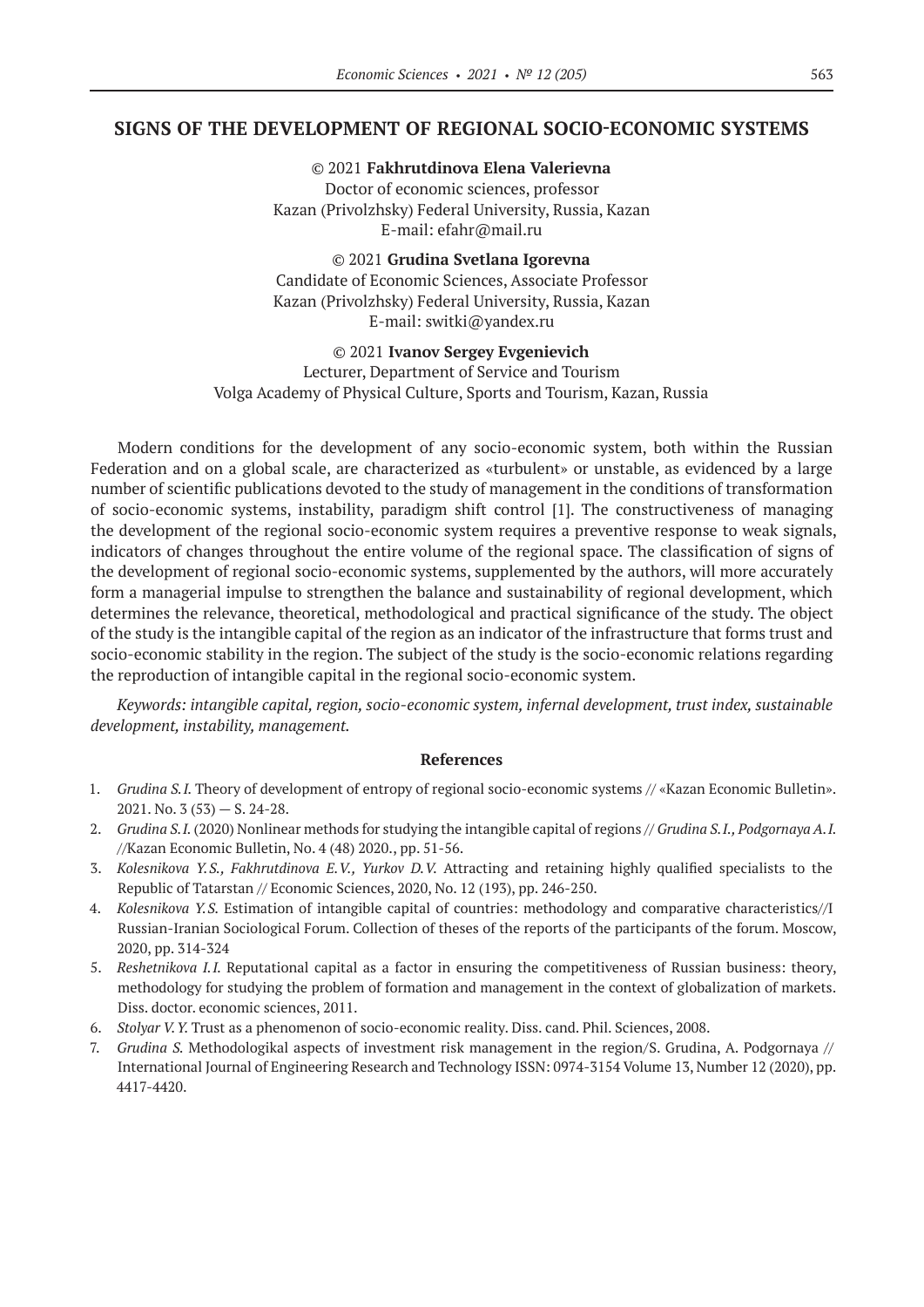## SIGNS OF THE DEVELOPMENT OF REGIONAL SOCIO-ECONOMIC SYSTEMS

© 2021 **Fakhrutdinova Elena Valerievna**
Doctor of economic sciences, professor
Kazan (Privolzhsky) Federal University, Russia, Kazan
E-mail: efahr@mail.ru

© 2021 **Grudina Svetlana Igorevna**
Candidate of Economic Sciences, Associate Professor
Kazan (Privolzhsky) Federal University, Russia, Kazan
E-mail: switki@yandex.ru

© 2021 **Ivanov Sergey Evgenievich**
Lecturer, Department of Service and Tourism
Volga Academy of Physical Culture, Sports and Tourism, Kazan, Russia

Modern conditions for the development of any socio-economic system, both within the Russian Federation and on a global scale, are characterized as «turbulent» or unstable, as evidenced by a large number of scientific publications devoted to the study of management in the conditions of transformation of socio-economic systems, instability, paradigm shift control [1]. The constructiveness of managing the development of the regional socio-economic system requires a preventive response to weak signals, indicators of changes throughout the entire volume of the regional space. The classification of signs of the development of regional socio-economic systems, supplemented by the authors, will more accurately form a managerial impulse to strengthen the balance and sustainability of regional development, which determines the relevance, theoretical, methodological and practical significance of the study. The object of the study is the intangible capital of the region as an indicator of the infrastructure that forms trust and socio-economic stability in the region. The subject of the study is the socio-economic relations regarding the reproduction of intangible capital in the regional socio-economic system.

*Keywords: intangible capital, region, socio-economic system, infernal development, trust index, sustainable development, instability, management.*

### References

1. *Grudina S.I.* Theory of development of entropy of regional socio-economic systems // «Kazan Economic Bulletin». 2021. No. 3 (53) — S. 24-28.
2. *Grudina S.I.* (2020) Nonlinear methods for studying the intangible capital of regions // *Grudina S.I., Podgornaya A.I.* //Kazan Economic Bulletin, No. 4 (48) 2020., pp. 51-56.
3. *Kolesnikova Y.S., Fakhrutdinova E.V., Yurkov D.V.* Attracting and retaining highly qualified specialists to the Republic of Tatarstan // Economic Sciences, 2020, No. 12 (193), pp. 246-250.
4. *Kolesnikova Y.S.* Estimation of intangible capital of countries: methodology and comparative characteristics//I Russian-Iranian Sociological Forum. Collection of theses of the reports of the participants of the forum. Moscow, 2020, pp. 314-324
5. *Reshetnikova I.I.* Reputational capital as a factor in ensuring the competitiveness of Russian business: theory, methodology for studying the problem of formation and management in the context of globalization of markets. Diss. doctor. economic sciences, 2011.
6. *Stolyar V.Y.* Trust as a phenomenon of socio-economic reality. Diss. cand. Phil. Sciences, 2008.
7. *Grudina S.* Methodologikal aspects of investment risk management in the region/S. Grudina, A. Podgornaya // International Journal of Engineering Research and Technology ISSN: 0974-3154 Volume 13, Number 12 (2020), pp. 4417-4420.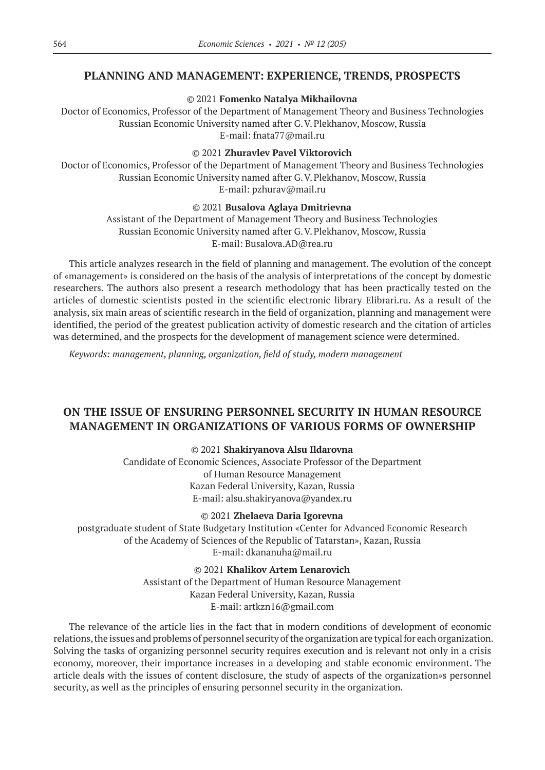## PLANNING AND MANAGEMENT: EXPERIENCE, TRENDS, PROSPECTS

© 2021 **Fomenko Natalya Mikhailovna**

Doctor of Economics, Professor of the Department of Management Theory and Business Technologies
Russian Economic University named after G.V. Plekhanov, Moscow, Russia
E-mail: fnata77@mail.ru

© 2021 **Zhuravlev Pavel Viktorovich**

Doctor of Economics, Professor of the Department of Management Theory and Business Technologies
Russian Economic University named after G.V. Plekhanov, Moscow, Russia
E-mail: pzhurav@mail.ru

© 2021 **Busalova Aglaya Dmitrievna**

Assistant of the Department of Management Theory and Business Technologies
Russian Economic University named after G.V. Plekhanov, Moscow, Russia
E-mail: Busalova.AD@rea.ru

This article analyzes research in the field of planning and management. The evolution of the concept of «management» is considered on the basis of the analysis of interpretations of the concept by domestic researchers. The authors also present a research methodology that has been practically tested on the articles of domestic scientists posted in the scientific electronic library Elibrari.ru. As a result of the analysis, six main areas of scientific research in the field of organization, planning and management were identified, the period of the greatest publication activity of domestic research and the citation of articles was determined, and the prospects for the development of management science were determined.

*Keywords: management, planning, organization, field of study, modern management*

## ON THE ISSUE OF ENSURING PERSONNEL SECURITY IN HUMAN RESOURCE MANAGEMENT IN ORGANIZATIONS OF VARIOUS FORMS OF OWNERSHIP

© 2021 **Shakiryanova Alsu Ildarovna**

Candidate of Economic Sciences, Associate Professor of the Department
of Human Resource Management
Kazan Federal University, Kazan, Russia
E-mail: alsu.shakiryanova@yandex.ru

© 2021 **Zhelaeva Daria Igorevna**

postgraduate student of State Budgetary Institution «Center for Advanced Economic Research
of the Academy of Sciences of the Republic of Tatarstan», Kazan, Russia
E-mail: dkananuha@mail.ru

© 2021 **Khalikov Artem Lenarovich**

Assistant of the Department of Human Resource Management
Kazan Federal University, Kazan, Russia
E-mail: artkzn16@gmail.com

The relevance of the article lies in the fact that in modern conditions of development of economic relations, the issues and problems of personnel security of the organization are typical for each organization. Solving the tasks of organizing personnel security requires execution and is relevant not only in a crisis economy, moreover, their importance increases in a developing and stable economic environment. The article deals with the issues of content disclosure, the study of aspects of the organization»s personnel security, as well as the principles of ensuring personnel security in the organization.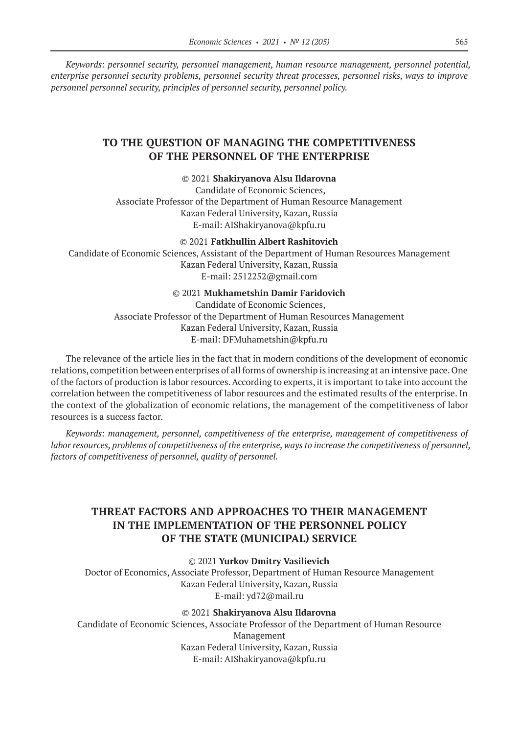*Keywords: personnel security, personnel management, human resource management, personnel potential, enterprise personnel security problems, personnel security threat processes, personnel risks, ways to improve personnel personnel security, principles of personnel security, personnel policy.*

## TO THE QUESTION OF MANAGING THE COMPETITIVENESS OF THE PERSONNEL OF THE ENTERPRISE

© 2021 **Shakiryanova Alsu Ildarovna**
Candidate of Economic Sciences,
Associate Professor of the Department of Human Resource Management
Kazan Federal University, Kazan, Russia
E-mail: AIShakiryanova@kpfu.ru

© 2021 **Fatkhullin Albert Rashitovich**
Candidate of Economic Sciences, Assistant of the Department of Human Resources Management
Kazan Federal University, Kazan, Russia
E-mail: 2512252@gmail.com

© 2021 **Mukhametshin Damir Faridovich**
Candidate of Economic Sciences,
Associate Professor of the Department of Human Resources Management
Kazan Federal University, Kazan, Russia
E-mail: DFMuhametshin@kpfu.ru

The relevance of the article lies in the fact that in modern conditions of the development of economic relations, competition between enterprises of all forms of ownership is increasing at an intensive pace. One of the factors of production is labor resources. According to experts, it is important to take into account the correlation between the competitiveness of labor resources and the estimated results of the enterprise. In the context of the globalization of economic relations, the management of the competitiveness of labor resources is a success factor.

*Keywords: management, personnel, competitiveness of the enterprise, management of competitiveness of labor resources, problems of competitiveness of the enterprise, ways to increase the competitiveness of personnel, factors of competitiveness of personnel, quality of personnel.*

## THREAT FACTORS AND APPROACHES TO THEIR MANAGEMENT IN THE IMPLEMENTATION OF THE PERSONNEL POLICY OF THE STATE (MUNICIPAL) SERVICE

© 2021 **Yurkov Dmitry Vasilievich**
Doctor of Economics, Associate Professor, Department of Human Resource Management
Kazan Federal University, Kazan, Russia
E-mail: yd72@mail.ru

© 2021 **Shakiryanova Alsu Ildarovna**
Candidate of Economic Sciences, Associate Professor of the Department of Human Resource Management
Kazan Federal University, Kazan, Russia
E-mail: AIShakiryanova@kpfu.ru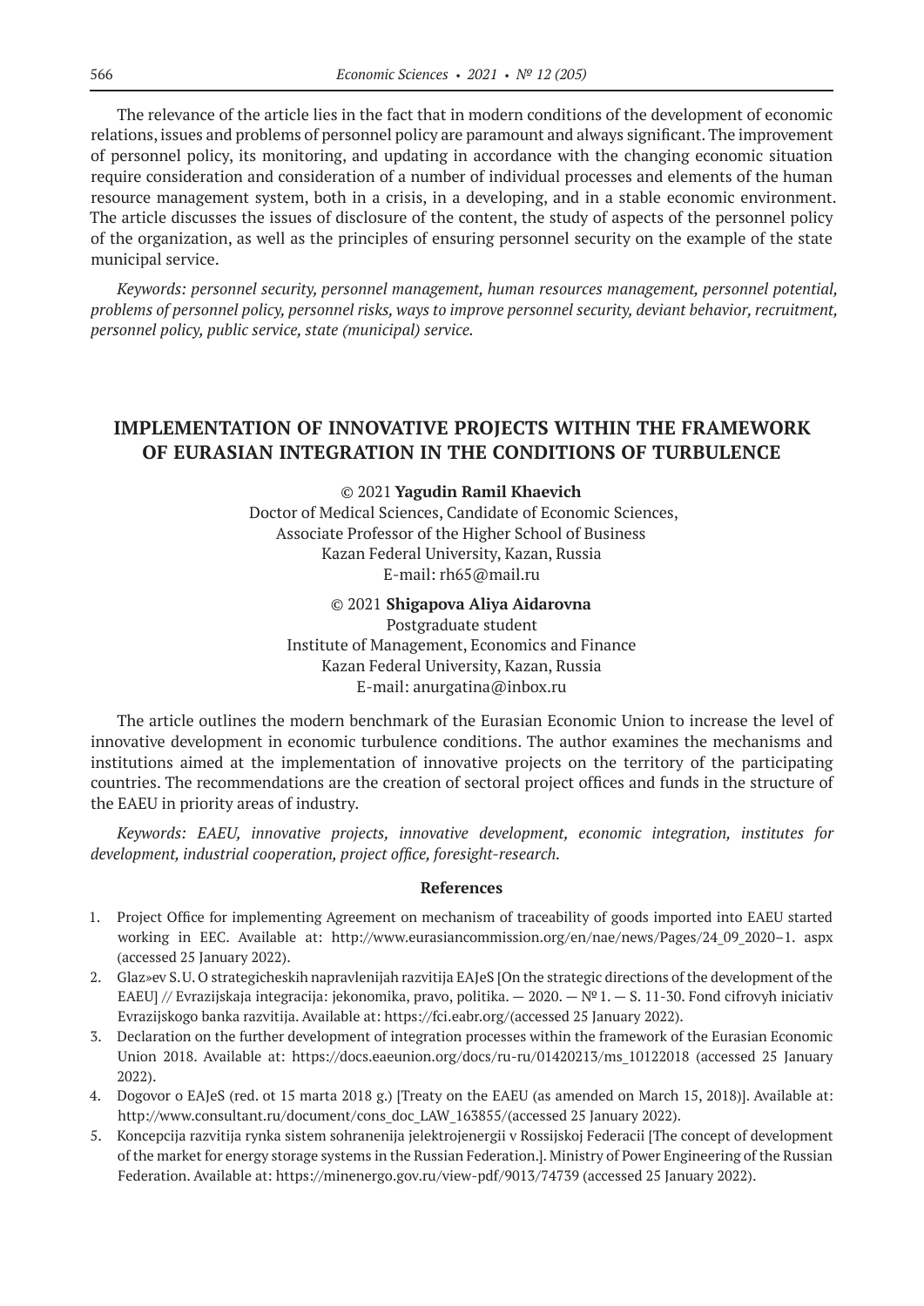The relevance of the article lies in the fact that in modern conditions of the development of economic relations, issues and problems of personnel policy are paramount and always significant. The improvement of personnel policy, its monitoring, and updating in accordance with the changing economic situation require consideration and consideration of a number of individual processes and elements of the human resource management system, both in a crisis, in a developing, and in a stable economic environment. The article discusses the issues of disclosure of the content, the study of aspects of the personnel policy of the organization, as well as the principles of ensuring personnel security on the example of the state municipal service.

*Keywords: personnel security, personnel management, human resources management, personnel potential, problems of personnel policy, personnel risks, ways to improve personnel security, deviant behavior, recruitment, personnel policy, public service, state (municipal) service.*

## IMPLEMENTATION OF INNOVATIVE PROJECTS WITHIN THE FRAMEWORK OF EURASIAN INTEGRATION IN THE CONDITIONS OF TURBULENCE

© 2021 **Yagudin Ramil Khaevich**
Doctor of Medical Sciences, Candidate of Economic Sciences,
Associate Professor of the Higher School of Business
Kazan Federal University, Kazan, Russia
E-mail: rh65@mail.ru

© 2021 **Shigapova Aliya Aidarovna**
Postgraduate student
Institute of Management, Economics and Finance
Kazan Federal University, Kazan, Russia
E-mail: anurgatina@inbox.ru

The article outlines the modern benchmark of the Eurasian Economic Union to increase the level of innovative development in economic turbulence conditions. The author examines the mechanisms and institutions aimed at the implementation of innovative projects on the territory of the participating countries. The recommendations are the creation of sectoral project offices and funds in the structure of the EAEU in priority areas of industry.

*Keywords: EAEU, innovative projects, innovative development, economic integration, institutes for development, industrial cooperation, project office, foresight-research.*

### References

1. Project Office for implementing Agreement on mechanism of traceability of goods imported into EAEU started working in EEC. Available at: http://www.eurasiancommission.org/en/nae/news/Pages/24_09_2020–1. aspx (accessed 25 January 2022).
2. Glaz»ev S.U. O strategicheskih napravlenijah razvitija EAJeS [On the strategic directions of the development of the EAEU] // Evrazijskaja integracija: jekonomika, pravo, politika. — 2020. — № 1. — S. 11-30. Fond cifrovyh iniciativ Evrazijskogo banka razvitija. Available at: https://fci.eabr.org/(accessed 25 January 2022).
3. Declaration on the further development of integration processes within the framework of the Eurasian Economic Union 2018. Available at: https://docs.eaeunion.org/docs/ru-ru/01420213/ms_10122018 (accessed 25 January 2022).
4. Dogovor o EAJeS (red. ot 15 marta 2018 g.) [Treaty on the EAEU (as amended on March 15, 2018)]. Available at: http://www.consultant.ru/document/cons_doc_LAW_163855/(accessed 25 January 2022).
5. Koncepcija razvitija rynka sistem sohranenija jelektrojenergii v Rossijskoj Federacii [The concept of development of the market for energy storage systems in the Russian Federation.]. Ministry of Power Engineering of the Russian Federation. Available at: https://minenergo.gov.ru/view-pdf/9013/74739 (accessed 25 January 2022).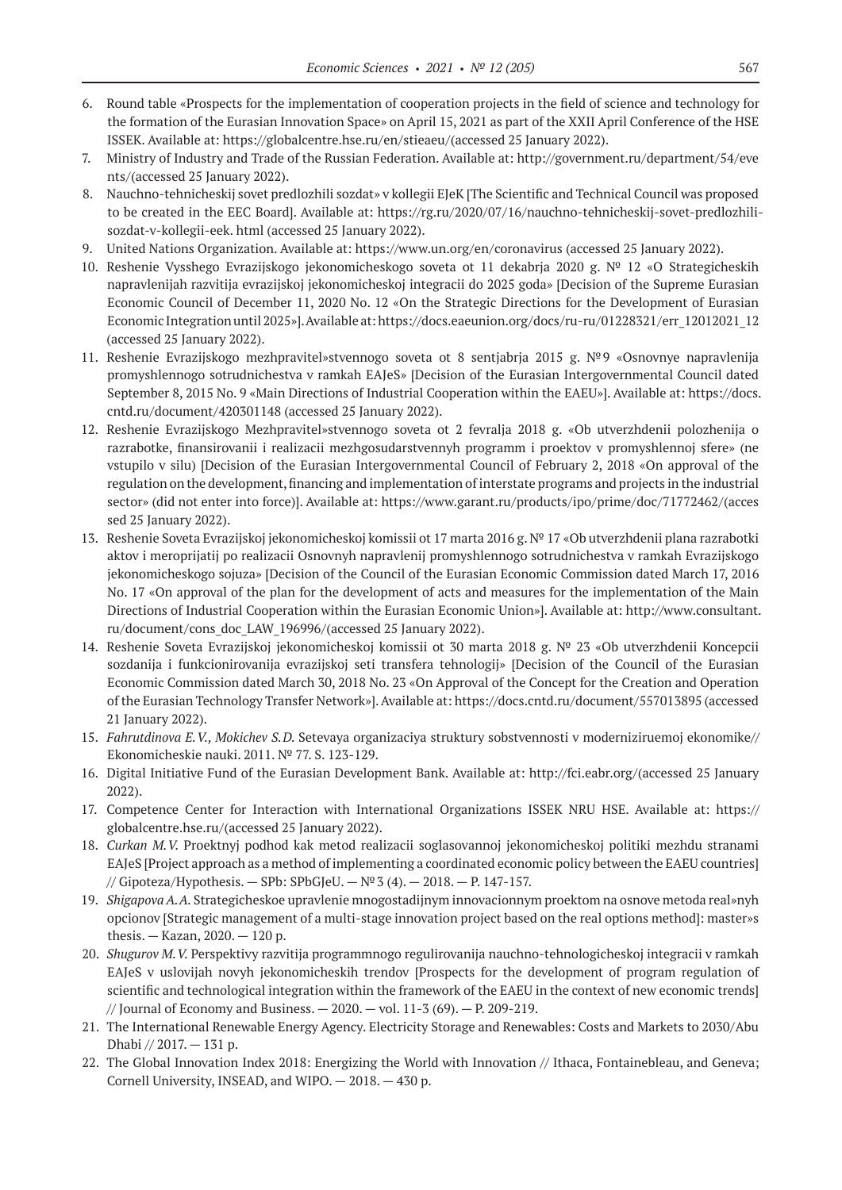6. Round table «Prospects for the implementation of cooperation projects in the field of science and technology for the formation of the Eurasian Innovation Space» on April 15, 2021 as part of the XXII April Conference of the HSE ISSEK. Available at: https://globalcentre.hse.ru/en/stieaeu/(accessed 25 January 2022).
7. Ministry of Industry and Trade of the Russian Federation. Available at: http://government.ru/department/54/events/(accessed 25 January 2022).
8. Nauchno-tehnicheskij sovet predlozhili sozdat» v kollegii EJeK [The Scientific and Technical Council was proposed to be created in the EEC Board]. Available at: https://rg.ru/2020/07/16/nauchno-tehnicheskij-sovet-predlozhili-sozdat-v-kollegii-eek. html (accessed 25 January 2022).
9. United Nations Organization. Available at: https://www.un.org/en/coronavirus (accessed 25 January 2022).
10. Reshenie Vysshego Evrazijskogo jekonomicheskogo soveta ot 11 dekabrja 2020 g. № 12 «O Strategicheskih napravlenijah razvitija evrazijskoj jekonomicheskoj integracii do 2025 goda» [Decision of the Supreme Eurasian Economic Council of December 11, 2020 No. 12 «On the Strategic Directions for the Development of Eurasian Economic Integration until 2025»]. Available at: https://docs.eaeunion.org/docs/ru-ru/01228321/err_12012021_12 (accessed 25 January 2022).
11. Reshenie Evrazijskogo mezhpravitel»stvennogo soveta ot 8 sentjabrja 2015 g. №9 «Osnovnye napravlenija promyshlennogo sotrudnichestva v ramkah EAJeS» [Decision of the Eurasian Intergovernmental Council dated September 8, 2015 No. 9 «Main Directions of Industrial Cooperation within the EAEU»]. Available at: https://docs.cntd.ru/document/420301148 (accessed 25 January 2022).
12. Reshenie Evrazijskogo Mezhpravitel»stvennogo soveta ot 2 fevralja 2018 g. «Ob utverzhdenii polozhenija o razrabotke, finansirovanii i realizacii mezhgosudarstvennyh programm i proektov v promyshlennoj sfere» (ne vstupilo v silu) [Decision of the Eurasian Intergovernmental Council of February 2, 2018 «On approval of the regulation on the development, financing and implementation of interstate programs and projects in the industrial sector» (did not enter into force)]. Available at: https://www.garant.ru/products/ipo/prime/doc/71772462/(accessed 25 January 2022).
13. Reshenie Soveta Evrazijskoj jekonomicheskoj komissii ot 17 marta 2016 g. № 17 «Ob utverzhdenii plana razrabotki aktov i meroprijatij po realizacii Osnovnyh napravlenij promyshlennogo sotrudnichestva v ramkah Evrazijskogo jekonomicheskogo sojuza» [Decision of the Council of the Eurasian Economic Commission dated March 17, 2016 No. 17 «On approval of the plan for the development of acts and measures for the implementation of the Main Directions of Industrial Cooperation within the Eurasian Economic Union»]. Available at: http://www.consultant.ru/document/cons_doc_LAW_196996/(accessed 25 January 2022).
14. Reshenie Soveta Evrazijskoj jekonomicheskoj komissii ot 30 marta 2018 g. № 23 «Ob utverzhdenii Koncepcii sozdanija i funkcionirovanija evrazijskoj seti transfera tehnologij» [Decision of the Council of the Eurasian Economic Commission dated March 30, 2018 No. 23 «On Approval of the Concept for the Creation and Operation of the Eurasian Technology Transfer Network»]. Available at: https://docs.cntd.ru/document/557013895 (accessed 21 January 2022).
15. *Fahrutdinova E.V., Mokichev S.D.* Setevaya organizaciya struktury sobstvennosti v moderniziruemoj ekonomike// Ekonomicheskie nauki. 2011. № 77. S. 123-129.
16. Digital Initiative Fund of the Eurasian Development Bank. Available at: http://fci.eabr.org/(accessed 25 January 2022).
17. Competence Center for Interaction with International Organizations ISSEK NRU HSE. Available at: https://globalcentre.hse.ru/(accessed 25 January 2022).
18. *Curkan M.V.* Proektnyj podhod kak metod realizacii soglasovannoj jekonomicheskoj politiki mezhdu stranami EAJeS [Project approach as a method of implementing a coordinated economic policy between the EAEU countries] // Gipoteza/Hypothesis. — SPb: SPbGJeU. — № 3 (4). — 2018. — P. 147-157.
19. *Shigapova A.A.* Strategicheskoe upravlenie mnogostadijnym innovacionnym proektom na osnove metoda real»nyh opcionov [Strategic management of a multi-stage innovation project based on the real options method]: master»s thesis. — Kazan, 2020. — 120 p.
20. *Shugurov M.V.* Perspektivy razvitija programmnogo regulirovanija nauchno-tehnologicheskoj integracii v ramkah EAJeS v uslovijah novyh jekonomicheskih trendov [Prospects for the development of program regulation of scientific and technological integration within the framework of the EAEU in the context of new economic trends] // Journal of Economy and Business. — 2020. — vol. 11-3 (69). — P. 209-219.
21. The International Renewable Energy Agency. Electricity Storage and Renewables: Costs and Markets to 2030/Abu Dhabi // 2017. — 131 p.
22. The Global Innovation Index 2018: Energizing the World with Innovation // Ithaca, Fontainebleau, and Geneva; Cornell University, INSEAD, and WIPO. — 2018. — 430 p.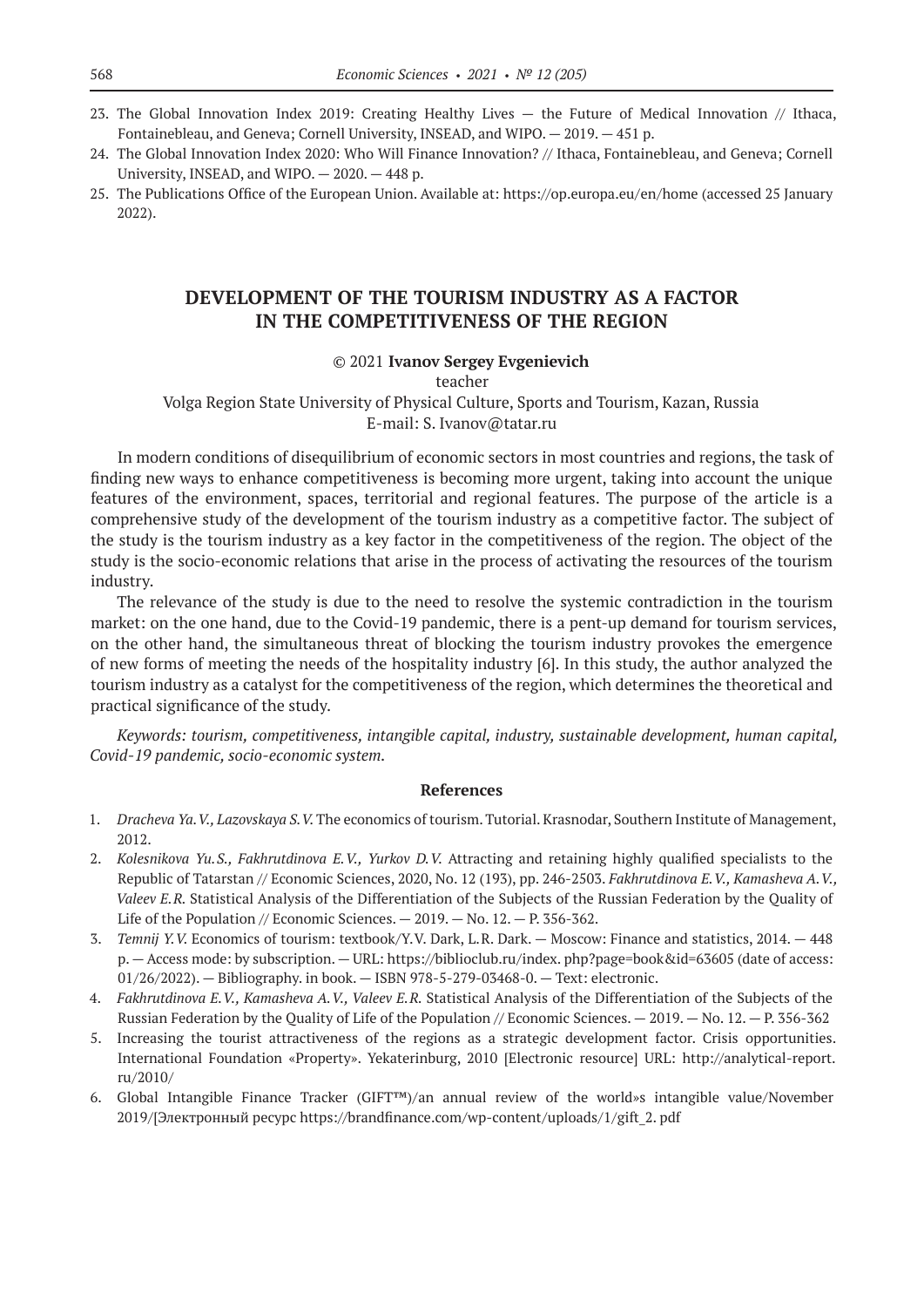23. The Global Innovation Index 2019: Creating Healthy Lives — the Future of Medical Innovation // Ithaca, Fontainebleau, and Geneva; Cornell University, INSEAD, and WIPO. — 2019. — 451 p.
24. The Global Innovation Index 2020: Who Will Finance Innovation? // Ithaca, Fontainebleau, and Geneva; Cornell University, INSEAD, and WIPO. — 2020. — 448 p.
25. The Publications Office of the European Union. Available at: https://op.europa.eu/en/home (accessed 25 January 2022).

# DEVELOPMENT OF THE TOURISM INDUSTRY AS A FACTOR IN THE COMPETITIVENESS OF THE REGION

© 2021 **Ivanov Sergey Evgenievich**

teacher

Volga Region State University of Physical Culture, Sports and Tourism, Kazan, Russia

E-mail: S. Ivanov@tatar.ru

In modern conditions of disequilibrium of economic sectors in most countries and regions, the task of finding new ways to enhance competitiveness is becoming more urgent, taking into account the unique features of the environment, spaces, territorial and regional features. The purpose of the article is a comprehensive study of the development of the tourism industry as a competitive factor. The subject of the study is the tourism industry as a key factor in the competitiveness of the region. The object of the study is the socio-economic relations that arise in the process of activating the resources of the tourism industry.

The relevance of the study is due to the need to resolve the systemic contradiction in the tourism market: on the one hand, due to the Covid-19 pandemic, there is a pent-up demand for tourism services, on the other hand, the simultaneous threat of blocking the tourism industry provokes the emergence of new forms of meeting the needs of the hospitality industry [6]. In this study, the author analyzed the tourism industry as a catalyst for the competitiveness of the region, which determines the theoretical and practical significance of the study.

*Keywords: tourism, competitiveness, intangible capital, industry, sustainable development, human capital, Covid-19 pandemic, socio-economic system.*

### References

1. *Dracheva Ya.V., Lazovskaya S.V.* The economics of tourism. Tutorial. Krasnodar, Southern Institute of Management, 2012.
2. *Kolesnikova Yu.S., Fakhrutdinova E.V., Yurkov D.V.* Attracting and retaining highly qualified specialists to the Republic of Tatarstan // Economic Sciences, 2020, No. 12 (193), pp. 246-2503. *Fakhrutdinova E.V., Kamasheva A.V., Valeev E.R.* Statistical Analysis of the Differentiation of the Subjects of the Russian Federation by the Quality of Life of the Population // Economic Sciences. — 2019. — No. 12. — P. 356-362.
3. *Temnij Y.V.* Economics of tourism: textbook/Y.V. Dark, L.R. Dark. — Moscow: Finance and statistics, 2014. — 448 p. — Access mode: by subscription. — URL: https://biblioclub.ru/index. php?page=book&id=63605 (date of access: 01/26/2022). — Bibliography. in book. — ISBN 978-5-279-03468-0. — Text: electronic.
4. *Fakhrutdinova E.V., Kamasheva A.V., Valeev E.R.* Statistical Analysis of the Differentiation of the Subjects of the Russian Federation by the Quality of Life of the Population // Economic Sciences. — 2019. — No. 12. — P. 356-362
5. Increasing the tourist attractiveness of the regions as a strategic development factor. Crisis opportunities. International Foundation «Property». Yekaterinburg, 2010 [Electronic resource] URL: http://analytical-report.ru/2010/
6. Global Intangible Finance Tracker (GIFT™)/an annual review of the world»s intangible value/November 2019/[Электронный ресурс https://brandfinance.com/wp-content/uploads/1/gift_2. pdf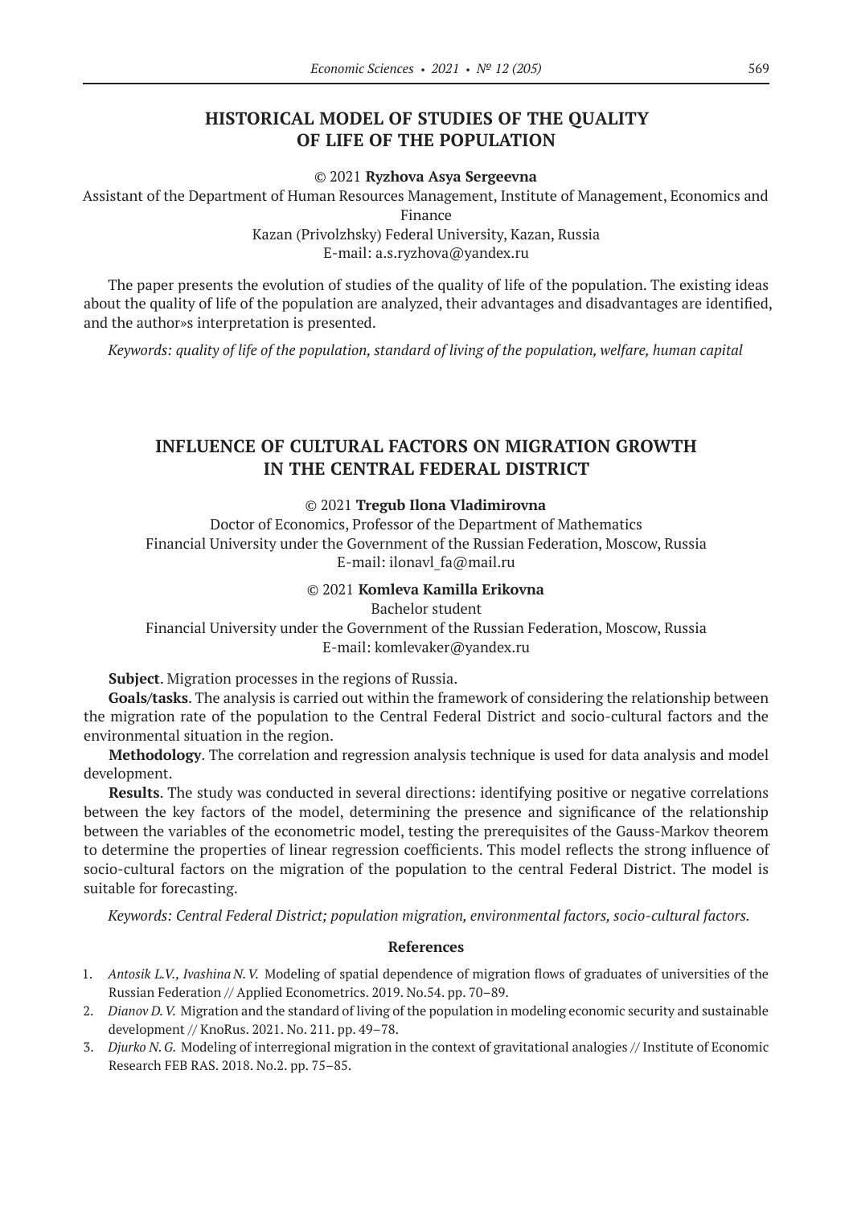## HISTORICAL MODEL OF STUDIES OF THE QUALITY OF LIFE OF THE POPULATION

© 2021 **Ryzhova Asya Sergeevna**

Assistant of the Department of Human Resources Management, Institute of Management, Economics and Finance

Kazan (Privolzhsky) Federal University, Kazan, Russia

E-mail: a.s.ryzhova@yandex.ru

The paper presents the evolution of studies of the quality of life of the population. The existing ideas about the quality of life of the population are analyzed, their advantages and disadvantages are identified, and the author»s interpretation is presented.

*Keywords: quality of life of the population, standard of living of the population, welfare, human capital*

## INFLUENCE OF CULTURAL FACTORS ON MIGRATION GROWTH IN THE CENTRAL FEDERAL DISTRICT

© 2021 **Tregub Ilona Vladimirovna**

Doctor of Economics, Professor of the Department of Mathematics

Financial University under the Government of the Russian Federation, Moscow, Russia

E-mail: ilonavl_fa@mail.ru

© 2021 **Komleva Kamilla Erikovna**

Bachelor student

Financial University under the Government of the Russian Federation, Moscow, Russia

E-mail: komlevaker@yandex.ru

**Subject**. Migration processes in the regions of Russia.

**Goals/tasks**. The analysis is carried out within the framework of considering the relationship between the migration rate of the population to the Central Federal District and socio-cultural factors and the environmental situation in the region.

**Methodology**. The correlation and regression analysis technique is used for data analysis and model development.

**Results**. The study was conducted in several directions: identifying positive or negative correlations between the key factors of the model, determining the presence and significance of the relationship between the variables of the econometric model, testing the prerequisites of the Gauss-Markov theorem to determine the properties of linear regression coefficients. This model reflects the strong influence of socio-cultural factors on the migration of the population to the central Federal District. The model is suitable for forecasting.

*Keywords: Central Federal District; population migration, environmental factors, socio-cultural factors.*

### References

1. *Antosik L.V., Ivashina N.V.* Modeling of spatial dependence of migration flows of graduates of universities of the Russian Federation // Applied Econometrics. 2019. No.54. pp. 70–89.
2. *Dianov D.V.* Migration and the standard of living of the population in modeling economic security and sustainable development // KnoRus. 2021. No. 211. pp. 49–78.
3. *Djurko N.G.* Modeling of interregional migration in the context of gravitational analogies // Institute of Economic Research FEB RAS. 2018. No.2. pp. 75–85.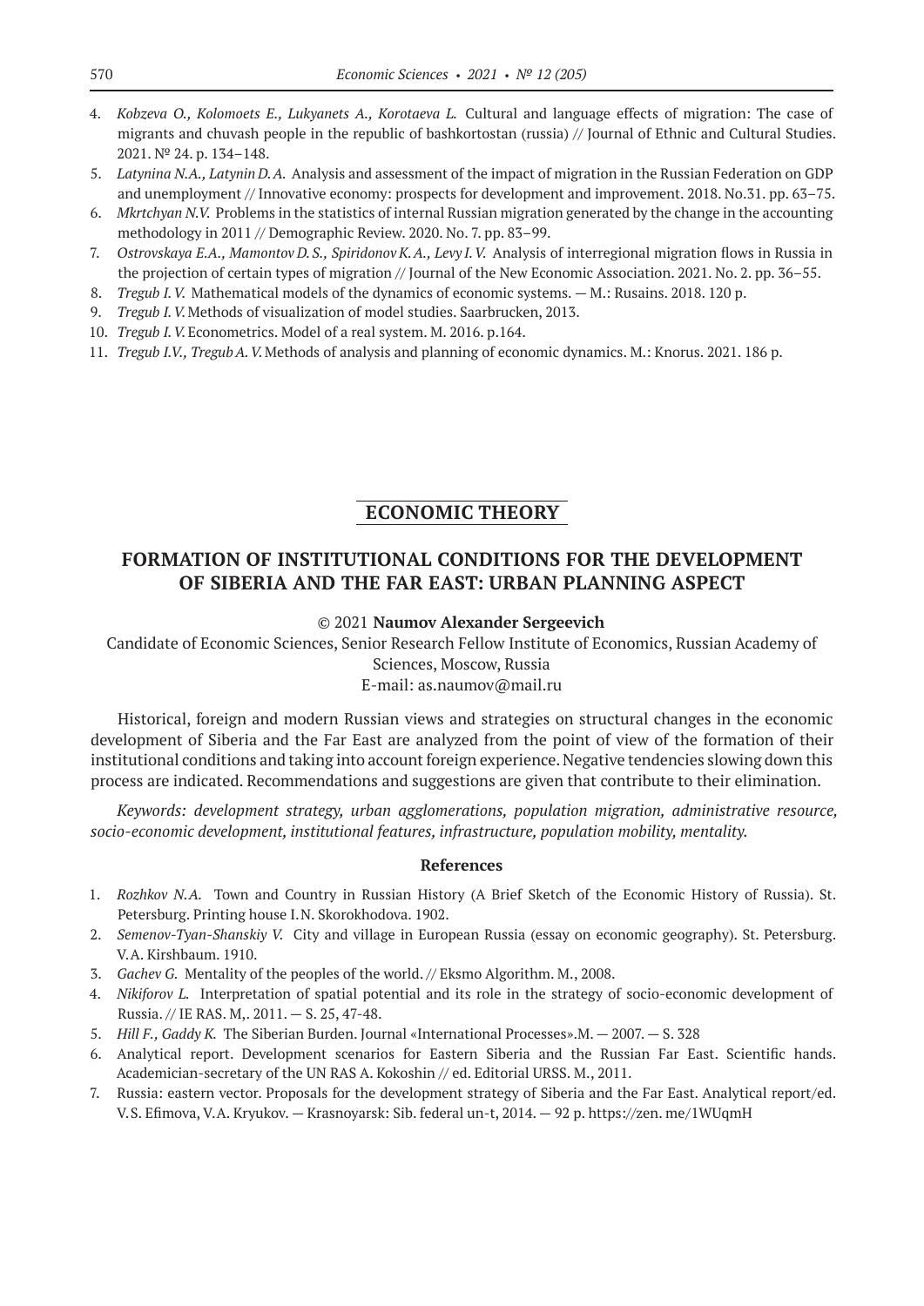4. *Kobzeva O., Kolomoets E., Lukyanets A., Korotaeva L.* Cultural and language effects of migration: The case of migrants and chuvash people in the republic of bashkortostan (russia) // Journal of Ethnic and Cultural Studies. 2021. № 24. p. 134–148.
5. *Latynina N.A., Latynin D.A.* Analysis and assessment of the impact of migration in the Russian Federation on GDP and unemployment // Innovative economy: prospects for development and improvement. 2018. No.31. pp. 63–75.
6. *Mkrtchyan N.V.* Problems in the statistics of internal Russian migration generated by the change in the accounting methodology in 2011 // Demographic Review. 2020. No. 7. pp. 83–99.
7. *Ostrovskaya E.A., Mamontov D.S., Spiridonov K.A., Levy I.V.* Analysis of interregional migration flows in Russia in the projection of certain types of migration // Journal of the New Economic Association. 2021. No. 2. pp. 36–55.
8. *Tregub I.V.* Mathematical models of the dynamics of economic systems. — M.: Rusains. 2018. 120 p.
9. *Tregub I.V.* Methods of visualization of model studies. Saarbrucken, 2013.
10. *Tregub I.V.* Econometrics. Model of a real system. M. 2016. p.164.
11. *Tregub I.V., Tregub A.V.* Methods of analysis and planning of economic dynamics. M.: Knorus. 2021. 186 p.

## ECONOMIC THEORY

# FORMATION OF INSTITUTIONAL CONDITIONS FOR THE DEVELOPMENT OF SIBERIA AND THE FAR EAST: URBAN PLANNING ASPECT

© 2021 **Naumov Alexander Sergeevich**

Candidate of Economic Sciences, Senior Research Fellow Institute of Economics, Russian Academy of Sciences, Moscow, Russia
E-mail: as.naumov@mail.ru

Historical, foreign and modern Russian views and strategies on structural changes in the economic development of Siberia and the Far East are analyzed from the point of view of the formation of their institutional conditions and taking into account foreign experience. Negative tendencies slowing down this process are indicated. Recommendations and suggestions are given that contribute to their elimination.

*Keywords: development strategy, urban agglomerations, population migration, administrative resource, socio-economic development, institutional features, infrastructure, population mobility, mentality.*

### References

1. *Rozhkov N.A.* Town and Country in Russian History (A Brief Sketch of the Economic History of Russia). St. Petersburg. Printing house I.N. Skorokhodova. 1902.
2. *Semenov-Tyan-Shanskiy V.* City and village in European Russia (essay on economic geography). St. Petersburg. V.A. Kirshbaum. 1910.
3. *Gachev G.* Mentality of the peoples of the world. // Eksmo Algorithm. M., 2008.
4. *Nikiforov L.* Interpretation of spatial potential and its role in the strategy of socio-economic development of Russia. // IE RAS. M,. 2011. — S. 25, 47-48.
5. *Hill F., Gaddy K.* The Siberian Burden. Journal «International Processes».M. — 2007. — S. 328
6. Analytical report. Development scenarios for Eastern Siberia and the Russian Far East. Scientific hands. Academician-secretary of the UN RAS A. Kokoshin // ed. Editorial URSS. M., 2011.
7. Russia: eastern vector. Proposals for the development strategy of Siberia and the Far East. Analytical report/ed. V.S. Efimova, V.A. Kryukov. — Krasnoyarsk: Sib. federal un-t, 2014. — 92 p. https://zen. me/1WUqmH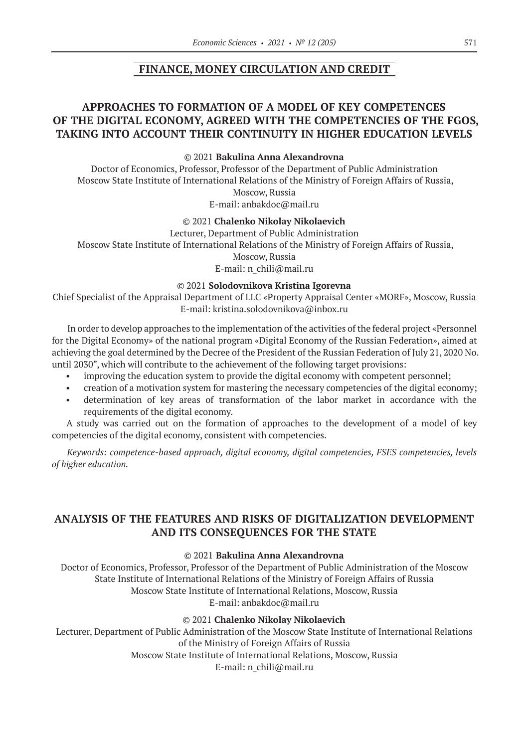## FINANCE, MONEY CIRCULATION AND CREDIT

### APPROACHES TO FORMATION OF A MODEL OF KEY COMPETENCES OF THE DIGITAL ECONOMY, AGREED WITH THE COMPETENCIES OF THE FGOS, TAKING INTO ACCOUNT THEIR CONTINUITY IN HIGHER EDUCATION LEVELS

© 2021 **Bakulina Anna Alexandrovna**

Doctor of Economics, Professor, Professor of the Department of Public Administration
Moscow State Institute of International Relations of the Ministry of Foreign Affairs of Russia,
Moscow, Russia
E-mail: anbakdoc@mail.ru

© 2021 **Chalenko Nikolay Nikolaevich**

Lecturer, Department of Public Administration
Moscow State Institute of International Relations of the Ministry of Foreign Affairs of Russia,
Moscow, Russia
E-mail: n_chili@mail.ru

© 2021 **Solodovnikova Kristina Igorevna**

Chief Specialist of the Appraisal Department of LLC «Property Appraisal Center «MORF», Moscow, Russia
E-mail: kristina.solodovnikova@inbox.ru

In order to develop approaches to the implementation of the activities of the federal project «Personnel for the Digital Economy» of the national program «Digital Economy of the Russian Federation», aimed at achieving the goal determined by the Decree of the President of the Russian Federation of July 21, 2020 No. until 2030", which will contribute to the achievement of the following target provisions:

- improving the education system to provide the digital economy with competent personnel;
- creation of a motivation system for mastering the necessary competencies of the digital economy;
- determination of key areas of transformation of the labor market in accordance with the requirements of the digital economy.

A study was carried out on the formation of approaches to the development of a model of key competencies of the digital economy, consistent with competencies.

*Keywords: competence-based approach, digital economy, digital competencies, FSES competencies, levels of higher education.*

### ANALYSIS OF THE FEATURES AND RISKS OF DIGITALIZATION DEVELOPMENT AND ITS CONSEQUENCES FOR THE STATE

© 2021 **Bakulina Anna Alexandrovna**

Doctor of Economics, Professor, Professor of the Department of Public Administration of the Moscow State Institute of International Relations of the Ministry of Foreign Affairs of Russia
Moscow State Institute of International Relations, Moscow, Russia
E-mail: anbakdoc@mail.ru

© 2021 **Chalenko Nikolay Nikolaevich**

Lecturer, Department of Public Administration of the Moscow State Institute of International Relations of the Ministry of Foreign Affairs of Russia
Moscow State Institute of International Relations, Moscow, Russia
E-mail: n_chili@mail.ru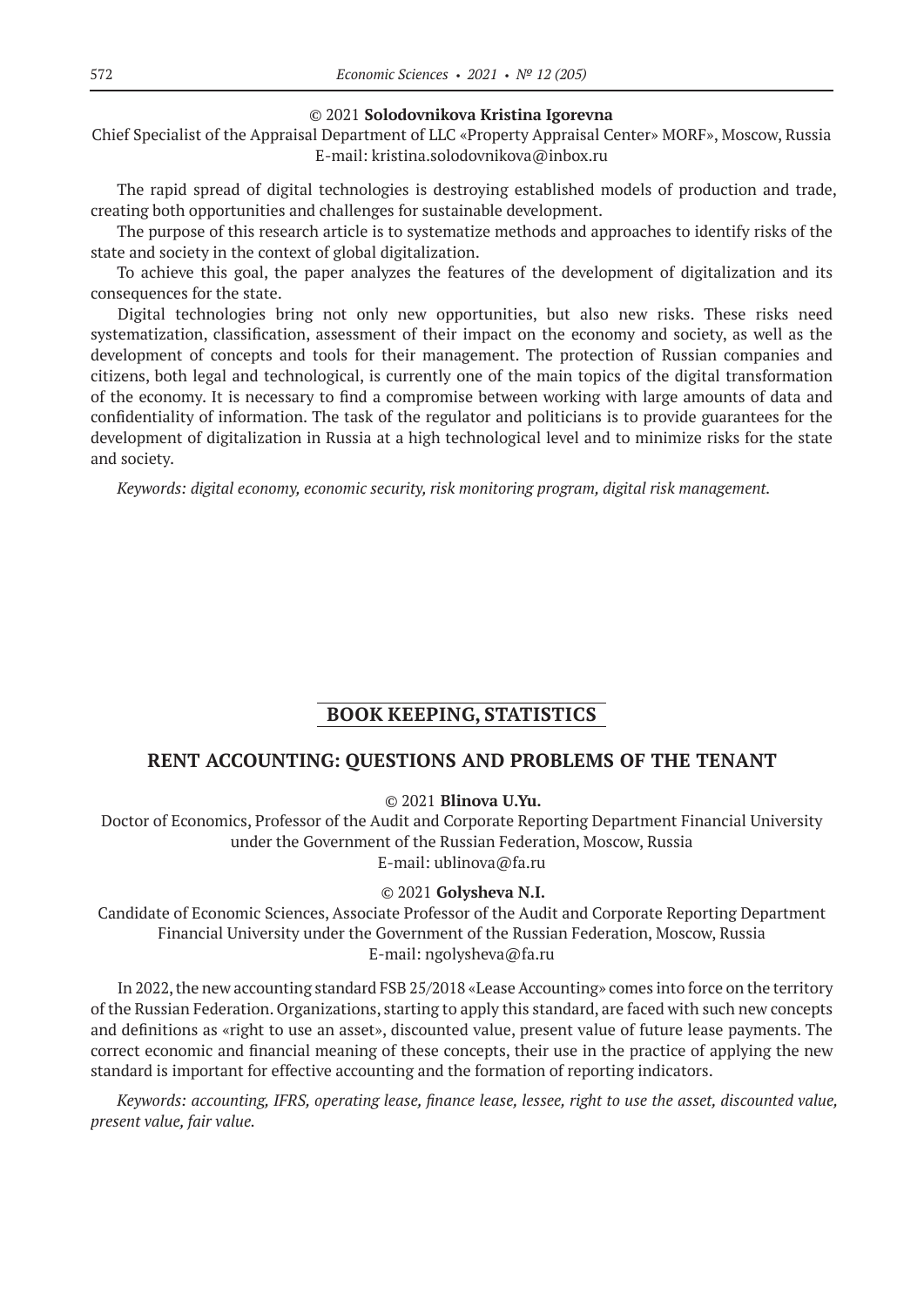© 2021 **Solodovnikova Kristina Igorevna**

Chief Specialist of the Appraisal Department of LLC «Property Appraisal Center» MORF», Moscow, Russia
E-mail: kristina.solodovnikova@inbox.ru

The rapid spread of digital technologies is destroying established models of production and trade, creating both opportunities and challenges for sustainable development.

The purpose of this research article is to systematize methods and approaches to identify risks of the state and society in the context of global digitalization.

To achieve this goal, the paper analyzes the features of the development of digitalization and its consequences for the state.

Digital technologies bring not only new opportunities, but also new risks. These risks need systematization, classification, assessment of their impact on the economy and society, as well as the development of concepts and tools for their management. The protection of Russian companies and citizens, both legal and technological, is currently one of the main topics of the digital transformation of the economy. It is necessary to find a compromise between working with large amounts of data and confidentiality of information. The task of the regulator and politicians is to provide guarantees for the development of digitalization in Russia at a high technological level and to minimize risks for the state and society.

*Keywords: digital economy, economic security, risk monitoring program, digital risk management.*

## BOOK KEEPING, STATISTICS

### RENT ACCOUNTING: QUESTIONS AND PROBLEMS OF THE TENANT

© 2021 **Blinova U.Yu.**

Doctor of Economics, Professor of the Audit and Corporate Reporting Department Financial University under the Government of the Russian Federation, Moscow, Russia
E-mail: ublinova@fa.ru

© 2021 **Golysheva N.I.**

Candidate of Economic Sciences, Associate Professor of the Audit and Corporate Reporting Department Financial University under the Government of the Russian Federation, Moscow, Russia
E-mail: ngolysheva@fa.ru

In 2022, the new accounting standard FSB 25/2018 «Lease Accounting» comes into force on the territory of the Russian Federation. Organizations, starting to apply this standard, are faced with such new concepts and definitions as «right to use an asset», discounted value, present value of future lease payments. The correct economic and financial meaning of these concepts, their use in the practice of applying the new standard is important for effective accounting and the formation of reporting indicators.

*Keywords: accounting, IFRS, operating lease, finance lease, lessee, right to use the asset, discounted value, present value, fair value.*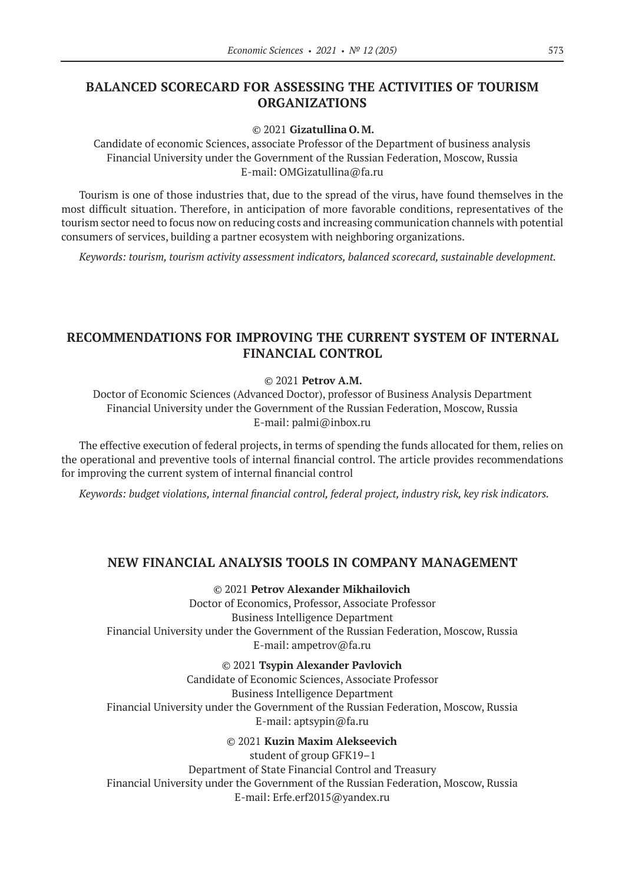## BALANCED SCORECARD FOR ASSESSING THE ACTIVITIES OF TOURISM ORGANIZATIONS

© 2021 **Gizatullina O. M.**

Candidate of economic Sciences, associate Professor of the Department of business analysis
Financial University under the Government of the Russian Federation, Moscow, Russia
E-mail: OMGizatullina@fa.ru

Tourism is one of those industries that, due to the spread of the virus, have found themselves in the most difficult situation. Therefore, in anticipation of more favorable conditions, representatives of the tourism sector need to focus now on reducing costs and increasing communication channels with potential consumers of services, building a partner ecosystem with neighboring organizations.

*Keywords: tourism, tourism activity assessment indicators, balanced scorecard, sustainable development.*

## RECOMMENDATIONS FOR IMPROVING THE CURRENT SYSTEM OF INTERNAL FINANCIAL CONTROL

© 2021 **Petrov A.M.**

Doctor of Economic Sciences (Advanced Doctor), professor of Business Analysis Department
Financial University under the Government of the Russian Federation, Moscow, Russia
E-mail: palmi@inbox.ru

The effective execution of federal projects, in terms of spending the funds allocated for them, relies on the operational and preventive tools of internal financial control. The article provides recommendations for improving the current system of internal financial control

*Keywords: budget violations, internal financial control, federal project, industry risk, key risk indicators.*

## NEW FINANCIAL ANALYSIS TOOLS IN COMPANY MANAGEMENT

© 2021 **Petrov Alexander Mikhailovich**

Doctor of Economics, Professor, Associate Professor
Business Intelligence Department
Financial University under the Government of the Russian Federation, Moscow, Russia
E-mail: ampetrov@fa.ru

© 2021 **Tsypin Alexander Pavlovich**

Candidate of Economic Sciences, Associate Professor
Business Intelligence Department
Financial University under the Government of the Russian Federation, Moscow, Russia
E-mail: aptsypin@fa.ru

© 2021 **Kuzin Maxim Alekseevich**

student of group GFK19–1
Department of State Financial Control and Treasury
Financial University under the Government of the Russian Federation, Moscow, Russia
E-mail: Erfe.erf2015@yandex.ru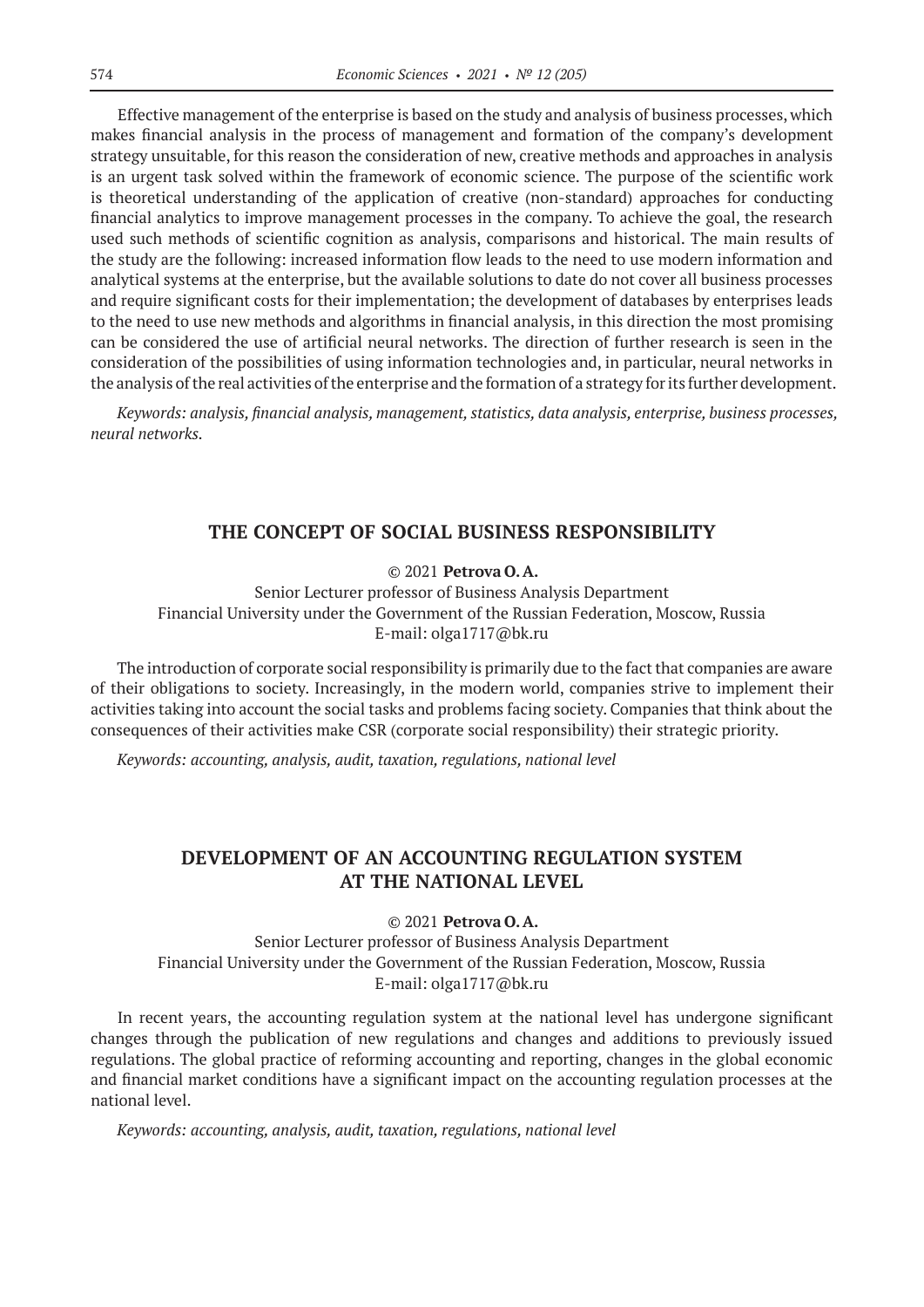Effective management of the enterprise is based on the study and analysis of business processes, which makes financial analysis in the process of management and formation of the company's development strategy unsuitable, for this reason the consideration of new, creative methods and approaches in analysis is an urgent task solved within the framework of economic science. The purpose of the scientific work is theoretical understanding of the application of creative (non-standard) approaches for conducting financial analytics to improve management processes in the company. To achieve the goal, the research used such methods of scientific cognition as analysis, comparisons and historical. The main results of the study are the following: increased information flow leads to the need to use modern information and analytical systems at the enterprise, but the available solutions to date do not cover all business processes and require significant costs for their implementation; the development of databases by enterprises leads to the need to use new methods and algorithms in financial analysis, in this direction the most promising can be considered the use of artificial neural networks. The direction of further research is seen in the consideration of the possibilities of using information technologies and, in particular, neural networks in the analysis of the real activities of the enterprise and the formation of a strategy for its further development.

*Keywords: analysis, financial analysis, management, statistics, data analysis, enterprise, business processes, neural networks.*

## THE CONCEPT OF SOCIAL BUSINESS RESPONSIBILITY

© 2021 **Petrova O. A.**

Senior Lecturer professor of Business Analysis Department
Financial University under the Government of the Russian Federation, Moscow, Russia
E-mail: olga1717@bk.ru

The introduction of corporate social responsibility is primarily due to the fact that companies are aware of their obligations to society. Increasingly, in the modern world, companies strive to implement their activities taking into account the social tasks and problems facing society. Companies that think about the consequences of their activities make CSR (corporate social responsibility) their strategic priority.

*Keywords: accounting, analysis, audit, taxation, regulations, national level*

## DEVELOPMENT OF AN ACCOUNTING REGULATION SYSTEM AT THE NATIONAL LEVEL

© 2021 **Petrova O. A.**

Senior Lecturer professor of Business Analysis Department
Financial University under the Government of the Russian Federation, Moscow, Russia
E-mail: olga1717@bk.ru

In recent years, the accounting regulation system at the national level has undergone significant changes through the publication of new regulations and changes and additions to previously issued regulations. The global practice of reforming accounting and reporting, changes in the global economic and financial market conditions have a significant impact on the accounting regulation processes at the national level.

*Keywords: accounting, analysis, audit, taxation, regulations, national level*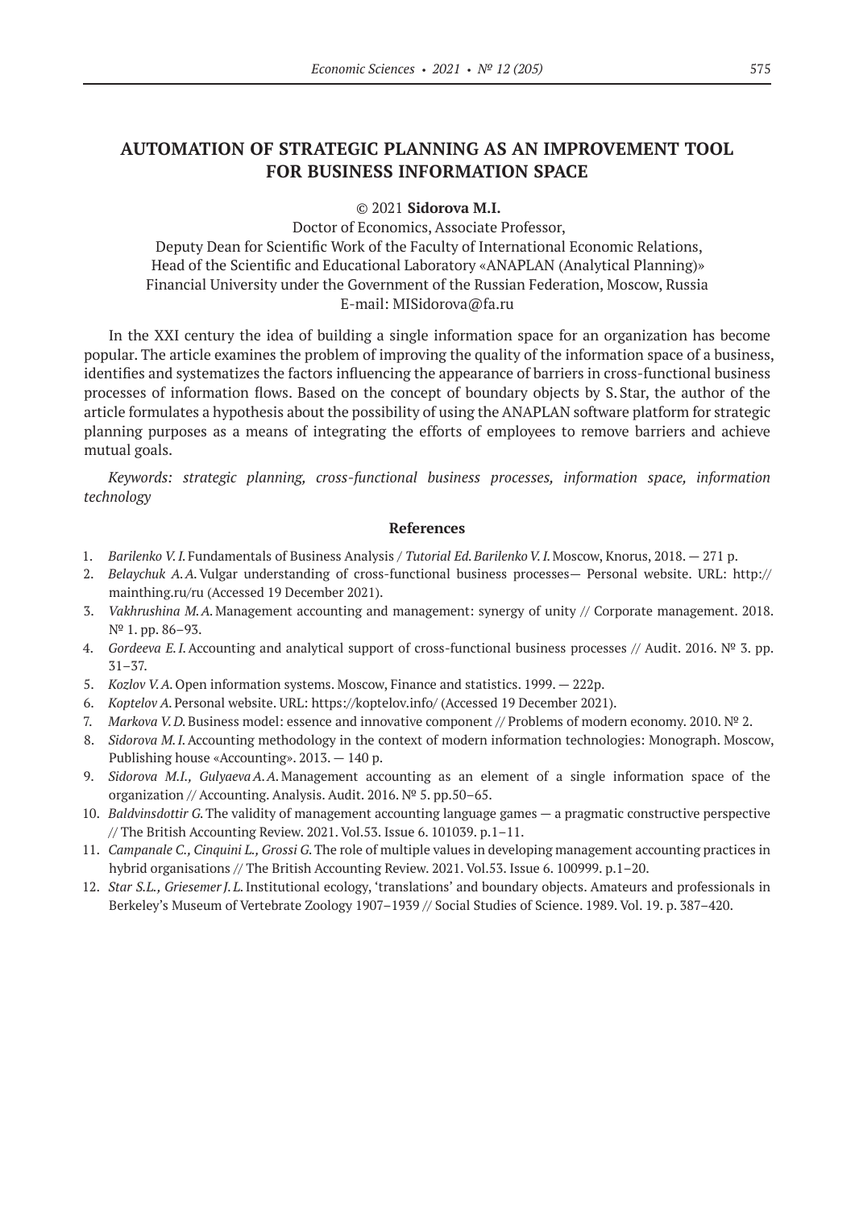# AUTOMATION OF STRATEGIC PLANNING AS AN IMPROVEMENT TOOL FOR BUSINESS INFORMATION SPACE

© 2021 **Sidorova M.I.**

Doctor of Economics, Associate Professor,
Deputy Dean for Scientific Work of the Faculty of International Economic Relations,
Head of the Scientific and Educational Laboratory «ANAPLAN (Analytical Planning)»
Financial University under the Government of the Russian Federation, Moscow, Russia
E-mail: MISidorova@fa.ru

In the XXI century the idea of building a single information space for an organization has become popular. The article examines the problem of improving the quality of the information space of a business, identifies and systematizes the factors influencing the appearance of barriers in cross-functional business processes of information flows. Based on the concept of boundary objects by S. Star, the author of the article formulates a hypothesis about the possibility of using the ANAPLAN software platform for strategic planning purposes as a means of integrating the efforts of employees to remove barriers and achieve mutual goals.

*Keywords: strategic planning, cross-functional business processes, information space, information technology*

## References

1. *Barilenko V. I.* Fundamentals of Business Analysis / *Tutorial Ed. Barilenko V. I.* Moscow, Knorus, 2018. — 271 p.
2. *Belaychuk A. A.* Vulgar understanding of cross-functional business processes— Personal website. URL: http://mainthing.ru/ru (Accessed 19 December 2021).
3. *Vakhrushina M. A.* Management accounting and management: synergy of unity // Corporate management. 2018. № 1. pp. 86–93.
4. *Gordeeva E. I.* Accounting and analytical support of cross-functional business processes // Audit. 2016. № 3. pp. 31–37.
5. *Kozlov V. A.* Open information systems. Moscow, Finance and statistics. 1999. — 222p.
6. *Koptelov A.* Personal website. URL: https://koptelov.info/ (Accessed 19 December 2021).
7. *Markova V. D.* Business model: essence and innovative component // Problems of modern economy. 2010. № 2.
8. *Sidorova M. I.* Accounting methodology in the context of modern information technologies: Monograph. Moscow, Publishing house «Accounting». 2013. — 140 p.
9. *Sidorova M.I., Gulyaeva A. A.* Management accounting as an element of a single information space of the organization // Accounting. Analysis. Audit. 2016. № 5. pp.50–65.
10. *Baldvinsdottir G.* The validity of management accounting language games — a pragmatic constructive perspective // The British Accounting Review. 2021. Vol.53. Issue 6. 101039. p.1–11.
11. *Campanale C., Cinquini L., Grossi G.* The role of multiple values in developing management accounting practices in hybrid organisations // The British Accounting Review. 2021. Vol.53. Issue 6. 100999. p.1–20.
12. *Star S.L., Griesemer J. L.* Institutional ecology, 'translations' and boundary objects. Amateurs and professionals in Berkeley's Museum of Vertebrate Zoology 1907–1939 // Social Studies of Science. 1989. Vol. 19. p. 387–420.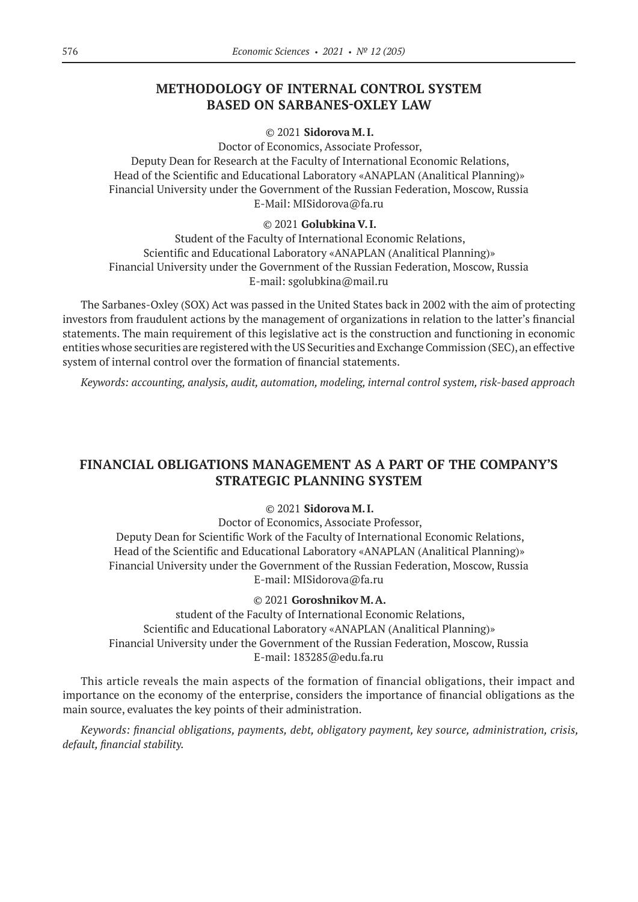## METHODOLOGY OF INTERNAL CONTROL SYSTEM BASED ON SARBANES-OXLEY LAW

© 2021 **Sidorova M. I.**

Doctor of Economics, Associate Professor,
Deputy Dean for Research at the Faculty of International Economic Relations,
Head of the Scientific and Educational Laboratory «ANAPLAN (Analitical Planning)»
Financial University under the Government of the Russian Federation, Moscow, Russia
E-Mail: MISidorova@fa.ru

© 2021 **Golubkina V. I.**

Student of the Faculty of International Economic Relations,
Scientific and Educational Laboratory «ANAPLAN (Analitical Planning)»
Financial University under the Government of the Russian Federation, Moscow, Russia
E-mail: sgolubkina@mail.ru

The Sarbanes-Oxley (SOX) Act was passed in the United States back in 2002 with the aim of protecting investors from fraudulent actions by the management of organizations in relation to the latter's financial statements. The main requirement of this legislative act is the construction and functioning in economic entities whose securities are registered with the US Securities and Exchange Commission (SEC), an effective system of internal control over the formation of financial statements.

*Keywords: accounting, analysis, audit, automation, modeling, internal control system, risk-based approach*

## FINANCIAL OBLIGATIONS MANAGEMENT AS A PART OF THE COMPANY'S STRATEGIC PLANNING SYSTEM

© 2021 **Sidorova M. I.**

Doctor of Economics, Associate Professor,
Deputy Dean for Scientific Work of the Faculty of International Economic Relations,
Head of the Scientific and Educational Laboratory «ANAPLAN (Analitical Planning)»
Financial University under the Government of the Russian Federation, Moscow, Russia
E-mail: MISidorova@fa.ru

© 2021 **Goroshnikov M. A.**

student of the Faculty of International Economic Relations,
Scientific and Educational Laboratory «ANAPLAN (Analitical Planning)»
Financial University under the Government of the Russian Federation, Moscow, Russia
E-mail: 183285@edu.fa.ru

This article reveals the main aspects of the formation of financial obligations, their impact and importance on the economy of the enterprise, considers the importance of financial obligations as the main source, evaluates the key points of their administration.

*Keywords: financial obligations, payments, debt, obligatory payment, key source, administration, crisis, default, financial stability.*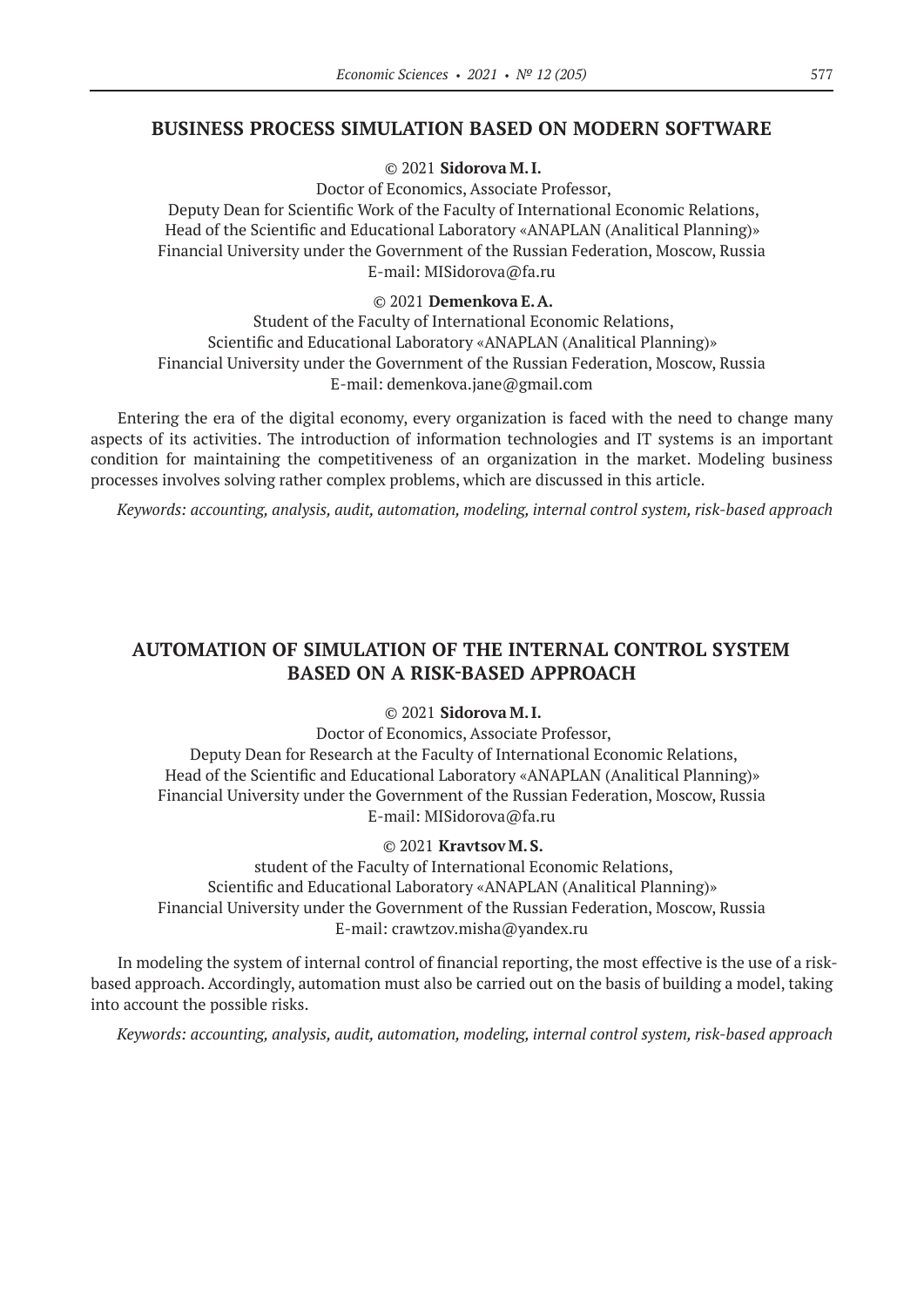## BUSINESS PROCESS SIMULATION BASED ON MODERN SOFTWARE

© 2021 **Sidorova M. I.**

Doctor of Economics, Associate Professor,
Deputy Dean for Scientific Work of the Faculty of International Economic Relations,
Head of the Scientific and Educational Laboratory «ANAPLAN (Analitical Planning)»
Financial University under the Government of the Russian Federation, Moscow, Russia
E-mail: MISidorova@fa.ru

© 2021 **Demenkova E. A.**

Student of the Faculty of International Economic Relations,
Scientific and Educational Laboratory «ANAPLAN (Analitical Planning)»
Financial University under the Government of the Russian Federation, Moscow, Russia
E-mail: demenkova.jane@gmail.com

Entering the era of the digital economy, every organization is faced with the need to change many aspects of its activities. The introduction of information technologies and IT systems is an important condition for maintaining the competitiveness of an organization in the market. Modeling business processes involves solving rather complex problems, which are discussed in this article.

*Keywords: accounting, analysis, audit, automation, modeling, internal control system, risk-based approach*

## AUTOMATION OF SIMULATION OF THE INTERNAL CONTROL SYSTEM BASED ON A RISK-BASED APPROACH

© 2021 **Sidorova M. I.**

Doctor of Economics, Associate Professor,
Deputy Dean for Research at the Faculty of International Economic Relations,
Head of the Scientific and Educational Laboratory «ANAPLAN (Analitical Planning)»
Financial University under the Government of the Russian Federation, Moscow, Russia
E-mail: MISidorova@fa.ru

© 2021 **Kravtsov M. S.**

student of the Faculty of International Economic Relations,
Scientific and Educational Laboratory «ANAPLAN (Analitical Planning)»
Financial University under the Government of the Russian Federation, Moscow, Russia
E-mail: crawtzov.misha@yandex.ru

In modeling the system of internal control of financial reporting, the most effective is the use of a risk-based approach. Accordingly, automation must also be carried out on the basis of building a model, taking into account the possible risks.

*Keywords: accounting, analysis, audit, automation, modeling, internal control system, risk-based approach*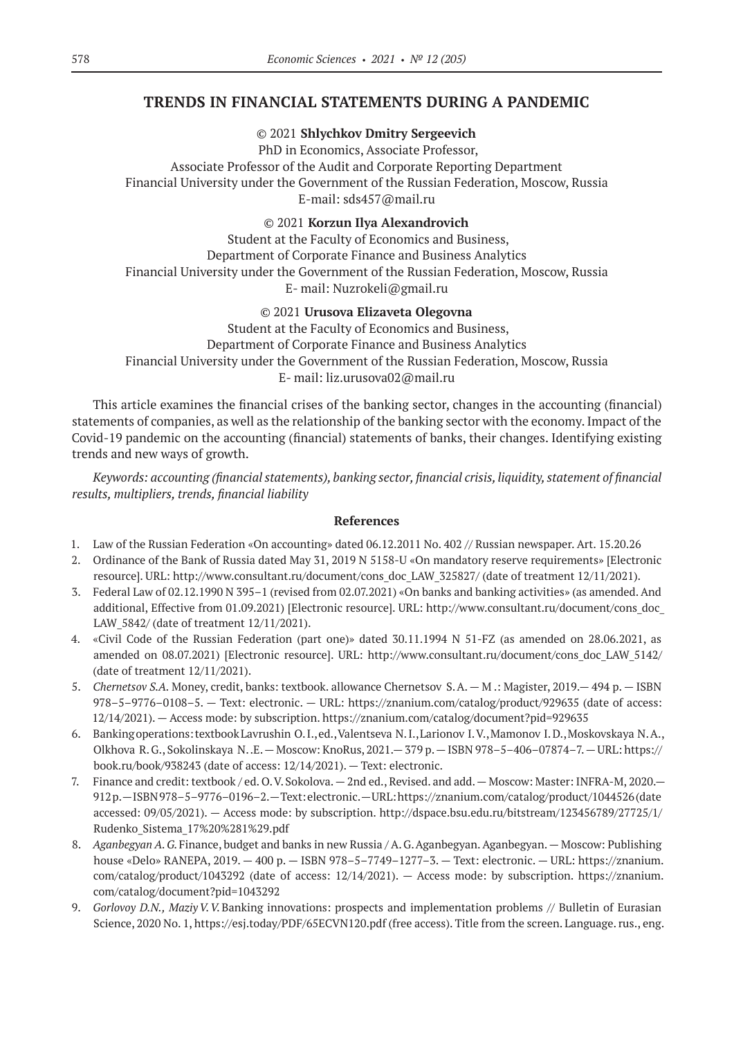# TRENDS IN FINANCIAL STATEMENTS DURING A PANDEMIC

© 2021 **Shlychkov Dmitry Sergeevich**
PhD in Economics, Associate Professor,
Associate Professor of the Audit and Corporate Reporting Department
Financial University under the Government of the Russian Federation, Moscow, Russia
E-mail: sds457@mail.ru

© 2021 **Korzun Ilya Alexandrovich**
Student at the Faculty of Economics and Business,
Department of Corporate Finance and Business Analytics
Financial University under the Government of the Russian Federation, Moscow, Russia
E- mail: Nuzrokeli@gmail.ru

© 2021 **Urusova Elizaveta Olegovna**
Student at the Faculty of Economics and Business,
Department of Corporate Finance and Business Analytics
Financial University under the Government of the Russian Federation, Moscow, Russia
E- mail: liz.urusova02@mail.ru

This article examines the financial crises of the banking sector, changes in the accounting (financial) statements of companies, as well as the relationship of the banking sector with the economy. Impact of the Covid-19 pandemic on the accounting (financial) statements of banks, their changes. Identifying existing trends and new ways of growth.

*Keywords: accounting (financial statements), banking sector, financial crisis, liquidity, statement of financial results, multipliers, trends, financial liability*

### References

1. Law of the Russian Federation «On accounting» dated 06.12.2011 No. 402 // Russian newspaper. Art. 15.20.26
2. Ordinance of the Bank of Russia dated May 31, 2019 N 5158-U «On mandatory reserve requirements» [Electronic resource]. URL: http://www.consultant.ru/document/cons_doc_LAW_325827/ (date of treatment 12/11/2021).
3. Federal Law of 02.12.1990 N 395–1 (revised from 02.07.2021) «On banks and banking activities» (as amended. And additional, Effective from 01.09.2021) [Electronic resource]. URL: http://www.consultant.ru/document/cons_doc_LAW_5842/ (date of treatment 12/11/2021).
4. «Civil Code of the Russian Federation (part one)» dated 30.11.1994 N 51-FZ (as amended on 28.06.2021, as amended on 08.07.2021) [Electronic resource]. URL: http://www.consultant.ru/document/cons_doc_LAW_5142/ (date of treatment 12/11/2021).
5. *Chernetsov S.A.* Money, credit, banks: textbook. allowance Chernetsov S. A. — M .: Magister, 2019.— 494 p. — ISBN 978–5–9776–0108–5. — Text: electronic. — URL: https://znanium.com/catalog/product/929635 (date of access: 12/14/2021). — Access mode: by subscription. https://znanium.com/catalog/document?pid=929635
6. Banking operations: textbook Lavrushin O. I., ed., Valentseva N. I., Larionov I. V., Mamonov I. D., Moskovskaya N. A., Olkhova R. G., Sokolinskaya N. .E. — Moscow: KnoRus, 2021.— 379 p. — ISBN 978–5–406–07874–7. — URL: https://book.ru/book/938243 (date of access: 12/14/2021). — Text: electronic.
7. Finance and credit: textbook / ed. O. V. Sokolova. — 2nd ed., Revised. and add. — Moscow: Master: INFRA-M, 2020.— 912 p. — ISBN 978–5–9776–0196–2. — Text: electronic. — URL: https://znanium.com/catalog/product/1044526 (date accessed: 09/05/2021). — Access mode: by subscription. http://dspace.bsu.edu.ru/bitstream/123456789/27725/1/Rudenko_Sistema_17%20%281%29.pdf
8. *Aganbegyan A. G.* Finance, budget and banks in new Russia / A. G. Aganbegyan. Aganbegyan. — Moscow: Publishing house «Delo» RANEPA, 2019. — 400 p. — ISBN 978–5–7749–1277–3. — Text: electronic. — URL: https://znanium.com/catalog/product/1043292 (date of access: 12/14/2021). — Access mode: by subscription. https://znanium.com/catalog/document?pid=1043292
9. *Gorlovoy D.N., Maziy V. V.* Banking innovations: prospects and implementation problems // Bulletin of Eurasian Science, 2020 No. 1, https://esj.today/PDF/65ECVN120.pdf (free access). Title from the screen. Language. rus., eng.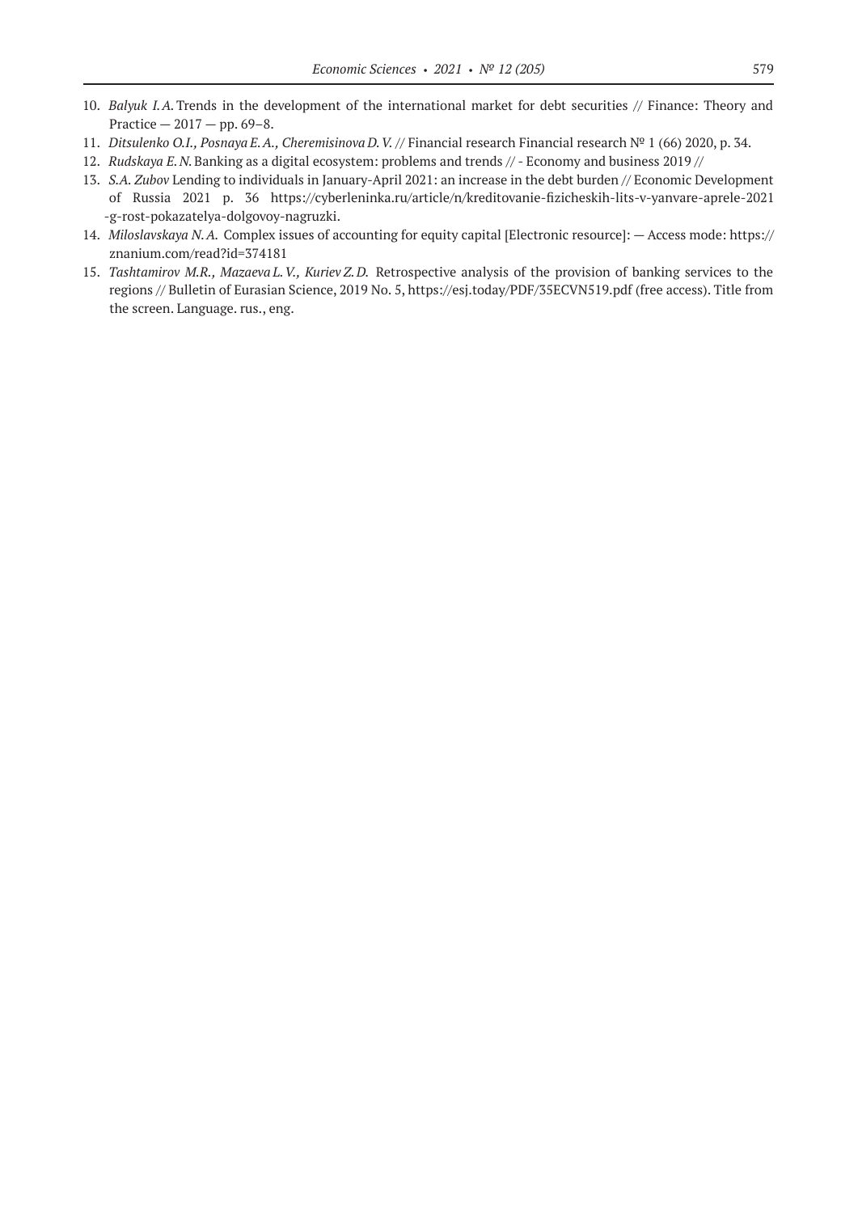10. *Balyuk I. A.* Trends in the development of the international market for debt securities // Finance: Theory and Practice — 2017 — pp. 69–8.
11. *Ditsulenko O.I., Posnaya E. A., Cheremisinova D. V.* // Financial research Financial research № 1 (66) 2020, p. 34.
12. *Rudskaya E. N.* Banking as a digital ecosystem: problems and trends // - Economy and business 2019 //
13. *S.A. Zubov* Lending to individuals in January-April 2021: an increase in the debt burden // Economic Development of Russia 2021 p. 36 https://cyberleninka.ru/article/n/kreditovanie-fizicheskih-lits-v-yanvare-aprele-2021-g-rost-pokazatelya-dolgovoy-nagruzki.
14. *Miloslavskaya N. A.* Complex issues of accounting for equity capital [Electronic resource]: — Access mode: https://znanium.com/read?id=374181
15. *Tashtamirov M.R., Mazaeva L. V., Kuriev Z. D.* Retrospective analysis of the provision of banking services to the regions // Bulletin of Eurasian Science, 2019 No. 5, https://esj.today/PDF/35ECVN519.pdf (free access). Title from the screen. Language. rus., eng.